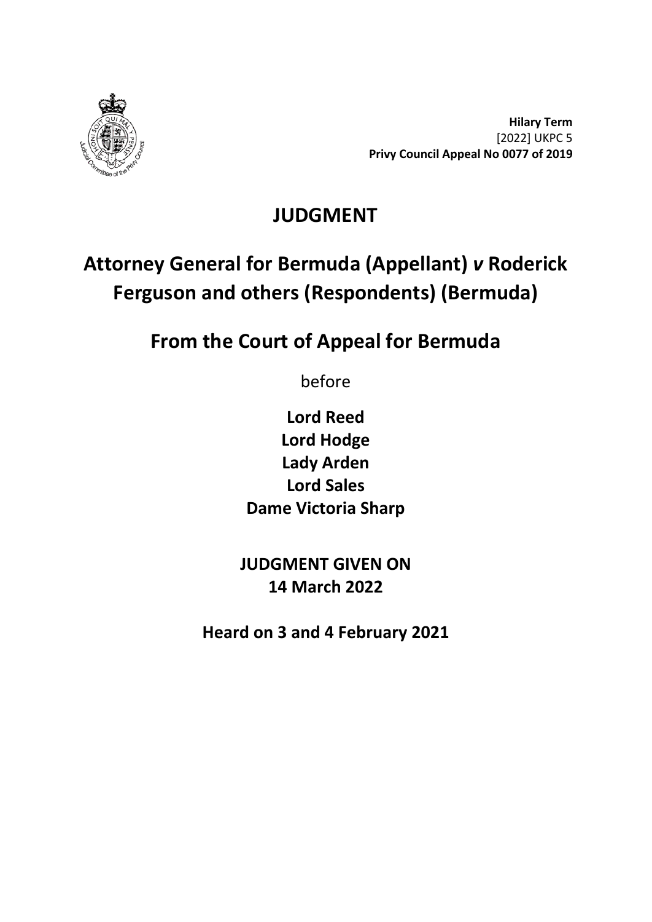**Hilary Term**
[2022] UKPC 5
**Privy Council Appeal No 0077 of 2019**

# JUDGMENT

# Attorney General for Bermuda (Appellant) *v* Roderick Ferguson and others (Respondents) (Bermuda)

## From the Court of Appeal for Bermuda

before

**Lord Reed**
**Lord Hodge**
**Lady Arden**
**Lord Sales**
**Dame Victoria Sharp**

**JUDGMENT GIVEN ON**
**14 March 2022**

**Heard on 3 and 4 February 2021**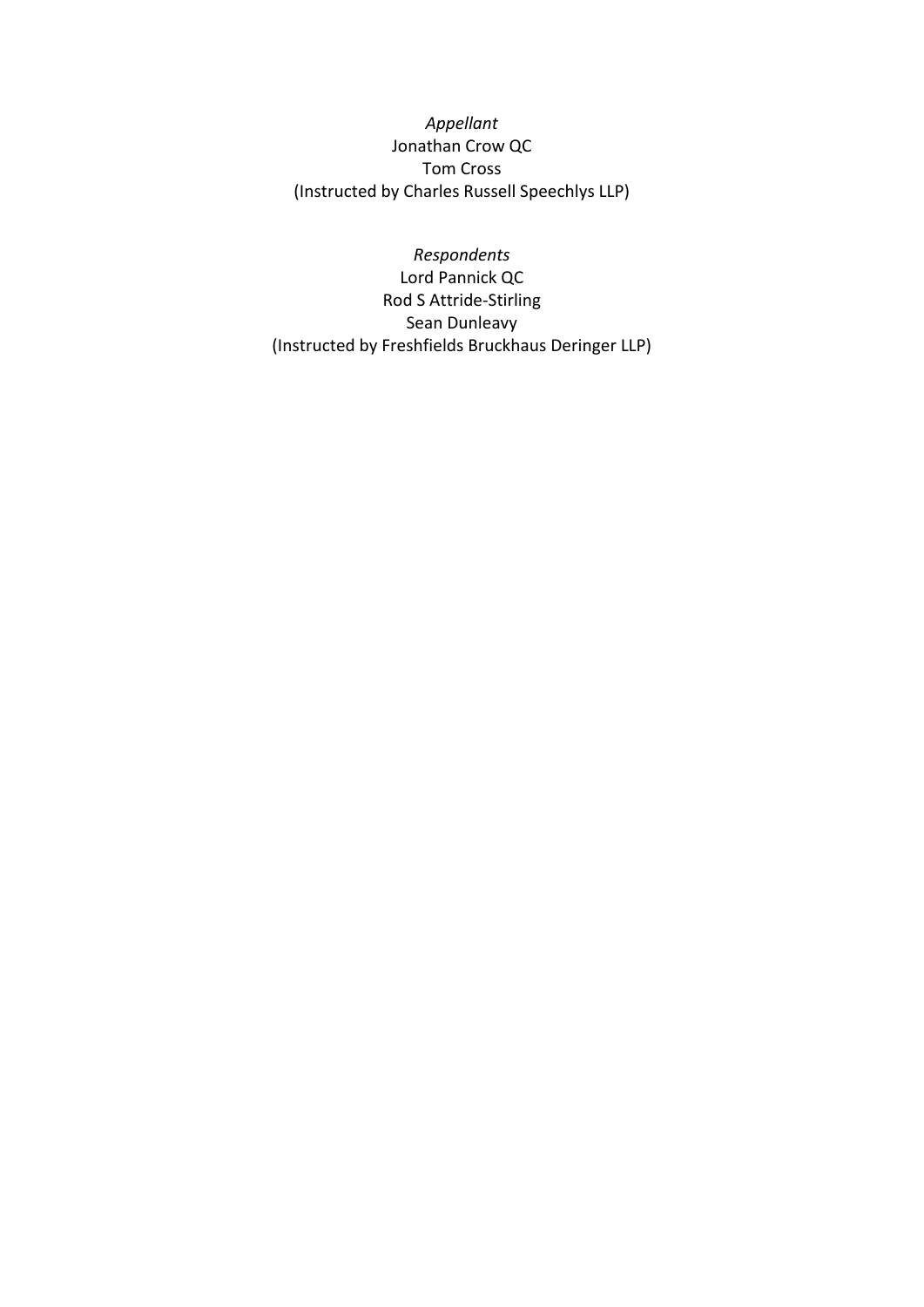*Appellant*
Jonathan Crow QC
Tom Cross
(Instructed by Charles Russell Speechlys LLP)

*Respondents*
Lord Pannick QC
Rod S Attride-Stirling
Sean Dunleavy
(Instructed by Freshfields Bruckhaus Deringer LLP)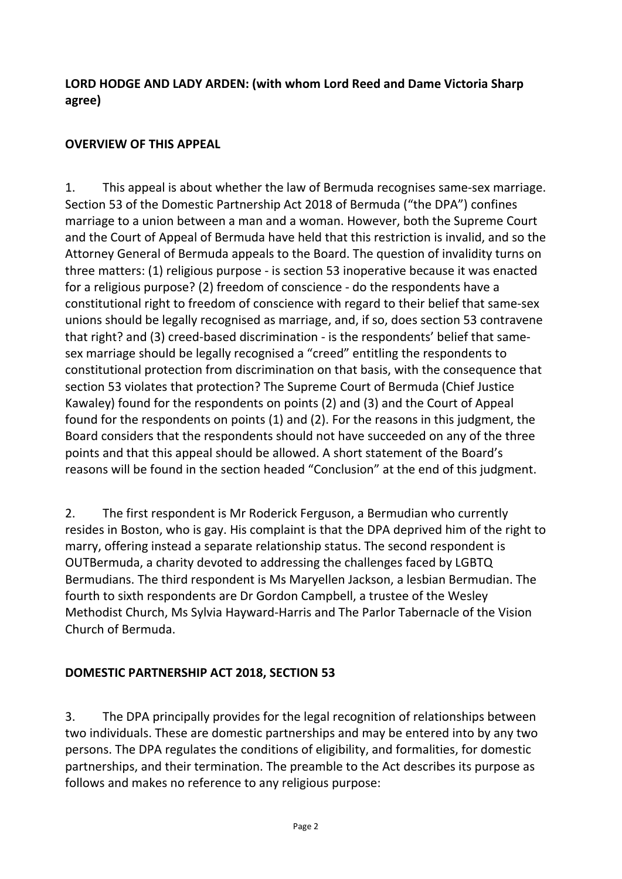**LORD HODGE AND LADY ARDEN: (with whom Lord Reed and Dame Victoria Sharp agree)**

## OVERVIEW OF THIS APPEAL

1. This appeal is about whether the law of Bermuda recognises same-sex marriage. Section 53 of the Domestic Partnership Act 2018 of Bermuda ("the DPA") confines marriage to a union between a man and a woman. However, both the Supreme Court and the Court of Appeal of Bermuda have held that this restriction is invalid, and so the Attorney General of Bermuda appeals to the Board. The question of invalidity turns on three matters: (1) religious purpose - is section 53 inoperative because it was enacted for a religious purpose? (2) freedom of conscience - do the respondents have a constitutional right to freedom of conscience with regard to their belief that same-sex unions should be legally recognised as marriage, and, if so, does section 53 contravene that right? and (3) creed-based discrimination - is the respondents' belief that same-sex marriage should be legally recognised a "creed" entitling the respondents to constitutional protection from discrimination on that basis, with the consequence that section 53 violates that protection? The Supreme Court of Bermuda (Chief Justice Kawaley) found for the respondents on points (2) and (3) and the Court of Appeal found for the respondents on points (1) and (2). For the reasons in this judgment, the Board considers that the respondents should not have succeeded on any of the three points and that this appeal should be allowed. A short statement of the Board's reasons will be found in the section headed "Conclusion" at the end of this judgment.

2. The first respondent is Mr Roderick Ferguson, a Bermudian who currently resides in Boston, who is gay. His complaint is that the DPA deprived him of the right to marry, offering instead a separate relationship status. The second respondent is OUTBermuda, a charity devoted to addressing the challenges faced by LGBTQ Bermudians. The third respondent is Ms Maryellen Jackson, a lesbian Bermudian. The fourth to sixth respondents are Dr Gordon Campbell, a trustee of the Wesley Methodist Church, Ms Sylvia Hayward-Harris and The Parlor Tabernacle of the Vision Church of Bermuda.

## DOMESTIC PARTNERSHIP ACT 2018, SECTION 53

3. The DPA principally provides for the legal recognition of relationships between two individuals. These are domestic partnerships and may be entered into by any two persons. The DPA regulates the conditions of eligibility, and formalities, for domestic partnerships, and their termination. The preamble to the Act describes its purpose as follows and makes no reference to any religious purpose: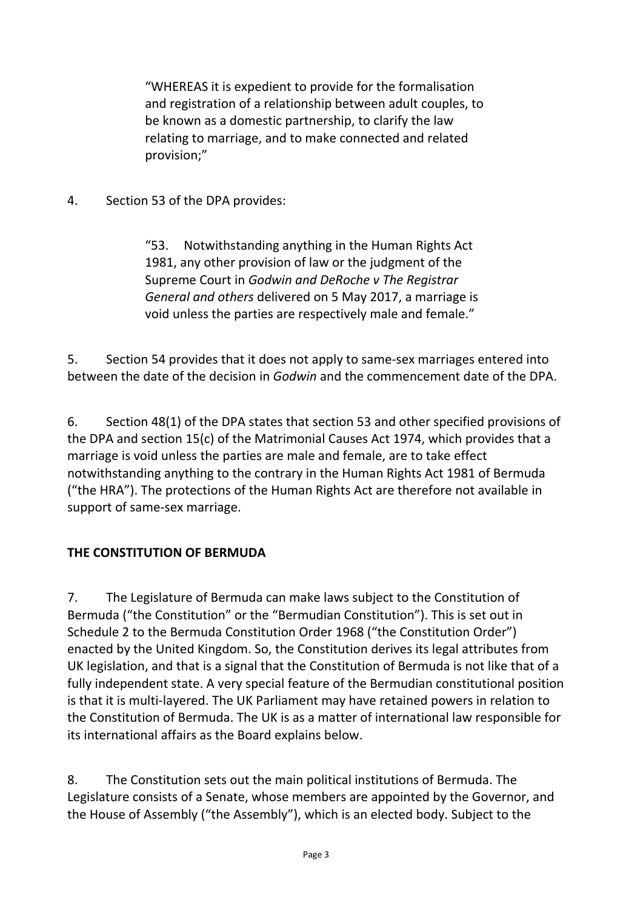> "WHEREAS it is expedient to provide for the formalisation and registration of a relationship between adult couples, to be known as a domestic partnership, to clarify the law relating to marriage, and to make connected and related provision;"

4. Section 53 of the DPA provides:

> "53. Notwithstanding anything in the Human Rights Act 1981, any other provision of law or the judgment of the Supreme Court in *Godwin and DeRoche v The Registrar General and others* delivered on 5 May 2017, a marriage is void unless the parties are respectively male and female."

5. Section 54 provides that it does not apply to same-sex marriages entered into between the date of the decision in *Godwin* and the commencement date of the DPA.

6. Section 48(1) of the DPA states that section 53 and other specified provisions of the DPA and section 15(c) of the Matrimonial Causes Act 1974, which provides that a marriage is void unless the parties are male and female, are to take effect notwithstanding anything to the contrary in the Human Rights Act 1981 of Bermuda ("the HRA"). The protections of the Human Rights Act are therefore not available in support of same-sex marriage.

## THE CONSTITUTION OF BERMUDA

7. The Legislature of Bermuda can make laws subject to the Constitution of Bermuda ("the Constitution" or the "Bermudian Constitution"). This is set out in Schedule 2 to the Bermuda Constitution Order 1968 ("the Constitution Order") enacted by the United Kingdom. So, the Constitution derives its legal attributes from UK legislation, and that is a signal that the Constitution of Bermuda is not like that of a fully independent state. A very special feature of the Bermudian constitutional position is that it is multi-layered. The UK Parliament may have retained powers in relation to the Constitution of Bermuda. The UK is as a matter of international law responsible for its international affairs as the Board explains below.

8. The Constitution sets out the main political institutions of Bermuda. The Legislature consists of a Senate, whose members are appointed by the Governor, and the House of Assembly ("the Assembly"), which is an elected body. Subject to the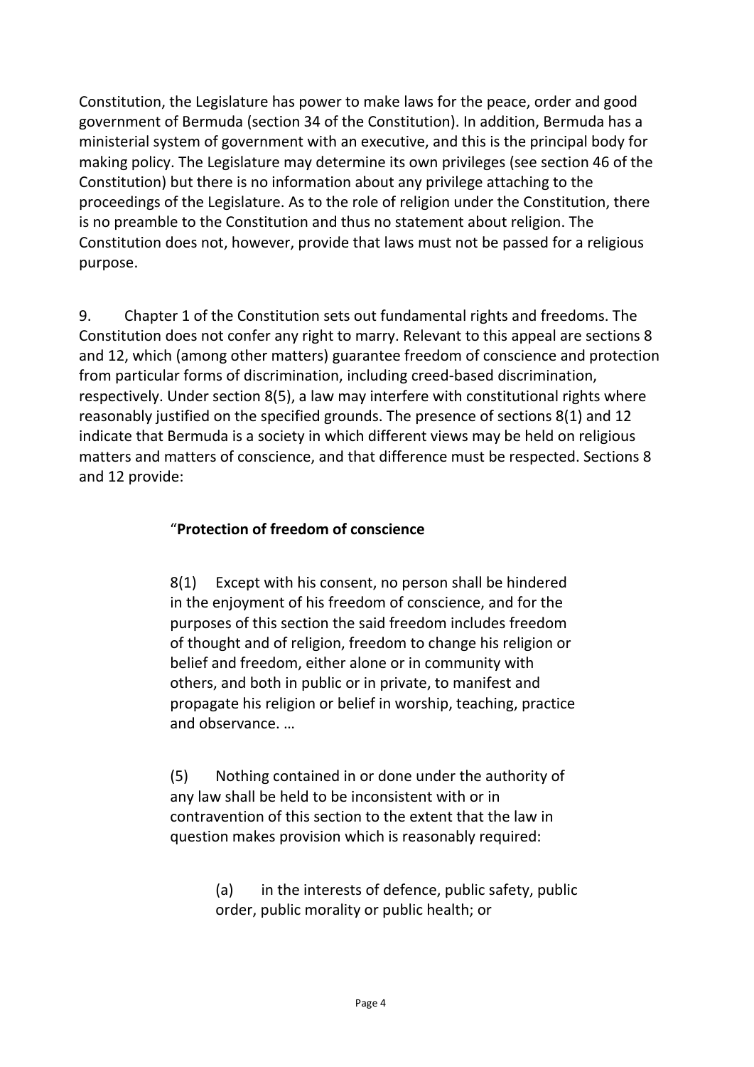Constitution, the Legislature has power to make laws for the peace, order and good government of Bermuda (section 34 of the Constitution). In addition, Bermuda has a ministerial system of government with an executive, and this is the principal body for making policy. The Legislature may determine its own privileges (see section 46 of the Constitution) but there is no information about any privilege attaching to the proceedings of the Legislature. As to the role of religion under the Constitution, there is no preamble to the Constitution and thus no statement about religion. The Constitution does not, however, provide that laws must not be passed for a religious purpose.

9. Chapter 1 of the Constitution sets out fundamental rights and freedoms. The Constitution does not confer any right to marry. Relevant to this appeal are sections 8 and 12, which (among other matters) guarantee freedom of conscience and protection from particular forms of discrimination, including creed-based discrimination, respectively. Under section 8(5), a law may interfere with constitutional rights where reasonably justified on the specified grounds. The presence of sections 8(1) and 12 indicate that Bermuda is a society in which different views may be held on religious matters and matters of conscience, and that difference must be respected. Sections 8 and 12 provide:

> "**Protection of freedom of conscience**
>
> 8(1) Except with his consent, no person shall be hindered in the enjoyment of his freedom of conscience, and for the purposes of this section the said freedom includes freedom of thought and of religion, freedom to change his religion or belief and freedom, either alone or in community with others, and both in public or in private, to manifest and propagate his religion or belief in worship, teaching, practice and observance. …
>
> (5) Nothing contained in or done under the authority of any law shall be held to be inconsistent with or in contravention of this section to the extent that the law in question makes provision which is reasonably required:
>
> > (a) in the interests of defence, public safety, public order, public morality or public health; or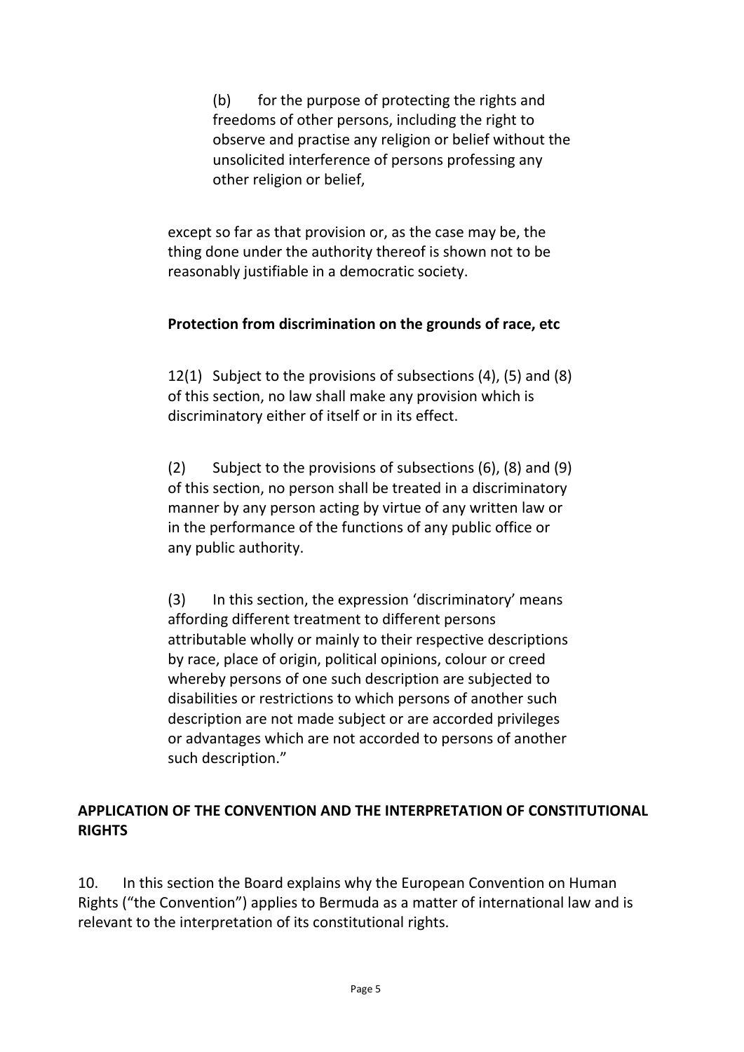(b) for the purpose of protecting the rights and freedoms of other persons, including the right to observe and practise any religion or belief without the unsolicited interference of persons professing any other religion or belief,

except so far as that provision or, as the case may be, the thing done under the authority thereof is shown not to be reasonably justifiable in a democratic society.

**Protection from discrimination on the grounds of race, etc**

12(1) Subject to the provisions of subsections (4), (5) and (8) of this section, no law shall make any provision which is discriminatory either of itself or in its effect.

(2) Subject to the provisions of subsections (6), (8) and (9) of this section, no person shall be treated in a discriminatory manner by any person acting by virtue of any written law or in the performance of the functions of any public office or any public authority.

(3) In this section, the expression 'discriminatory' means affording different treatment to different persons attributable wholly or mainly to their respective descriptions by race, place of origin, political opinions, colour or creed whereby persons of one such description are subjected to disabilities or restrictions to which persons of another such description are not made subject or are accorded privileges or advantages which are not accorded to persons of another such description."

## APPLICATION OF THE CONVENTION AND THE INTERPRETATION OF CONSTITUTIONAL RIGHTS

10. In this section the Board explains why the European Convention on Human Rights ("the Convention") applies to Bermuda as a matter of international law and is relevant to the interpretation of its constitutional rights.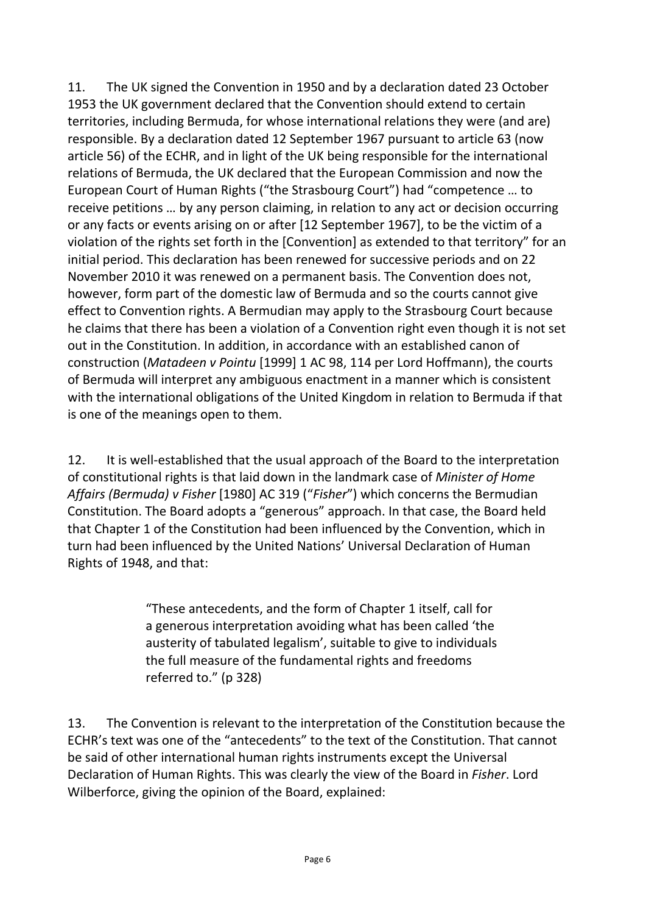11. The UK signed the Convention in 1950 and by a declaration dated 23 October 1953 the UK government declared that the Convention should extend to certain territories, including Bermuda, for whose international relations they were (and are) responsible. By a declaration dated 12 September 1967 pursuant to article 63 (now article 56) of the ECHR, and in light of the UK being responsible for the international relations of Bermuda, the UK declared that the European Commission and now the European Court of Human Rights ("the Strasbourg Court") had "competence … to receive petitions … by any person claiming, in relation to any act or decision occurring or any facts or events arising on or after [12 September 1967], to be the victim of a violation of the rights set forth in the [Convention] as extended to that territory" for an initial period. This declaration has renewed for successive periods and on 22 November 2010 it was renewed on a permanent basis. The Convention does not, however, form part of the domestic law of Bermuda and so the courts cannot give effect to Convention rights. A Bermudian may apply to the Strasbourg Court because he claims that there has been a violation of a Convention right even though it is not set out in the Constitution. In addition, in accordance with an established canon of construction (*Matadeen v Pointu* [1999] 1 AC 98, 114 per Lord Hoffmann), the courts of Bermuda will interpret any ambiguous enactment in a manner which is consistent with the international obligations of the United Kingdom in relation to Bermuda if that is one of the meanings open to them.

12. It is well-established that the usual approach of the Board to the interpretation of constitutional rights is that laid down in the landmark case of *Minister of Home Affairs (Bermuda) v Fisher* [1980] AC 319 ("*Fisher*") which concerns the Bermudian Constitution. The Board adopts a "generous" approach. In that case, the Board held that Chapter 1 of the Constitution had been influenced by the Convention, which in turn had been influenced by the United Nations' Universal Declaration of Human Rights of 1948, and that:

> "These antecedents, and the form of Chapter 1 itself, call for a generous interpretation avoiding what has been called 'the austerity of tabulated legalism', suitable to give to individuals the full measure of the fundamental rights and freedoms referred to." (p 328)

13. The Convention is relevant to the interpretation of the Constitution because the ECHR's text was one of the "antecedents" to the text of the Constitution. That cannot be said of other international human rights instruments except the Universal Declaration of Human Rights. This was clearly the view of the Board in *Fisher*. Lord Wilberforce, giving the opinion of the Board, explained: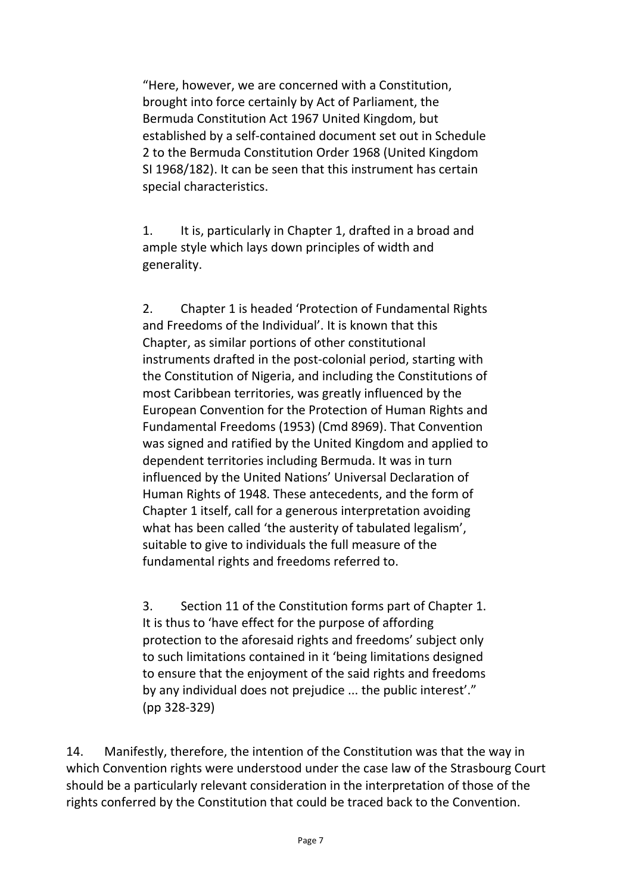> "Here, however, we are concerned with a Constitution, brought into force certainly by Act of Parliament, the Bermuda Constitution Act 1967 United Kingdom, but established by a self-contained document set out in Schedule 2 to the Bermuda Constitution Order 1968 (United Kingdom SI 1968/182). It can be seen that this instrument has certain special characteristics.
>
> 1. It is, particularly in Chapter 1, drafted in a broad and ample style which lays down principles of width and generality.
>
> 2. Chapter 1 is headed 'Protection of Fundamental Rights and Freedoms of the Individual'. It is known that this Chapter, as similar portions of other constitutional instruments drafted in the post-colonial period, starting with the Constitution of Nigeria, and including the Constitutions of most Caribbean territories, was greatly influenced by the European Convention for the Protection of Human Rights and Fundamental Freedoms (1953) (Cmd 8969). That Convention was signed and ratified by the United Kingdom and applied to dependent territories including Bermuda. It was in turn influenced by the United Nations' Universal Declaration of Human Rights of 1948. These antecedents, and the form of Chapter 1 itself, call for a generous interpretation avoiding what has been called 'the austerity of tabulated legalism', suitable to give to individuals the full measure of the fundamental rights and freedoms referred to.
>
> 3. Section 11 of the Constitution forms part of Chapter 1. It is thus to 'have effect for the purpose of affording protection to the aforesaid rights and freedoms' subject only to such limitations contained in it 'being limitations designed to ensure that the enjoyment of the said rights and freedoms by any individual does not prejudice ... the public interest'." (pp 328-329)

14. Manifestly, therefore, the intention of the Constitution was that the way in which Convention rights were understood under the case law of the Strasbourg Court should be a particularly relevant consideration in the interpretation of those of the rights conferred by the Constitution that could be traced back to the Convention.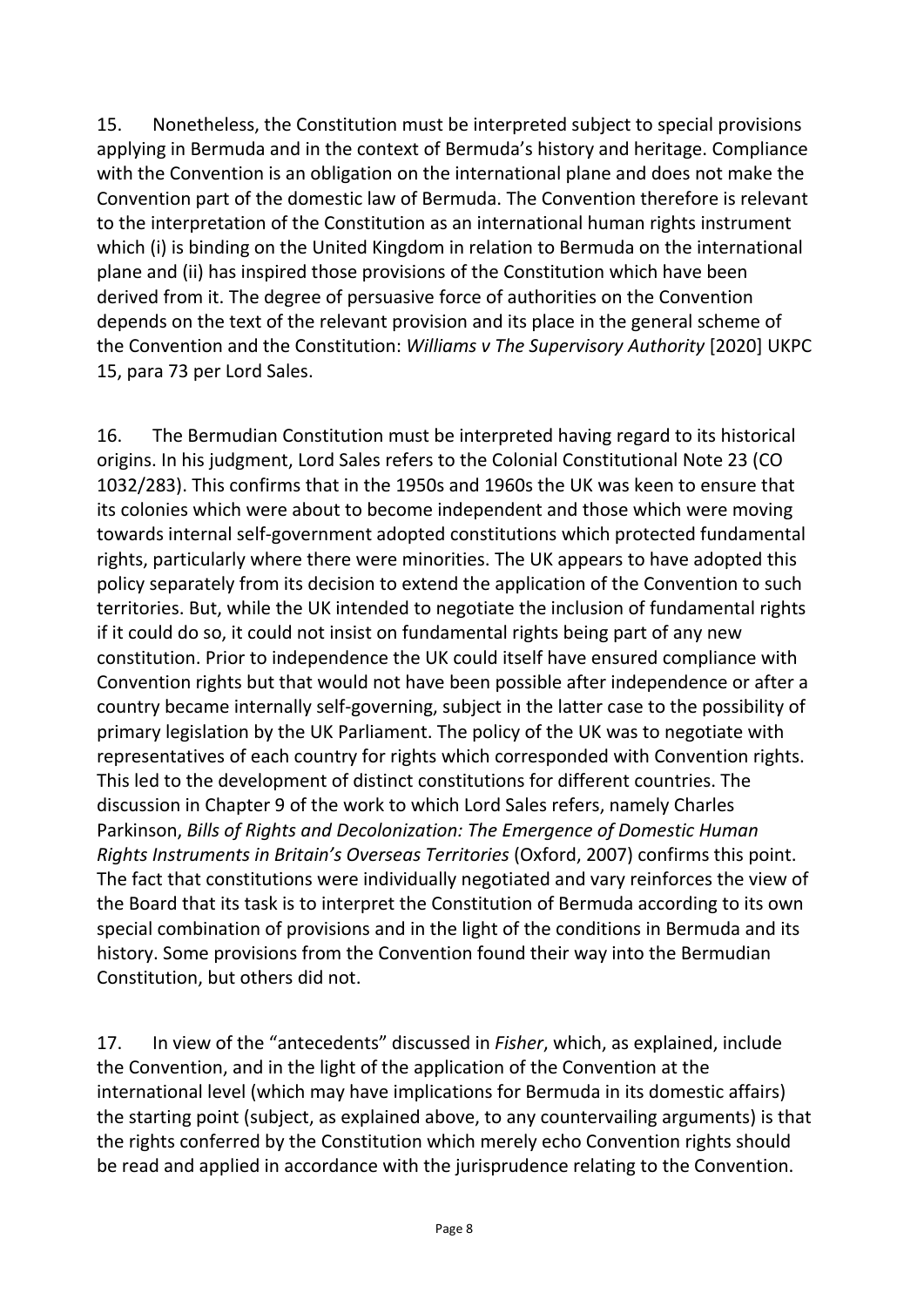15. Nonetheless, the Constitution must be interpreted subject to special provisions applying in Bermuda and in the context of Bermuda's history and heritage. Compliance with the Convention is an obligation on the international plane and does not make the Convention part of the domestic law of Bermuda. The Convention therefore is relevant to the interpretation of the Constitution as an international human rights instrument which (i) is binding on the United Kingdom in relation to Bermuda on the international plane and (ii) has inspired those provisions of the Constitution which have been derived from it. The degree of persuasive force of authorities on the Convention depends on the text of the relevant provision and its place in the general scheme of the Convention and the Constitution: *Williams v The Supervisory Authority* [2020] UKPC 15, para 73 per Lord Sales.

16. The Bermudian Constitution must be interpreted having regard to its historical origins. In his judgment, Lord Sales refers to the Colonial Constitutional Note 23 (CO 1032/283). This confirms that in the 1950s and 1960s the UK was keen to ensure that its colonies which were about to become independent and those which were moving towards internal self-government adopted constitutions which protected fundamental rights, particularly where there were minorities. The UK appears to have adopted this policy separately from its decision to extend the application of the Convention to such territories. But, while the UK intended to negotiate the inclusion of fundamental rights if it could do so, it could not insist on fundamental rights being part of any new constitution. Prior to independence the UK could itself have ensured compliance with Convention rights but that would not have been possible after independence or after a country became internally self-governing, subject in the latter case to the possibility of primary legislation by the UK Parliament. The policy of the UK was to negotiate with representatives of each country for rights which corresponded with Convention rights. This led to the development of distinct constitutions for different countries. The discussion in Chapter 9 of the work to which Lord Sales refers, namely Charles Parkinson, *Bills of Rights and Decolonization: The Emergence of Domestic Human Rights Instruments in Britain's Overseas Territories* (Oxford, 2007) confirms this point. The fact that constitutions were individually negotiated and vary reinforces the view of the Board that its task is to interpret the Constitution of Bermuda according to its own special combination of provisions and in the light of the conditions in Bermuda and its history. Some provisions from the Convention found their way into the Bermudian Constitution, but others did not.

17. In view of the "antecedents" discussed in *Fisher*, which, as explained, include the Convention, and in the light of the application of the Convention at the international level (which may have implications for Bermuda in its domestic affairs) the starting point (subject, as explained above, to any countervailing arguments) is that the rights conferred by the Constitution which merely echo Convention rights should be read and applied in accordance with the jurisprudence relating to the Convention.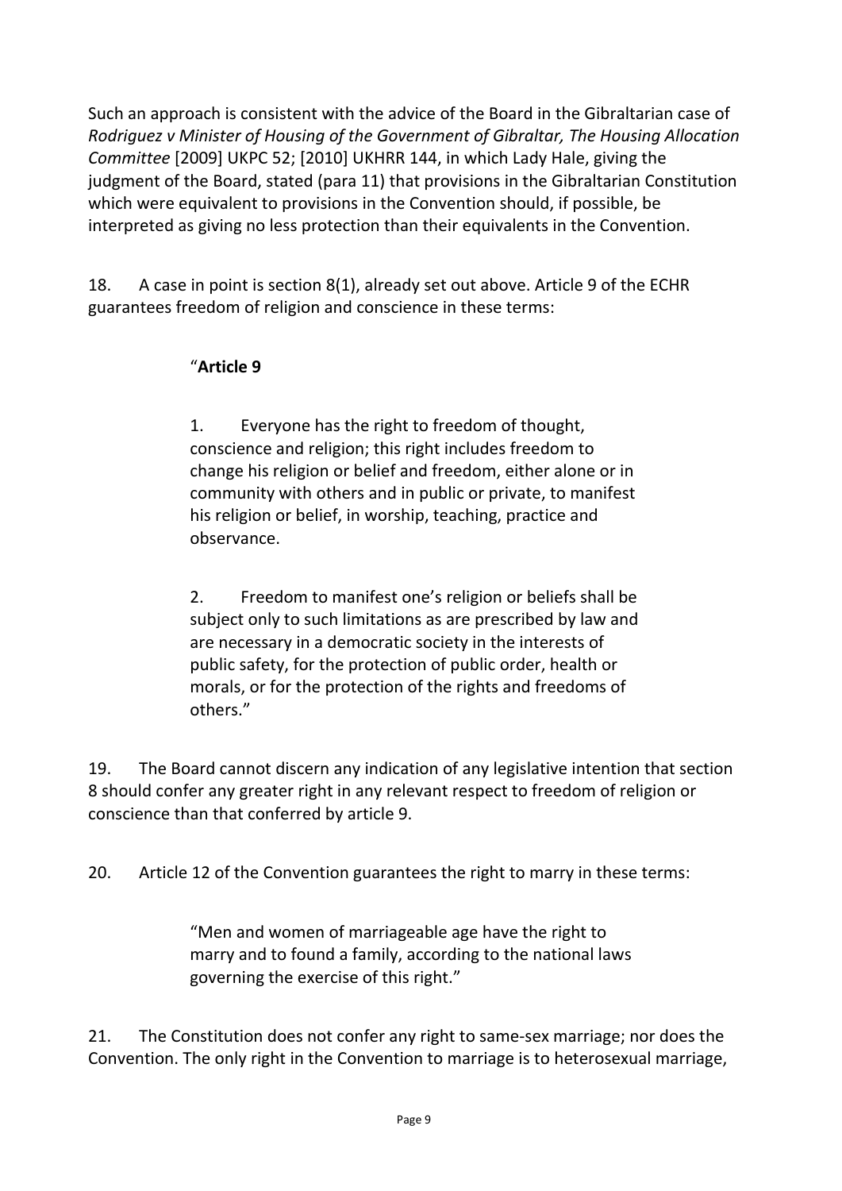Such an approach is consistent with the advice of the Board in the Gibraltarian case of *Rodriguez v Minister of Housing of the Government of Gibraltar, The Housing Allocation Committee* [2009] UKPC 52; [2010] UKHRR 144, in which Lady Hale, giving the judgment of the Board, stated (para 11) that provisions in the Gibraltarian Constitution which were equivalent to provisions in the Convention should, if possible, be interpreted as giving no less protection than their equivalents in the Convention.

18. A case in point is section 8(1), already set out above. Article 9 of the ECHR guarantees freedom of religion and conscience in these terms:

> "**Article 9**
>
> 1. Everyone has the right to freedom of thought, conscience and religion; this right includes freedom to change his religion or belief and freedom, either alone or in community with others and in public or private, to manifest his religion or belief, in worship, teaching, practice and observance.
>
> 2. Freedom to manifest one's religion or beliefs shall be subject only to such limitations as are prescribed by law and are necessary in a democratic society in the interests of public safety, for the protection of public order, health or morals, or for the protection of the rights and freedoms of others."

19. The Board cannot discern any indication of any legislative intention that section 8 should confer any greater right in any relevant respect to freedom of religion or conscience than that conferred by article 9.

20. Article 12 of the Convention guarantees the right to marry in these terms:

> "Men and women of marriageable age have the right to marry and to found a family, according to the national laws governing the exercise of this right."

21. The Constitution does not confer any right to same-sex marriage; nor does the Convention. The only right in the Convention to marriage is to heterosexual marriage,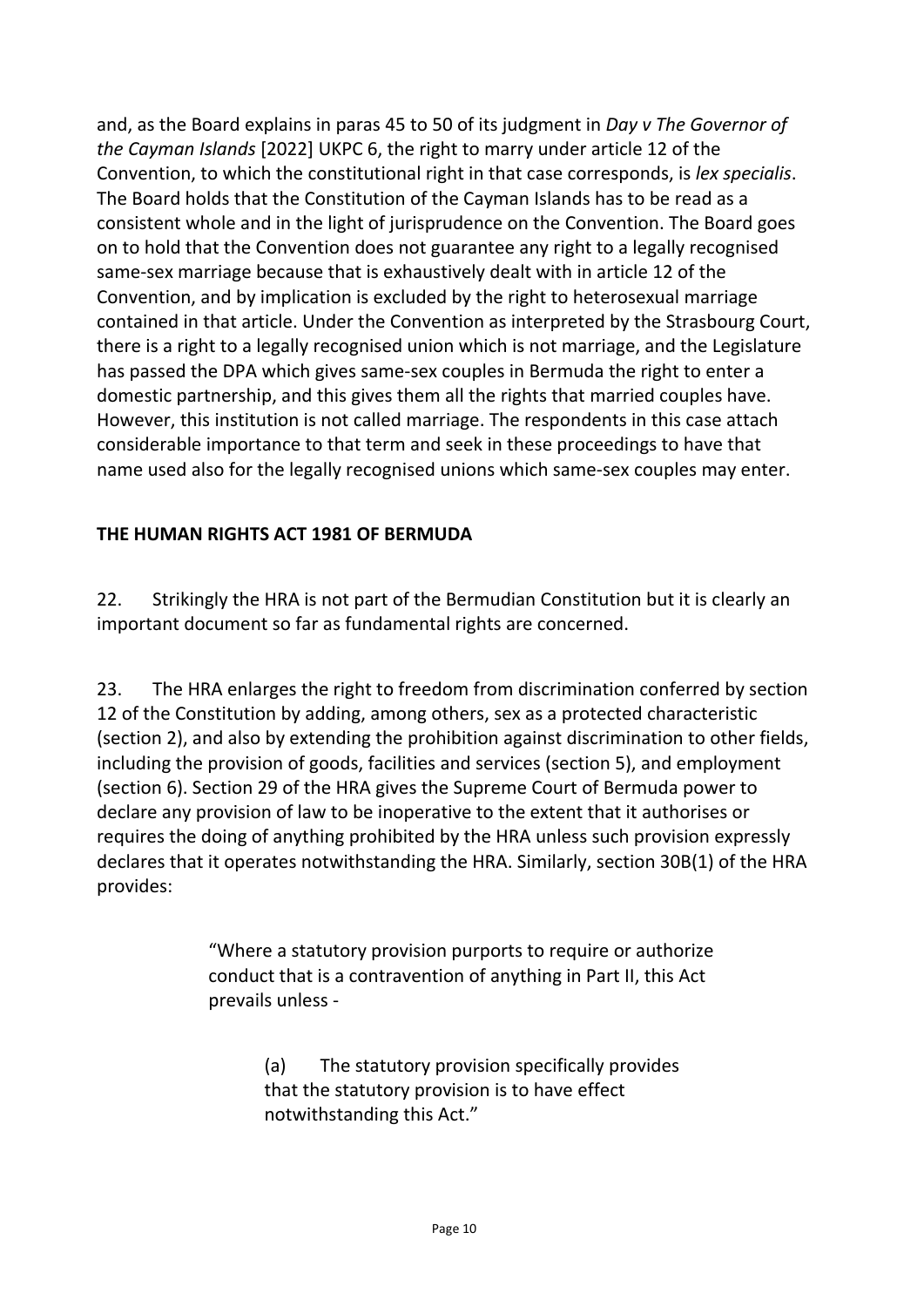and, as the Board explains in paras 45 to 50 of its judgment in *Day v The Governor of the Cayman Islands* [2022] UKPC 6, the right to marry under article 12 of the Convention, to which the constitutional right in that case corresponds, is *lex specialis*. The Board holds that the Constitution of the Cayman Islands has to be read as a consistent whole and in the light of jurisprudence on the Convention. The Board goes on to hold that the Convention does not guarantee any right to a legally recognised same-sex marriage because that is exhaustively dealt with in article 12 of the Convention, and by implication is excluded by the right to heterosexual marriage contained in that article. Under the Convention as interpreted by the Strasbourg Court, there is a right to a legally recognised union which is not marriage, and the Legislature has passed the DPA which gives same-sex couples in Bermuda the right to enter a domestic partnership, and this gives them all the rights that married couples have. However, this institution is not called marriage. The respondents in this case attach considerable importance to that term and seek in these proceedings to have that name used also for the legally recognised unions which same-sex couples may enter.

## THE HUMAN RIGHTS ACT 1981 OF BERMUDA

22. Strikingly the HRA is not part of the Bermudian Constitution but it is clearly an important document so far as fundamental rights are concerned.

23. The HRA enlarges the right to freedom from discrimination conferred by section 12 of the Constitution by adding, among others, sex as a protected characteristic (section 2), and also by extending the prohibition against discrimination to other fields, including the provision of goods, facilities and services (section 5), and employment (section 6). Section 29 of the HRA gives the Supreme Court of Bermuda power to declare any provision of law to be inoperative to the extent that it authorises or requires the doing of anything prohibited by the HRA unless such provision expressly declares that it operates notwithstanding the HRA. Similarly, section 30B(1) of the HRA provides:

> "Where a statutory provision purports to require or authorize conduct that is a contravention of anything in Part II, this Act prevails unless -
>
> > (a) The statutory provision specifically provides that the statutory provision is to have effect notwithstanding this Act."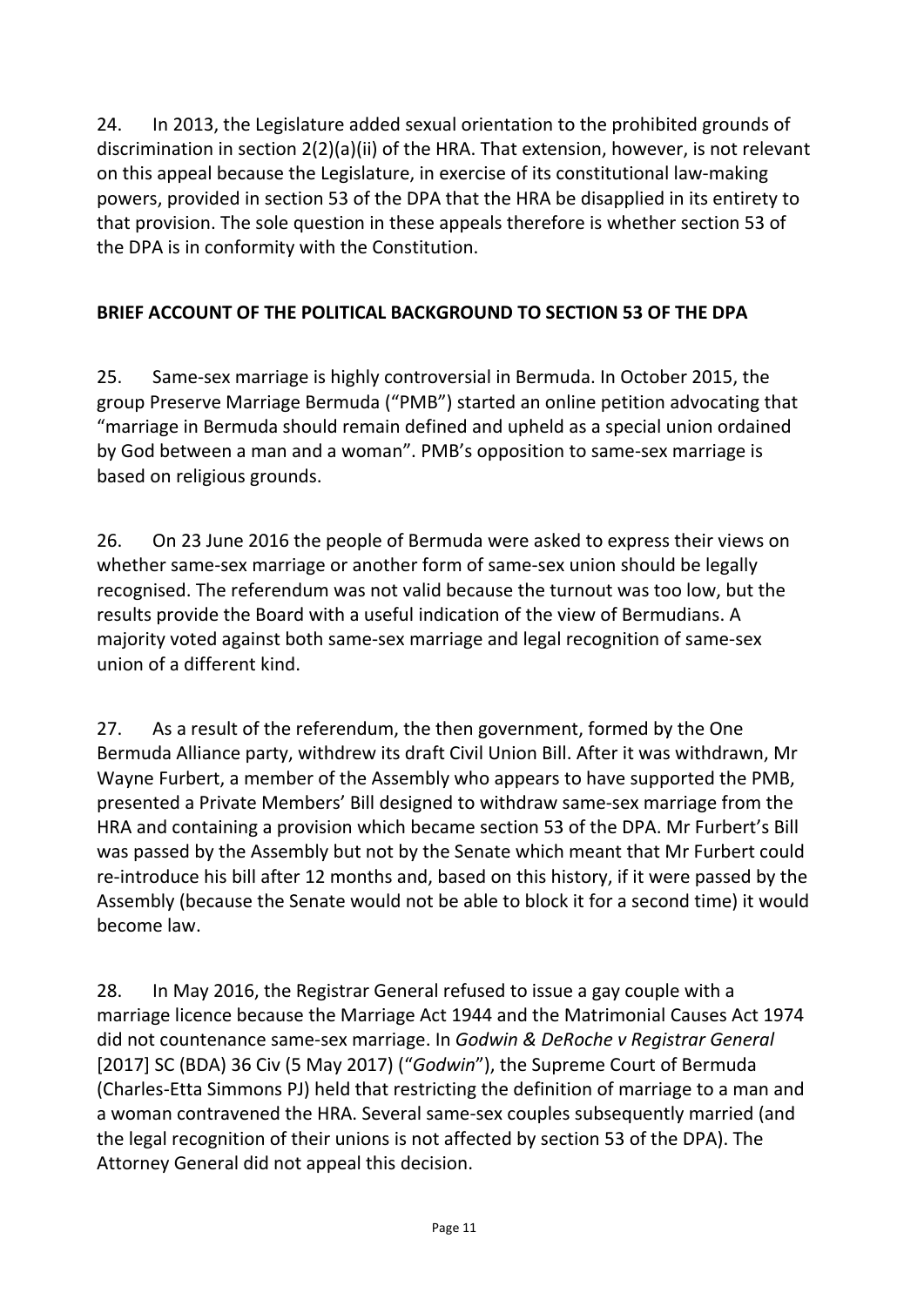24. In 2013, the Legislature added sexual orientation to the prohibited grounds of discrimination in section 2(2)(a)(ii) of the HRA. That extension, however, is not relevant on this appeal because the Legislature, in exercise of its constitutional law-making powers, provided in section 53 of the DPA that the HRA be disapplied in its entirety to that provision. The sole question in these appeals therefore is whether section 53 of the DPA is in conformity with the Constitution.

## BRIEF ACCOUNT OF THE POLITICAL BACKGROUND TO SECTION 53 OF THE DPA

25. Same-sex marriage is highly controversial in Bermuda. In October 2015, the group Preserve Marriage Bermuda ("PMB") started an online petition advocating that "marriage in Bermuda should remain defined and upheld as a special union ordained by God between a man and a woman". PMB's opposition to same-sex marriage is based on religious grounds.

26. On 23 June 2016 the people of Bermuda were asked to express their views on whether same-sex marriage or another form of same-sex union should be legally recognised. The referendum was not valid because the turnout was too low, but the results provide the Board with a useful indication of the view of Bermudians. A majority voted against both same-sex marriage and legal recognition of same-sex union of a different kind.

27. As a result of the referendum, the then government, formed by the One Bermuda Alliance party, withdrew its draft Civil Union Bill. After it was withdrawn, Mr Wayne Furbert, a member of the Assembly who appears to have supported the PMB, presented a Private Members' Bill designed to withdraw same-sex marriage from the HRA and containing a provision which became section 53 of the DPA. Mr Furbert's Bill was passed by the Assembly but not by the Senate which meant that Mr Furbert could re-introduce his bill after 12 months and, based on this history, if it were passed by the Assembly (because the Senate would not be able to block it for a second time) it would become law.

28. In May 2016, the Registrar General refused to issue a gay couple with a marriage licence because the Marriage Act 1944 and the Matrimonial Causes Act 1974 did not countenance same-sex marriage. In *Godwin & DeRoche v Registrar General* [2017] SC (BDA) 36 Civ (5 May 2017) ("*Godwin*"), the Supreme Court of Bermuda (Charles-Etta Simmons PJ) held that restricting the definition of marriage to a man and a woman contravened the HRA. Several same-sex couples subsequently married (and the legal recognition of their unions is not affected by section 53 of the DPA). The Attorney General did not appeal this decision.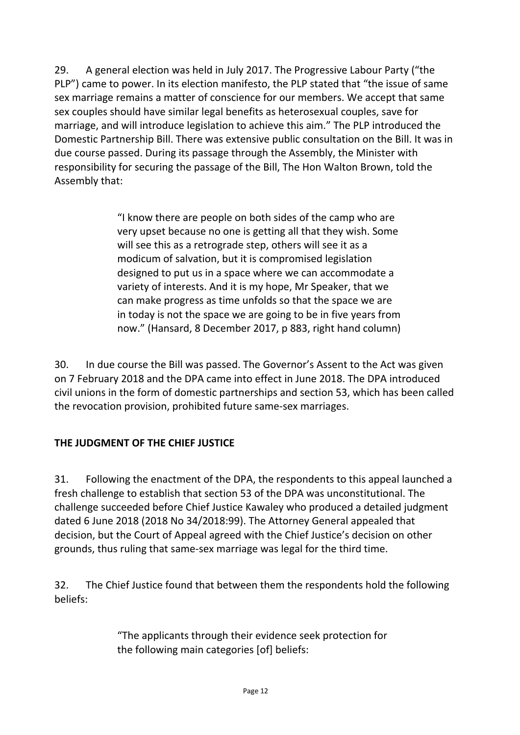29. A general election was held in July 2017. The Progressive Labour Party ("the PLP") came to power. In its election manifesto, the PLP stated that "the issue of same sex marriage remains a matter of conscience for our members. We accept that same sex couples should have similar legal benefits as heterosexual couples, save for marriage, and will introduce legislation to achieve this aim." The PLP introduced the Domestic Partnership Bill. There was extensive public consultation on the Bill. It was in due course passed. During its passage through the Assembly, the Minister with responsibility for securing the passage of the Bill, The Hon Walton Brown, told the Assembly that:

> "I know there are people on both sides of the camp who are very upset because no one is getting all that they wish. Some will see this as a retrograde step, others will see it as a modicum of salvation, but it is compromised legislation designed to put us in a space where we can accommodate a variety of interests. And it is my hope, Mr Speaker, that we can make progress as time unfolds so that the space we are in today is not the space we are going to be in five years from now." (Hansard, 8 December 2017, p 883, right hand column)

30. In due course the Bill was passed. The Governor's Assent to the Act was given on 7 February 2018 and the DPA came into effect in June 2018. The DPA introduced civil unions in the form of domestic partnerships and section 53, which has been called the revocation provision, prohibited future same-sex marriages.

## THE JUDGMENT OF THE CHIEF JUSTICE

31. Following the enactment of the DPA, the respondents to this appeal launched a fresh challenge to establish that section 53 of the DPA was unconstitutional. The challenge succeeded before Chief Justice Kawaley who produced a detailed judgment dated 6 June 2018 (2018 No 34/2018:99). The Attorney General appealed that decision, but the Court of Appeal agreed with the Chief Justice's decision on other grounds, thus ruling that same-sex marriage was legal for the third time.

32. The Chief Justice found that between them the respondents hold the following beliefs:

> "The applicants through their evidence seek protection for the following main categories [of] beliefs: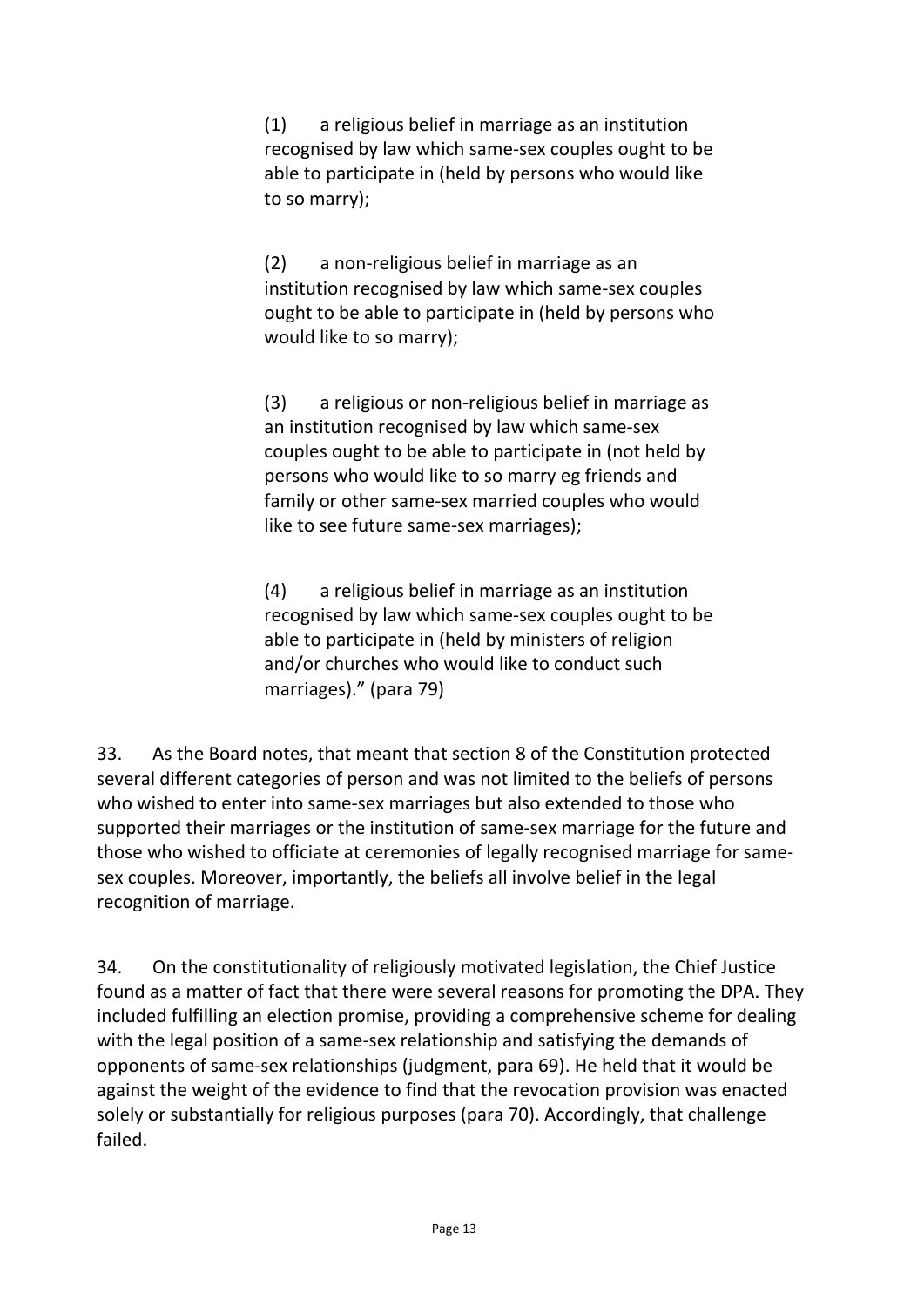> (1) a religious belief in marriage as an institution recognised by law which same-sex couples ought to be able to participate in (held by persons who would like to so marry);
>
> (2) a non-religious belief in marriage as an institution recognised by law which same-sex couples ought to be able to participate in (held by persons who would like to so marry);
>
> (3) a religious or non-religious belief in marriage as an institution recognised by law which same-sex couples ought to be able to participate in (not held by persons who would like to so marry eg friends and family or other same-sex married couples who would like to see future same-sex marriages);
>
> (4) a religious belief in marriage as an institution recognised by law which same-sex couples ought to be able to participate in (held by ministers of religion and/or churches who would like to conduct such marriages)." (para 79)

33. As the Board notes, that meant that section 8 of the Constitution protected several different categories of person and was not limited to the beliefs of persons who wished to enter into same-sex marriages but also extended to those who supported their marriages or the institution of same-sex marriage for the future and those who wished to officiate at ceremonies of legally recognised marriage for same-sex couples. Moreover, importantly, the beliefs all involve belief in the legal recognition of marriage.

34. On the constitutionality of religiously motivated legislation, the Chief Justice found as a matter of fact that there were several reasons for promoting the DPA. They included fulfilling an election promise, providing a comprehensive scheme for dealing with the legal position of a same-sex relationship and satisfying the demands of opponents of same-sex relationships (judgment, para 69). He held that it would be against the weight of the evidence to find that the revocation provision was enacted solely or substantially for religious purposes (para 70). Accordingly, that challenge failed.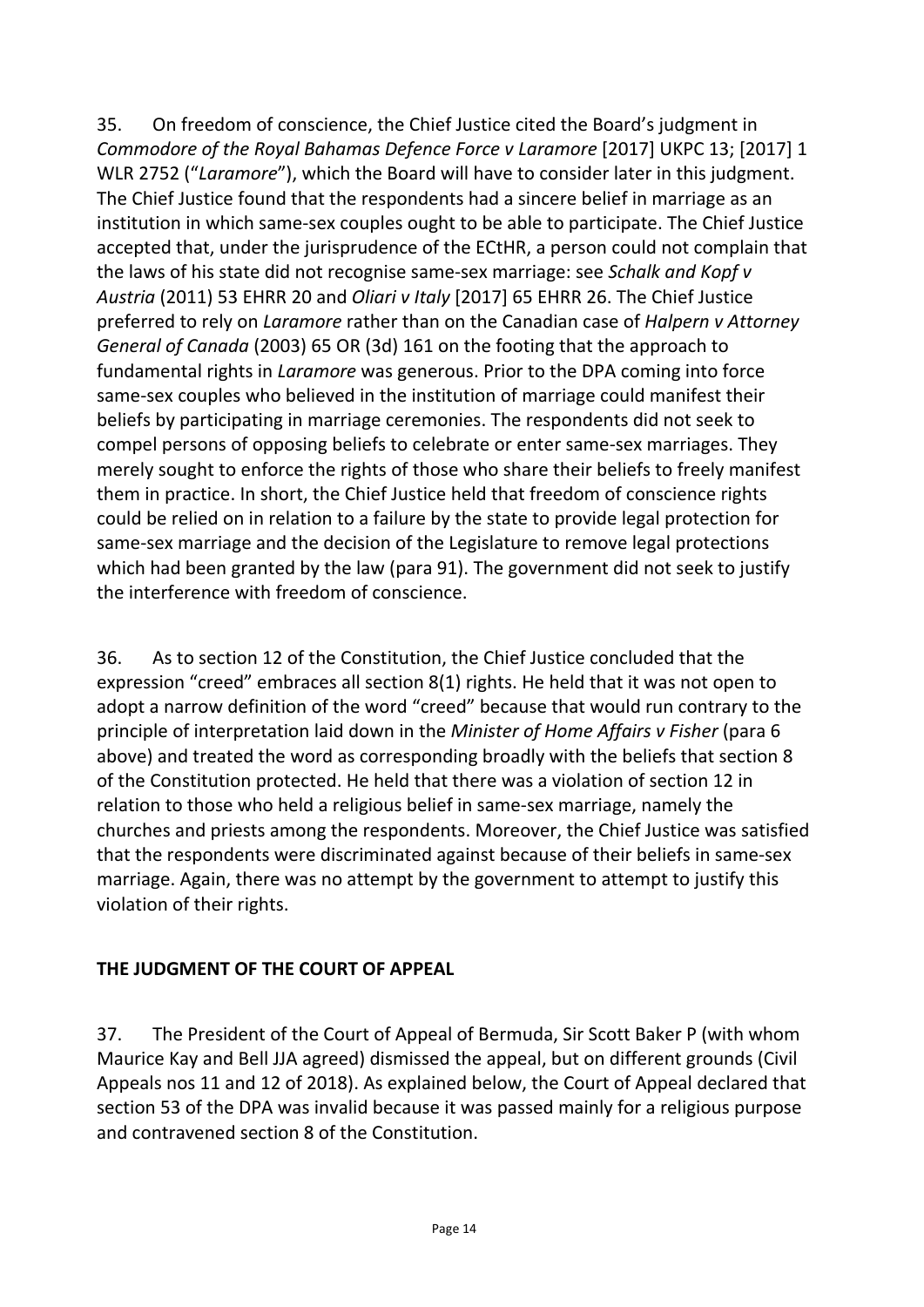35. On freedom of conscience, the Chief Justice cited the Board's judgment in *Commodore of the Royal Bahamas Defence Force v Laramore* [2017] UKPC 13; [2017] 1 WLR 2752 ("*Laramore*"), which the Board will have to consider later in this judgment. The Chief Justice found that the respondents had a sincere belief in marriage as an institution in which same-sex couples ought to be able to participate. The Chief Justice accepted that, under the jurisprudence of the ECtHR, a person could not complain that the laws of his state did not recognise same-sex marriage: see *Schalk and Kopf v Austria* (2011) 53 EHRR 20 and *Oliari v Italy* [2017] 65 EHRR 26. The Chief Justice preferred to rely on *Laramore* rather than on the Canadian case of *Halpern v Attorney General of Canada* (2003) 65 OR (3d) 161 on the footing that the approach to fundamental rights in *Laramore* was generous. Prior to the DPA coming into force same-sex couples who believed in the institution of marriage could manifest their beliefs by participating in marriage ceremonies. The respondents did not seek to compel persons of opposing beliefs to celebrate or enter same-sex marriages. They merely sought to enforce the rights of those who share their beliefs to freely manifest them in practice. In short, the Chief Justice held that freedom of conscience rights could be relied on in relation to a failure by the state to provide legal protection for same-sex marriage and the decision of the Legislature to remove legal protections which had been granted by the law (para 91). The government did not seek to justify the interference with freedom of conscience.

36. As to section 12 of the Constitution, the Chief Justice concluded that the expression "creed" embraces all section 8(1) rights. He held that it was not open to adopt a narrow definition of the word "creed" because that would run contrary to the principle of interpretation laid down in the *Minister of Home Affairs v Fisher* (para 6 above) and treated the word as corresponding broadly with the beliefs that section 8 of the Constitution protected. He held that there was a violation of section 12 in relation to those who held a religious belief in same-sex marriage, namely the churches and priests among the respondents. Moreover, the Chief Justice was satisfied that the respondents were discriminated against because of their beliefs in same-sex marriage. Again, there was no attempt by the government to attempt to justify this violation of their rights.

## THE JUDGMENT OF THE COURT OF APPEAL

37. The President of the Court of Appeal of Bermuda, Sir Scott Baker P (with whom Maurice Kay and Bell JJA agreed) dismissed the appeal, but on different grounds (Civil Appeals nos 11 and 12 of 2018). As explained below, the Court of Appeal declared that section 53 of the DPA was invalid because it was passed mainly for a religious purpose and contravened section 8 of the Constitution.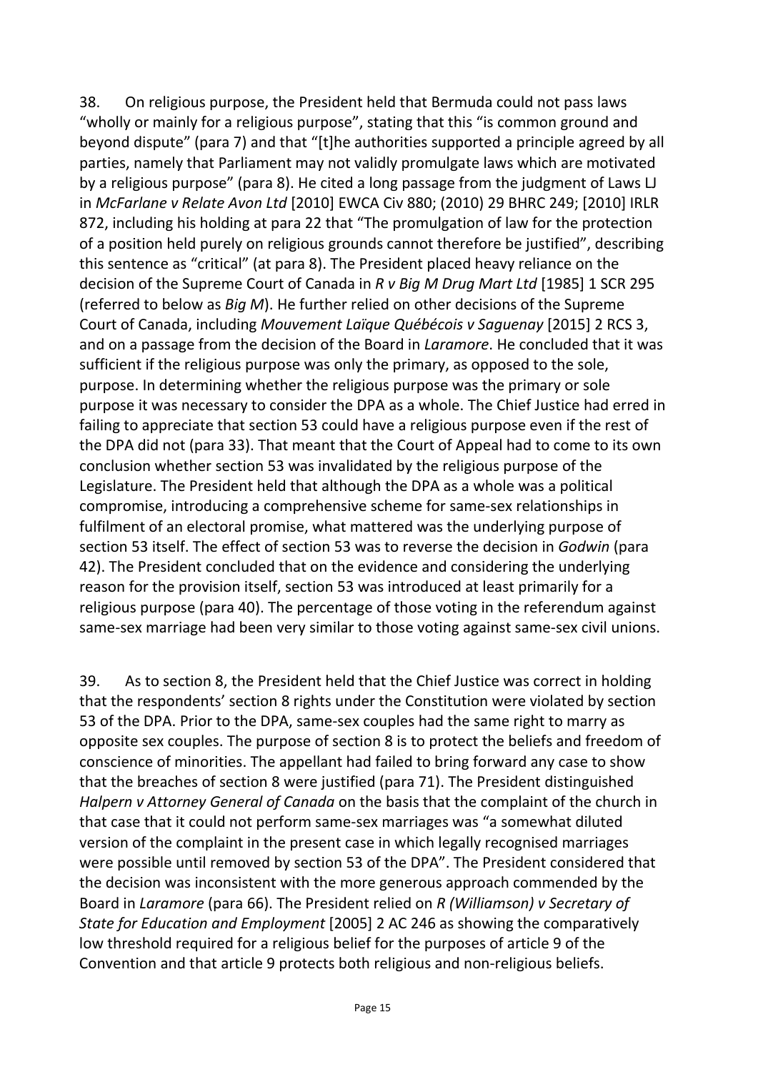38. On religious purpose, the President held that Bermuda could not pass laws "wholly or mainly for a religious purpose", stating that this "is common ground and beyond dispute" (para 7) and that "[t]he authorities supported a principle agreed by all parties, namely that Parliament may not validly promulgate laws which are motivated by a religious purpose" (para 8). He cited a long passage from the judgment of Laws LJ in *McFarlane v Relate Avon Ltd* [2010] EWCA Civ 880; (2010) 29 BHRC 249; [2010] IRLR 872, including his holding at para 22 that "The promulgation of law for the protection of a position held purely on religious grounds cannot therefore be justified", describing this sentence as "critical" (at para 8). The President placed heavy reliance on the decision of the Supreme Court of Canada in *R v Big M Drug Mart Ltd* [1985] 1 SCR 295 (referred to below as *Big M*). He further relied on other decisions of the Supreme Court of Canada, including *Mouvement Laïque Québécois v Saguenay* [2015] 2 RCS 3, and on a passage from the decision of the Board in *Laramore*. He concluded that it was sufficient if the religious purpose was only the primary, as opposed to the sole, purpose. In determining whether the religious purpose was the primary or sole purpose it was necessary to consider the DPA as a whole. The Chief Justice had erred in failing to appreciate that section 53 could have a religious purpose even if the rest of the DPA did not (para 33). That meant that the Court of Appeal had to come to its own conclusion whether section 53 was invalidated by the religious purpose of the Legislature. The President held that although the DPA as a whole was a political compromise, introducing a comprehensive scheme for same-sex relationships in fulfilment of an electoral promise, what mattered was the underlying purpose of section 53 itself. The effect of section 53 was to reverse the decision in *Godwin* (para 42). The President concluded that on the evidence and considering the underlying reason for the provision itself, section 53 was introduced at least primarily for a religious purpose (para 40). The percentage of those voting in the referendum against same-sex marriage had been very similar to those voting against same-sex civil unions.

39. As to section 8, the President held that the Chief Justice was correct in holding that the respondents' section 8 rights under the Constitution were violated by section 53 of the DPA. Prior to the DPA, same-sex couples had the same right to marry as opposite sex couples. The purpose of section 8 is to protect the beliefs and freedom of conscience of minorities. The appellant had failed to bring forward any case to show that the breaches of section 8 were justified (para 71). The President distinguished *Halpern v Attorney General of Canada* on the basis that the complaint of the church in that case that it could not perform same-sex marriages was "a somewhat diluted version of the complaint in the present case in which legally recognised marriages were possible until removed by section 53 of the DPA". The President considered that the decision was inconsistent with the more generous approach commended by the Board in *Laramore* (para 66). The President relied on *R (Williamson) v Secretary of State for Education and Employment* [2005] 2 AC 246 as showing the comparatively low threshold required for a religious belief for the purposes of article 9 of the Convention and that article 9 protects both religious and non-religious beliefs.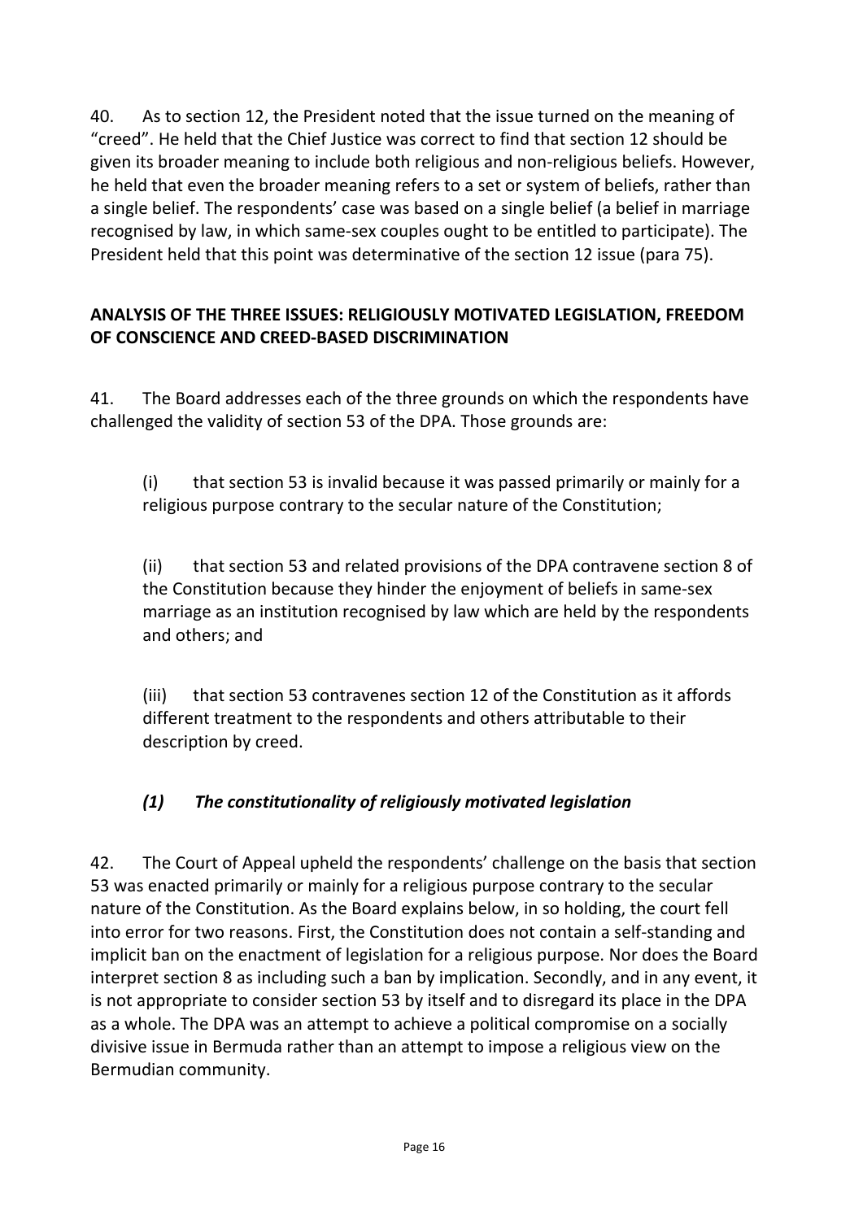40. As to section 12, the President noted that the issue turned on the meaning of "creed". He held that the Chief Justice was correct to find that section 12 should be given its broader meaning to include both religious and non-religious beliefs. However, he held that even the broader meaning refers to a set or system of beliefs, rather than a single belief. The respondents' case was based on a single belief (a belief in marriage recognised by law, in which same-sex couples ought to be entitled to participate). The President held that this point was determinative of the section 12 issue (para 75).

## ANALYSIS OF THE THREE ISSUES: RELIGIOUSLY MOTIVATED LEGISLATION, FREEDOM OF CONSCIENCE AND CREED-BASED DISCRIMINATION

41. The Board addresses each of the three grounds on which the respondents have challenged the validity of section 53 of the DPA. Those grounds are:

(i) that section 53 is invalid because it was passed primarily or mainly for a religious purpose contrary to the secular nature of the Constitution;

(ii) that section 53 and related provisions of the DPA contravene section 8 of the Constitution because they hinder the enjoyment of beliefs in same-sex marriage as an institution recognised by law which are held by the respondents and others; and

(iii) that section 53 contravenes section 12 of the Constitution as it affords different treatment to the respondents and others attributable to their description by creed.

### *(1) The constitutionality of religiously motivated legislation*

42. The Court of Appeal upheld the respondents' challenge on the basis that section 53 was enacted primarily or mainly for a religious purpose contrary to the secular nature of the Constitution. As the Board explains below, in so holding, the court fell into error for two reasons. First, the Constitution does not contain a self-standing and implicit ban on the enactment of legislation for a religious purpose. Nor does the Board interpret section 8 as including such a ban by implication. Secondly, and in any event, it is not appropriate to consider section 53 by itself and to disregard its place in the DPA as a whole. The DPA was an attempt to achieve a political compromise on a socially divisive issue in Bermuda rather than an attempt to impose a religious view on the Bermudian community.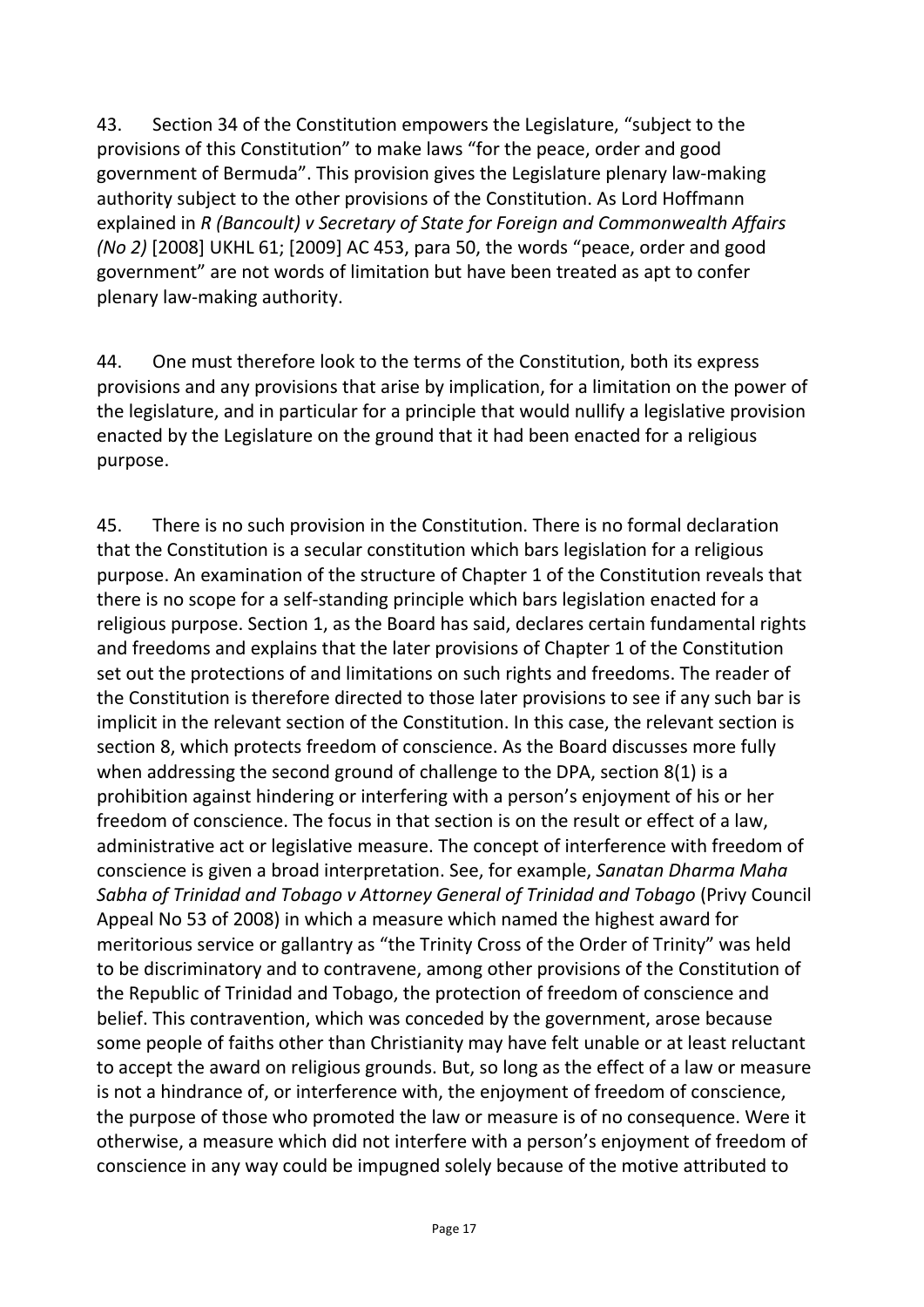43. Section 34 of the Constitution empowers the Legislature, "subject to the provisions of this Constitution" to make laws "for the peace, order and good government of Bermuda". This provision gives the Legislature plenary law-making authority subject to the other provisions of the Constitution. As Lord Hoffmann explained in *R (Bancoult) v Secretary of State for Foreign and Commonwealth Affairs (No 2)* [2008] UKHL 61; [2009] AC 453, para 50, the words "peace, order and good government" are not words of limitation but have been treated as apt to confer plenary law-making authority.

44. One must therefore look to the terms of the Constitution, both its express provisions and any provisions that arise by implication, for a limitation on the power of the legislature, and in particular for a principle that would nullify a legislative provision enacted by the Legislature on the ground that it had been enacted for a religious purpose.

45. There is no such provision in the Constitution. There is no formal declaration that the Constitution is a secular constitution which bars legislation for a religious purpose. An examination of the structure of Chapter 1 of the Constitution reveals that there is no scope for a self-standing principle which bars legislation enacted for a religious purpose. Section 1, as the Board has said, declares certain fundamental rights and freedoms and explains that the later provisions of Chapter 1 of the Constitution set out the protections of and limitations on such rights and freedoms. The reader of the Constitution is therefore directed to those later provisions to see if any such bar is implicit in the relevant section of the Constitution. In this case, the relevant section is section 8, which protects freedom of conscience. As the Board discusses more fully when addressing the second ground of challenge to the DPA, section 8(1) is a prohibition against hindering or interfering with a person's enjoyment of his or her freedom of conscience. The focus in that section is on the result or effect of a law, administrative act or legislative measure. The concept of interference with freedom of conscience is given a broad interpretation. See, for example, *Sanatan Dharma Maha Sabha of Trinidad and Tobago v Attorney General of Trinidad and Tobago* (Privy Council Appeal No 53 of 2008) in which a measure which named the highest award for meritorious service or gallantry as "the Trinity Cross of the Order of Trinity" was held to be discriminatory and to contravene, among other provisions of the Constitution of the Republic of Trinidad and Tobago, the protection of freedom of conscience and belief. This contravention, which was conceded by the government, arose because some people of faiths other than Christianity may have felt unable or at least reluctant to accept the award on religious grounds. But, so long as the effect of a law or measure is not a hindrance of, or interference with, the enjoyment of freedom of conscience, the purpose of those who promoted the law or measure is of no consequence. Were it otherwise, a measure which did not interfere with a person's enjoyment of freedom of conscience in any way could be impugned solely because of the motive attributed to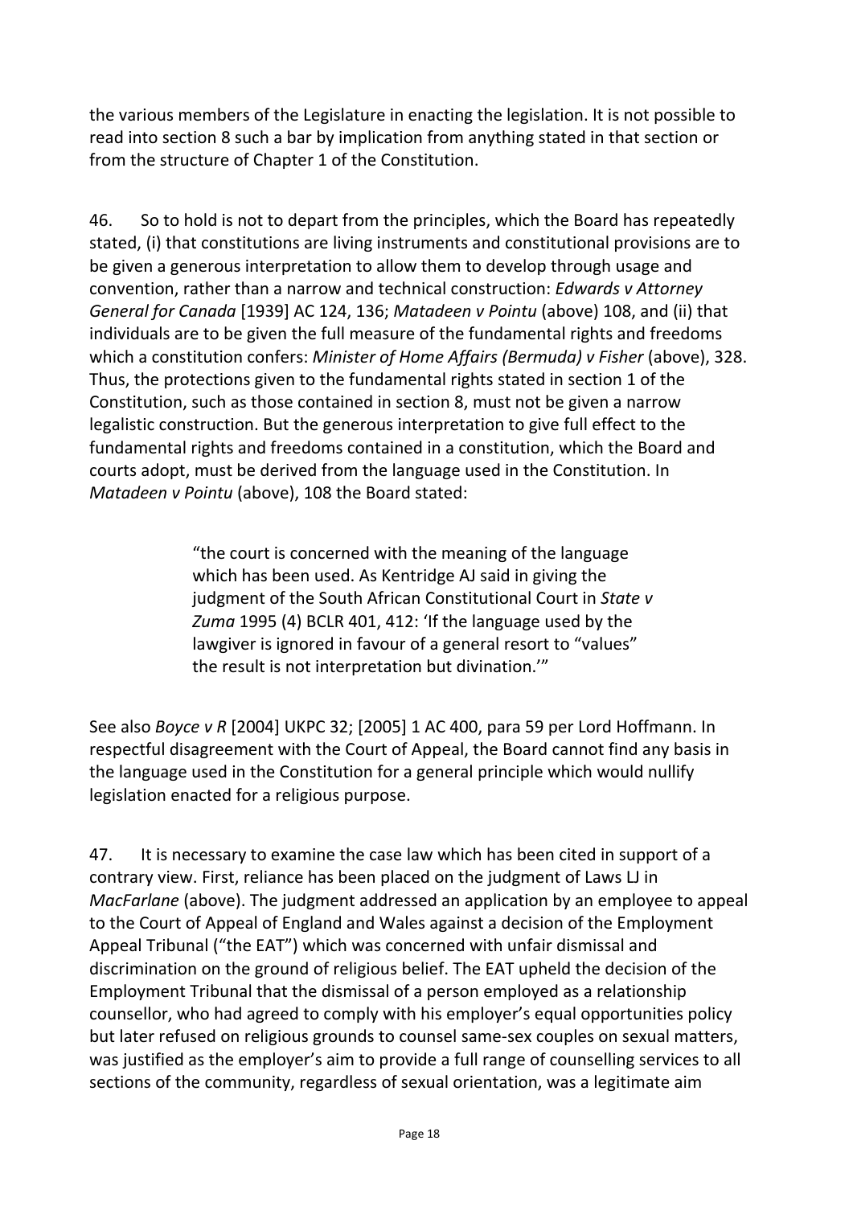the various members of the Legislature in enacting the legislation. It is not possible to read into section 8 such a bar by implication from anything stated in that section or from the structure of Chapter 1 of the Constitution.

46. So to hold is not to depart from the principles, which the Board has repeatedly stated, (i) that constitutions are living instruments and constitutional provisions are to be given a generous interpretation to allow them to develop through usage and convention, rather than a narrow and technical construction: *Edwards v Attorney General for Canada* [1939] AC 124, 136; *Matadeen v Pointu* (above) 108, and (ii) that individuals are to be given the full measure of the fundamental rights and freedoms which a constitution confers: *Minister of Home Affairs (Bermuda) v Fisher* (above), 328. Thus, the protections given to the fundamental rights stated in section 1 of the Constitution, such as those contained in section 8, must not be given a narrow legalistic construction. But the generous interpretation to give full effect to the fundamental rights and freedoms contained in a constitution, which the Board and courts adopt, must be derived from the language used in the Constitution. In *Matadeen v Pointu* (above), 108 the Board stated:

> "the court is concerned with the meaning of the language which has been used. As Kentridge AJ said in giving the judgment of the South African Constitutional Court in *State v Zuma* 1995 (4) BCLR 401, 412: 'If the language used by the lawgiver is ignored in favour of a general resort to "values" the result is not interpretation but divination.'"

See also *Boyce v R* [2004] UKPC 32; [2005] 1 AC 400, para 59 per Lord Hoffmann. In respectful disagreement with the Court of Appeal, the Board cannot find any basis in the language used in the Constitution for a general principle which would nullify legislation enacted for a religious purpose.

47. It is necessary to examine the case law which has been cited in support of a contrary view. First, reliance has been placed on the judgment of Laws LJ in *MacFarlane* (above). The judgment addressed an application by an employee to appeal to the Court of Appeal of England and Wales against a decision of the Employment Appeal Tribunal ("the EAT") which was concerned with unfair dismissal and discrimination on the ground of religious belief. The EAT upheld the decision of the Employment Tribunal that the dismissal of a person employed as a relationship counsellor, who had agreed to comply with his employer's equal opportunities policy but later refused on religious grounds to counsel same-sex couples on sexual matters, was justified as the employer's aim to provide a full range of counselling services to all sections of the community, regardless of sexual orientation, was a legitimate aim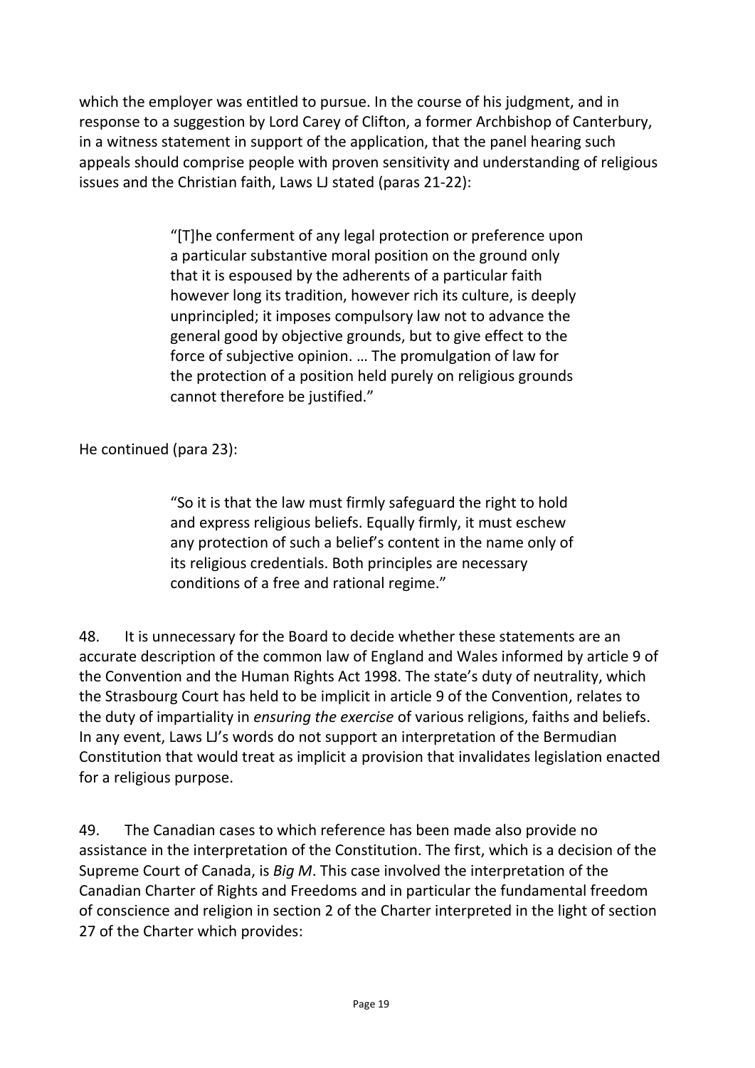which the employer was entitled to pursue. In the course of his judgment, and in response to a suggestion by Lord Carey of Clifton, a former Archbishop of Canterbury, in a witness statement in support of the application, that the panel hearing such appeals should comprise people with proven sensitivity and understanding of religious issues and the Christian faith, Laws LJ stated (paras 21-22):

> "[T]he conferment of any legal protection or preference upon a particular substantive moral position on the ground only that it is espoused by the adherents of a particular faith however long its tradition, however rich its culture, is deeply unprincipled; it imposes compulsory law not to advance the general good by objective grounds, but to give effect to the force of subjective opinion. … The promulgation of law for the protection of a position held purely on religious grounds cannot therefore be justified."

He continued (para 23):

> "So it is that the law must firmly safeguard the right to hold and express religious beliefs. Equally firmly, it must eschew any protection of such a belief's content in the name only of its religious credentials. Both principles are necessary conditions of a free and rational regime."

48. It is unnecessary for the Board to decide whether these statements are an accurate description of the common law of England and Wales informed by article 9 of the Convention and the Human Rights Act 1998. The state's duty of neutrality, which the Strasbourg Court has held to be implicit in article 9 of the Convention, relates to the duty of impartiality in *ensuring the exercise* of various religions, faiths and beliefs. In any event, Laws LJ's words do not support an interpretation of the Bermudian Constitution that would treat as implicit a provision that invalidates legislation enacted for a religious purpose.

49. The Canadian cases to which reference has been made also provide no assistance in the interpretation of the Constitution. The first, which is a decision of the Supreme Court of Canada, is *Big M*. This case involved the interpretation of the Canadian Charter of Rights and Freedoms and in particular the fundamental freedom of conscience and religion in section 2 of the Charter interpreted in the light of section 27 of the Charter which provides: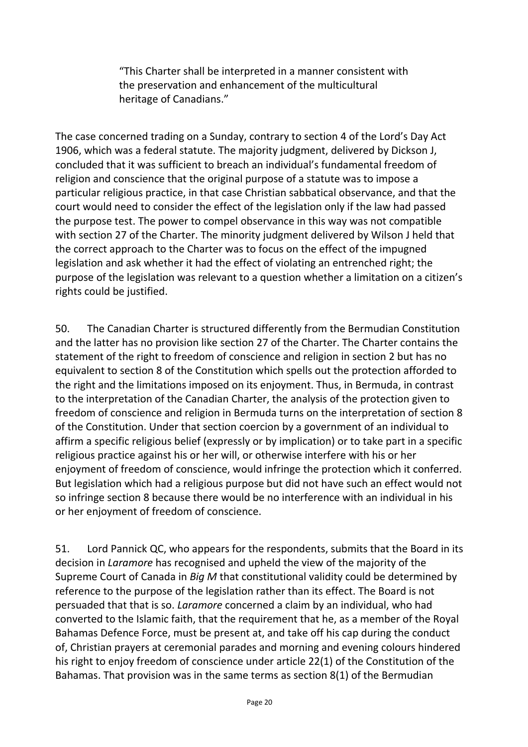> "This Charter shall be interpreted in a manner consistent with the preservation and enhancement of the multicultural heritage of Canadians."

The case concerned trading on a Sunday, contrary to section 4 of the Lord's Day Act 1906, which was a federal statute. The majority judgment, delivered by Dickson J, concluded that it was sufficient to breach an individual's fundamental freedom of religion and conscience that the original purpose of a statute was to impose a particular religious practice, in that case Christian sabbatical observance, and that the court would need to consider the effect of the legislation only if the law had passed the purpose test. The power to compel observance in this way was not compatible with section 27 of the Charter. The minority judgment delivered by Wilson J held that the correct approach to the Charter was to focus on the effect of the impugned legislation and ask whether it had the effect of violating an entrenched right; the purpose of the legislation was relevant to a question whether a limitation on a citizen's rights could be justified.

50. The Canadian Charter is structured differently from the Bermudian Constitution and the latter has no provision like section 27 of the Charter. The Charter contains the statement of the right to freedom of conscience and religion in section 2 but has no equivalent to section 8 of the Constitution which spells out the protection afforded to the right and the limitations imposed on its enjoyment. Thus, in Bermuda, in contrast to the interpretation of the Canadian Charter, the analysis of the protection given to freedom of conscience and religion in Bermuda turns on the interpretation of section 8 of the Constitution. Under that section coercion by a government of an individual to affirm a specific religious belief (expressly or by implication) or to take part in a specific religious practice against his or her will, or otherwise interfere with his or her enjoyment of freedom of conscience, would infringe the protection which it conferred. But legislation which had a religious purpose but did not have such an effect would not so infringe section 8 because there would be no interference with an individual in his or her enjoyment of freedom of conscience.

51. Lord Pannick QC, who appears for the respondents, submits that the Board in its decision in *Laramore* has recognised and upheld the view of the majority of the Supreme Court of Canada in *Big M* that constitutional validity could be determined by reference to the purpose of the legislation rather than its effect. The Board is not persuaded that that is so. *Laramore* concerned a claim by an individual, who had converted to the Islamic faith, that the requirement that he, as a member of the Royal Bahamas Defence Force, must be present at, and take off his cap during the conduct of, Christian prayers at ceremonial parades and morning and evening colours hindered his right to enjoy freedom of conscience under article 22(1) of the Constitution of the Bahamas. That provision was in the same terms as section 8(1) of the Bermudian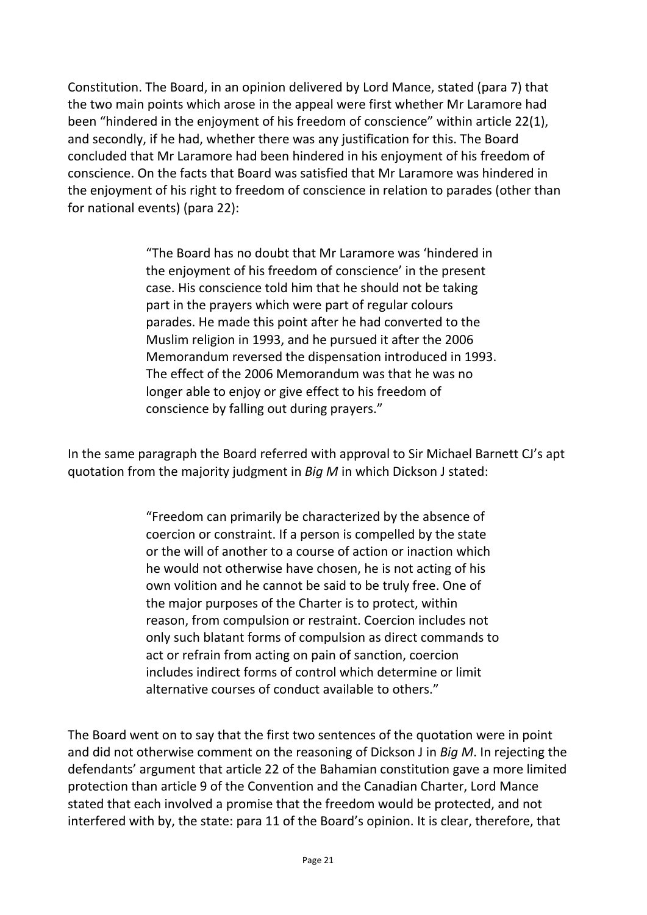Constitution. The Board, in an opinion delivered by Lord Mance, stated (para 7) that the two main points which arose in the appeal were first whether Mr Laramore had been "hindered in the enjoyment of his freedom of conscience" within article 22(1), and secondly, if he had, whether there was any justification for this. The Board concluded that Mr Laramore had been hindered in his enjoyment of his freedom of conscience. On the facts that Board was satisfied that Mr Laramore was hindered in the enjoyment of his right to freedom of conscience in relation to parades (other than for national events) (para 22):

> "The Board has no doubt that Mr Laramore was 'hindered in the enjoyment of his freedom of conscience' in the present case. His conscience told him that he should not be taking part in the prayers which were part of regular colours parades. He made this point after he had converted to the Muslim religion in 1993, and he pursued it after the 2006 Memorandum reversed the dispensation introduced in 1993. The effect of the 2006 Memorandum was that he was no longer able to enjoy or give effect to his freedom of conscience by falling out during prayers."

In the same paragraph the Board referred with approval to Sir Michael Barnett CJ's apt quotation from the majority judgment in *Big M* in which Dickson J stated:

> "Freedom can primarily be characterized by the absence of coercion or constraint. If a person is compelled by the state or the will of another to a course of action or inaction which he would not otherwise have chosen, he is not acting of his own volition and he cannot be said to be truly free. One of the major purposes of the Charter is to protect, within reason, from compulsion or restraint. Coercion includes not only such blatant forms of compulsion as direct commands to act or refrain from acting on pain of sanction, coercion includes indirect forms of control which determine or limit alternative courses of conduct available to others."

The Board went on to say that the first two sentences of the quotation were in point and did not otherwise comment on the reasoning of Dickson J in *Big M*. In rejecting the defendants' argument that article 22 of the Bahamian constitution gave a more limited protection than article 9 of the Convention and the Canadian Charter, Lord Mance stated that each involved a promise that the freedom would be protected, and not interfered with by, the state: para 11 of the Board's opinion. It is clear, therefore, that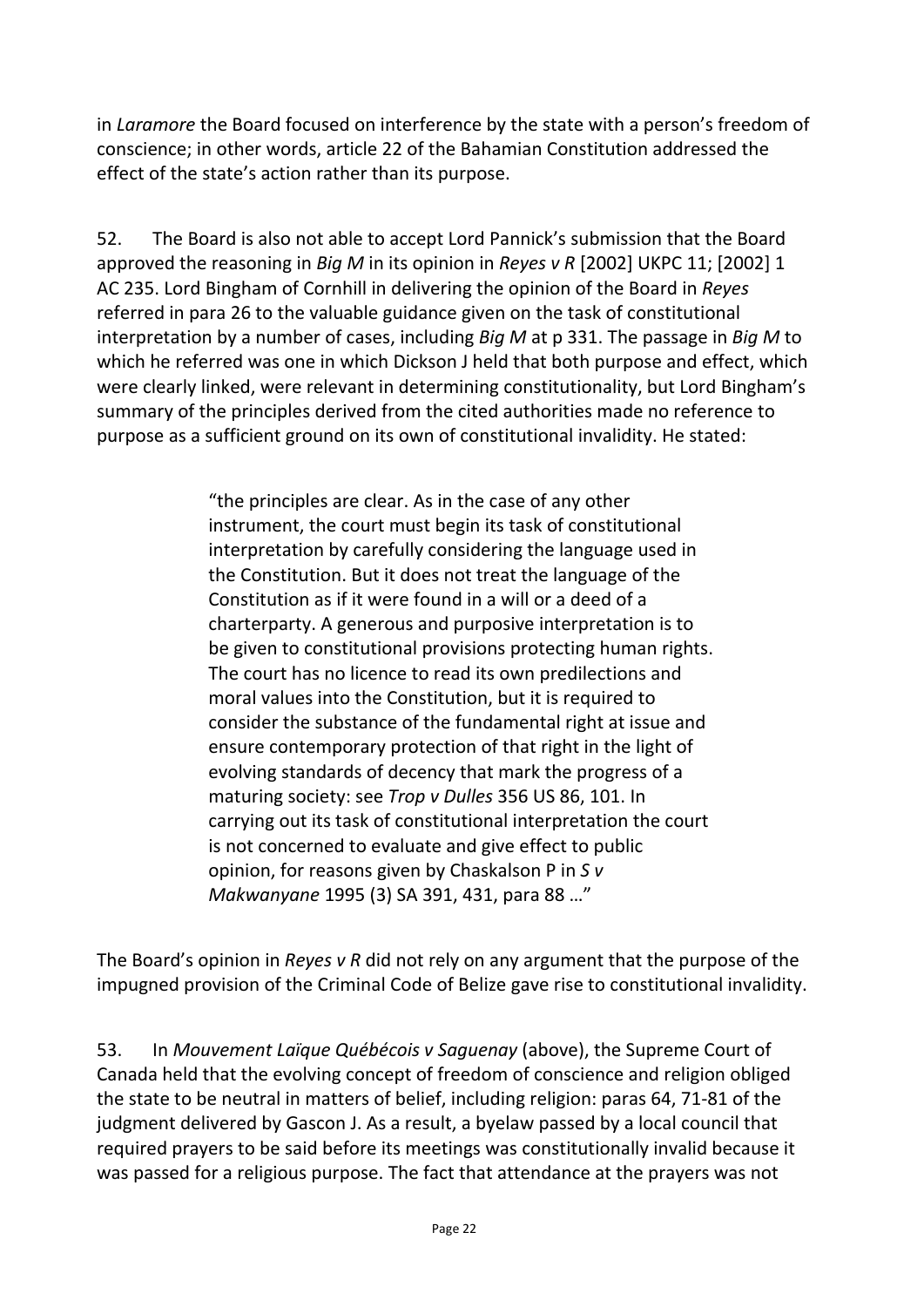in *Laramore* the Board focused on interference by the state with a person's freedom of conscience; in other words, article 22 of the Bahamian Constitution addressed the effect of the state's action rather than its purpose.

52. The Board is also not able to accept Lord Pannick's submission that the Board approved the reasoning in *Big M* in its opinion in *Reyes v R* [2002] UKPC 11; [2002] 1 AC 235. Lord Bingham of Cornhill in delivering the opinion of the Board in *Reyes* referred in para 26 to the valuable guidance given on the task of constitutional interpretation by a number of cases, including *Big M* at p 331. The passage in *Big M* to which he referred was one in which Dickson J held that both purpose and effect, which were clearly linked, were relevant in determining constitutionality, but Lord Bingham's summary of the principles derived from the cited authorities made no reference to purpose as a sufficient ground on its own of constitutional invalidity. He stated:

> "the principles are clear. As in the case of any other instrument, the court must begin its task of constitutional interpretation by carefully considering the language used in the Constitution. But it does not treat the language of the Constitution as if it were found in a will or a deed of a charterparty. A generous and purposive interpretation is to be given to constitutional provisions protecting human rights. The court has no licence to read its own predilections and moral values into the Constitution, but it is required to consider the substance of the fundamental right at issue and ensure contemporary protection of that right in the light of evolving standards of decency that mark the progress of a maturing society: see *Trop v Dulles* 356 US 86, 101. In carrying out its task of constitutional interpretation the court is not concerned to evaluate and give effect to public opinion, for reasons given by Chaskalson P in *S v Makwanyane* 1995 (3) SA 391, 431, para 88 …"

The Board's opinion in *Reyes v R* did not rely on any argument that the purpose of the impugned provision of the Criminal Code of Belize gave rise to constitutional invalidity.

53. In *Mouvement Laïque Québécois v Saguenay* (above), the Supreme Court of Canada held that the evolving concept of freedom of conscience and religion obliged the state to be neutral in matters of belief, including religion: paras 64, 71-81 of the judgment delivered by Gascon J. As a result, a byelaw passed by a local council that required prayers to be said before its meetings was constitutionally invalid because it was passed for a religious purpose. The fact that attendance at the prayers was not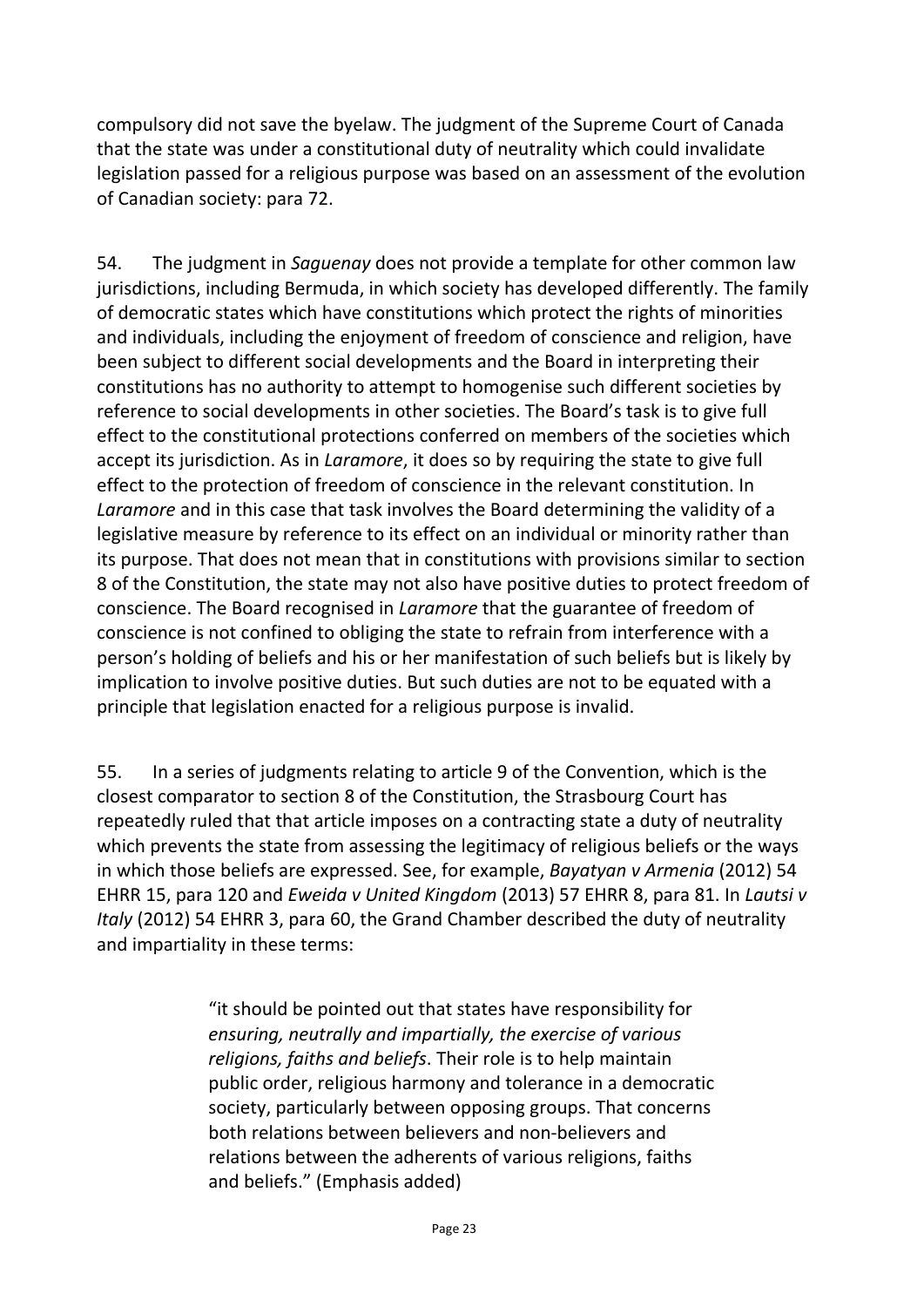compulsory did not save the byelaw. The judgment of the Supreme Court of Canada that the state was under a constitutional duty of neutrality which could invalidate legislation passed for a religious purpose was based on an assessment of the evolution of Canadian society: para 72.

54. The judgment in *Saguenay* does not provide a template for other common law jurisdictions, including Bermuda, in which society has developed differently. The family of democratic states which have constitutions which protect the rights of minorities and individuals, including the enjoyment of freedom of conscience and religion, have been subject to different social developments and the Board in interpreting their constitutions has no authority to attempt to homogenise such different societies by reference to social developments in other societies. The Board's task is to give full effect to the constitutional protections conferred on members of the societies which accept its jurisdiction. As in *Laramore*, it does so by requiring the state to give full effect to the protection of freedom of conscience in the relevant constitution. In *Laramore* and in this case that task involves the Board determining the validity of a legislative measure by reference to its effect on an individual or minority rather than its purpose. That does not mean that in constitutions with provisions similar to section 8 of the Constitution, the state may not also have positive duties to protect freedom of conscience. The Board recognised in *Laramore* that the guarantee of freedom of conscience is not confined to obliging the state to refrain from interference with a person's holding of beliefs and his or her manifestation of such beliefs but is likely by implication to involve positive duties. But such duties are not to be equated with a principle that legislation enacted for a religious purpose is invalid.

55. In a series of judgments relating to article 9 of the Convention, which is the closest comparator to section 8 of the Constitution, the Strasbourg Court has repeatedly ruled that that article imposes on a contracting state a duty of neutrality which prevents the state from assessing the legitimacy of religious beliefs or the ways in which those beliefs are expressed. See, for example, *Bayatyan v Armenia* (2012) 54 EHRR 15, para 120 and *Eweida v United Kingdom* (2013) 57 EHRR 8, para 81. In *Lautsi v Italy* (2012) 54 EHRR 3, para 60, the Grand Chamber described the duty of neutrality and impartiality in these terms:

> "it should be pointed out that states have responsibility for *ensuring, neutrally and impartially, the exercise of various religions, faiths and beliefs*. Their role is to help maintain public order, religious harmony and tolerance in a democratic society, particularly between opposing groups. That concerns both relations between believers and non-believers and relations between the adherents of various religions, faiths and beliefs." (Emphasis added)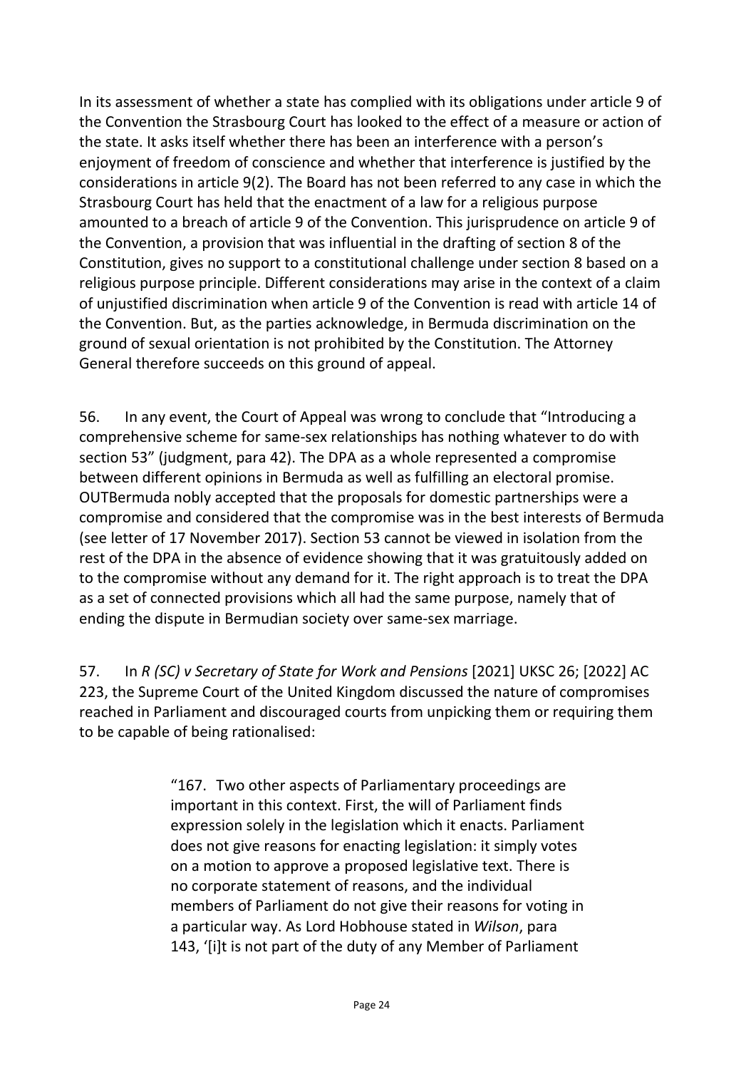In its assessment of whether a state has complied with its obligations under article 9 of the Convention the Strasbourg Court has looked to the effect of a measure or action of the state. It asks itself whether there has been an interference with a person's enjoyment of freedom of conscience and whether that interference is justified by the considerations in article 9(2). The Board has not been referred to any case in which the Strasbourg Court has held that the enactment of a law for a religious purpose amounted to a breach of article 9 of the Convention. This jurisprudence on article 9 of the Convention, a provision that was influential in the drafting of section 8 of the Constitution, gives no support to a constitutional challenge under section 8 based on a religious purpose principle. Different considerations may arise in the context of a claim of unjustified discrimination when article 9 of the Convention is read with article 14 of the Convention. But, as the parties acknowledge, in Bermuda discrimination on the ground of sexual orientation is not prohibited by the Constitution. The Attorney General therefore succeeds on this ground of appeal.

56. In any event, the Court of Appeal was wrong to conclude that "Introducing a comprehensive scheme for same-sex relationships has nothing whatever to do with section 53" (judgment, para 42). The DPA as a whole represented a compromise between different opinions in Bermuda as well as fulfilling an electoral promise. OUTBermuda nobly accepted that the proposals for domestic partnerships were a compromise and considered that the compromise was in the best interests of Bermuda (see letter of 17 November 2017). Section 53 cannot be viewed in isolation from the rest of the DPA in the absence of evidence showing that it was gratuitously added on to the compromise without any demand for it. The right approach is to treat the DPA as a set of connected provisions which all had the same purpose, namely that of ending the dispute in Bermudian society over same-sex marriage.

57. In *R (SC) v Secretary of State for Work and Pensions* [2021] UKSC 26; [2022] AC 223, the Supreme Court of the United Kingdom discussed the nature of compromises reached in Parliament and discouraged courts from unpicking them or requiring them to be capable of being rationalised:

> "167. Two other aspects of Parliamentary proceedings are important in this context. First, the will of Parliament finds expression solely in the legislation which it enacts. Parliament does not give reasons for enacting legislation: it simply votes on a motion to approve a proposed legislative text. There is no corporate statement of reasons, and the individual members of Parliament do not give their reasons for voting in a particular way. As Lord Hobhouse stated in *Wilson*, para 143, '[i]t is not part of the duty of any Member of Parliament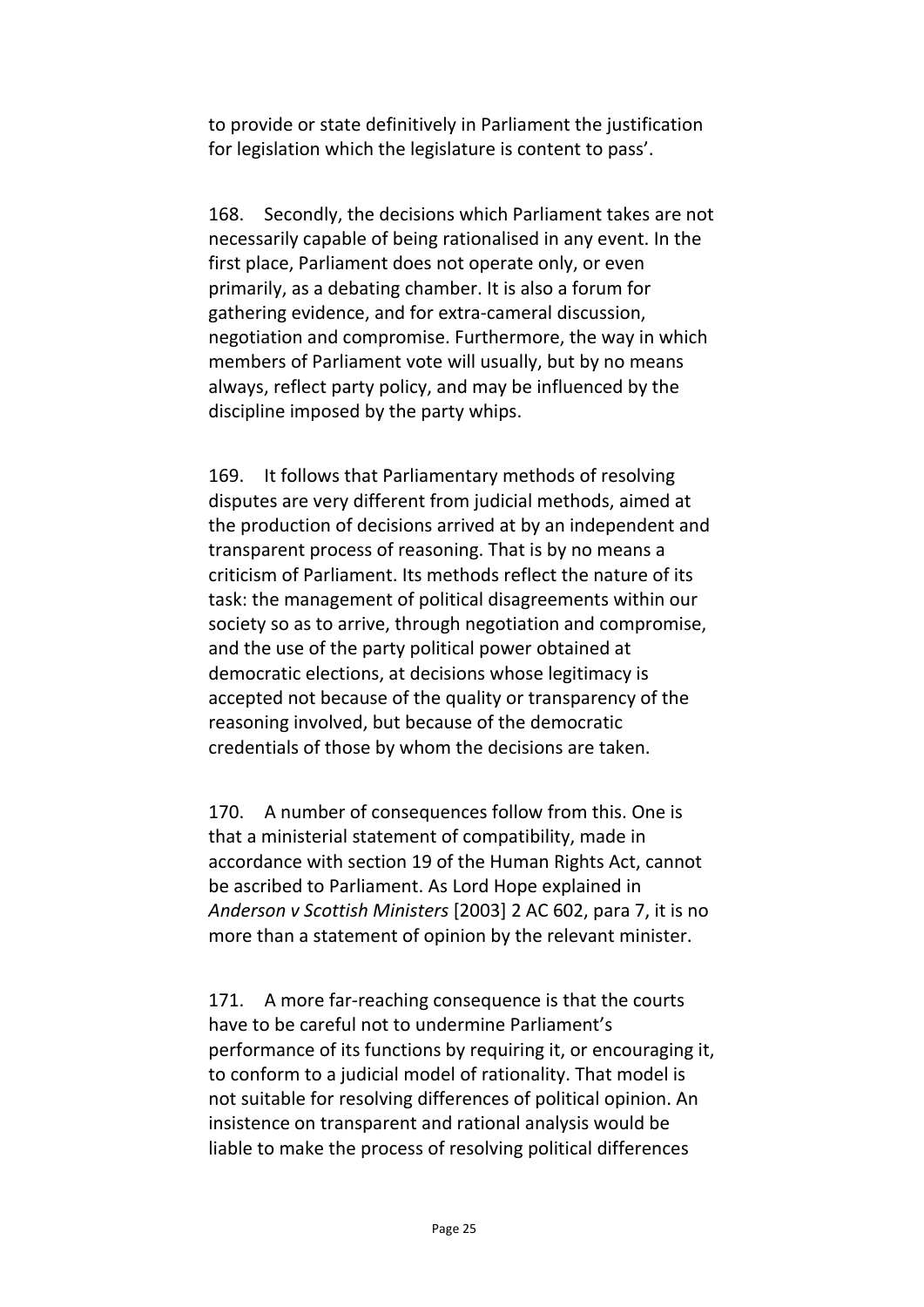to provide or state definitively in Parliament the justification for legislation which the legislature is content to pass'.

168. Secondly, the decisions which Parliament takes are not necessarily capable of being rationalised in any event. In the first place, Parliament does not operate only, or even primarily, as a debating chamber. It is also a forum for gathering evidence, and for extra-cameral discussion, negotiation and compromise. Furthermore, the way in which members of Parliament vote will usually, but by no means always, reflect party policy, and may be influenced by the discipline imposed by the party whips.

169. It follows that Parliamentary methods of resolving disputes are very different from judicial methods, aimed at the production of decisions arrived at by an independent and transparent process of reasoning. That is by no means a criticism of Parliament. Its methods reflect the nature of its task: the management of political disagreements within our society so as to arrive, through negotiation and compromise, and the use of the party political power obtained at democratic elections, at decisions whose legitimacy is accepted not because of the quality or transparency of the reasoning involved, but because of the democratic credentials of those by whom the decisions are taken.

170. A number of consequences follow from this. One is that a ministerial statement of compatibility, made in accordance with section 19 of the Human Rights Act, cannot be ascribed to Parliament. As Lord Hope explained in *Anderson v Scottish Ministers* [2003] 2 AC 602, para 7, it is no more than a statement of opinion by the relevant minister.

171. A more far-reaching consequence is that the courts have to be careful not to undermine Parliament's performance of its functions by requiring it, or encouraging it, to conform to a judicial model of rationality. That model is not suitable for resolving differences of political opinion. An insistence on transparent and rational analysis would be liable to make the process of resolving political differences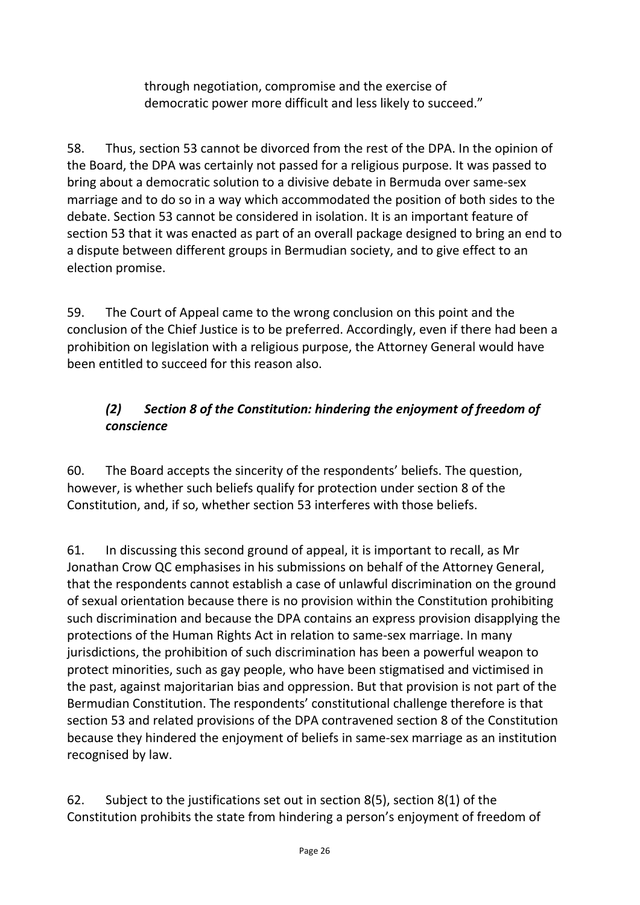> through negotiation, compromise and the exercise of democratic power more difficult and less likely to succeed."

58. Thus, section 53 cannot be divorced from the rest of the DPA. In the opinion of the Board, the DPA was certainly not passed for a religious purpose. It was passed to bring about a democratic solution to a divisive debate in Bermuda over same-sex marriage and to do so in a way which accommodated the position of both sides to the debate. Section 53 cannot be considered in isolation. It is an important feature of section 53 that it was enacted as part of an overall package designed to bring an end to a dispute between different groups in Bermudian society, and to give effect to an election promise.

59. The Court of Appeal came to the wrong conclusion on this point and the conclusion of the Chief Justice is to be preferred. Accordingly, even if there had been a prohibition on legislation with a religious purpose, the Attorney General would have been entitled to succeed for this reason also.

### *(2) Section 8 of the Constitution: hindering the enjoyment of freedom of conscience*

60. The Board accepts the sincerity of the respondents' beliefs. The question, however, is whether such beliefs qualify for protection under section 8 of the Constitution, and, if so, whether section 53 interferes with those beliefs.

61. In discussing this second ground of appeal, it is important to recall, as Mr Jonathan Crow QC emphasises in his submissions on behalf of the Attorney General, that the respondents cannot establish a case of unlawful discrimination on the ground of sexual orientation because there is no provision within the Constitution prohibiting such discrimination and because the DPA contains an express provision disapplying the protections of the Human Rights Act in relation to same-sex marriage. In many jurisdictions, the prohibition of such discrimination has been a powerful weapon to protect minorities, such as gay people, who have been stigmatised and victimised in the past, against majoritarian bias and oppression. But that provision is not part of the Bermudian Constitution. The respondents' constitutional challenge therefore is that section 53 and related provisions of the DPA contravened section 8 of the Constitution because they hindered the enjoyment of beliefs in same-sex marriage as an institution recognised by law.

62. Subject to the justifications set out in section 8(5), section 8(1) of the Constitution prohibits the state from hindering a person's enjoyment of freedom of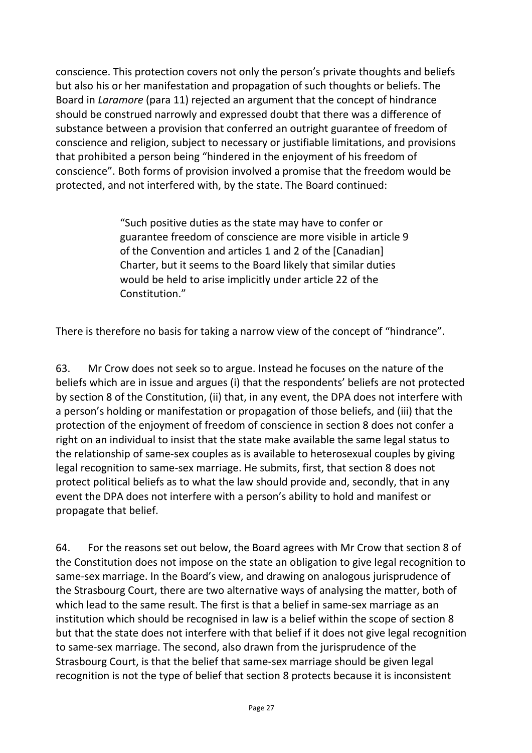conscience. This protection covers not only the person's private thoughts and beliefs but also his or her manifestation and propagation of such thoughts or beliefs. The Board in *Laramore* (para 11) rejected an argument that the concept of hindrance should be construed narrowly and expressed doubt that there was a difference of substance between a provision that conferred an outright guarantee of freedom of conscience and religion, subject to necessary or justifiable limitations, and provisions that prohibited a person being "hindered in the enjoyment of his freedom of conscience". Both forms of provision involved a promise that the freedom would be protected, and not interfered with, by the state. The Board continued:

> "Such positive duties as the state may have to confer or guarantee freedom of conscience are more visible in article 9 of the Convention and articles 1 and 2 of the [Canadian] Charter, but it seems to the Board likely that similar duties would be held to arise implicitly under article 22 of the Constitution."

There is therefore no basis for taking a narrow view of the concept of "hindrance".

63. Mr Crow does not seek so to argue. Instead he focuses on the nature of the beliefs which are in issue and argues (i) that the respondents' beliefs are not protected by section 8 of the Constitution, (ii) that, in any event, the DPA does not interfere with a person's holding or manifestation or propagation of those beliefs, and (iii) that the protection of the enjoyment of freedom of conscience in section 8 does not confer a right on an individual to insist that the state make available the same legal status to the relationship of same-sex couples as is available to heterosexual couples by giving legal recognition to same-sex marriage. He submits, first, that section 8 does not protect political beliefs as to what the law should provide and, secondly, that in any event the DPA does not interfere with a person's ability to hold and manifest or propagate that belief.

64. For the reasons set out below, the Board agrees with Mr Crow that section 8 of the Constitution does not impose on the state an obligation to give legal recognition to same-sex marriage. In the Board's view, and drawing on analogous jurisprudence of the Strasbourg Court, there are two alternative ways of analysing the matter, both of which lead to the same result. The first is that a belief in same-sex marriage as an institution which should be recognised in law is a belief within the scope of section 8 but that the state does not interfere with that belief if it does not give legal recognition to same-sex marriage. The second, also drawn from the jurisprudence of the Strasbourg Court, is that the belief that same-sex marriage should be given legal recognition is not the type of belief that section 8 protects because it is inconsistent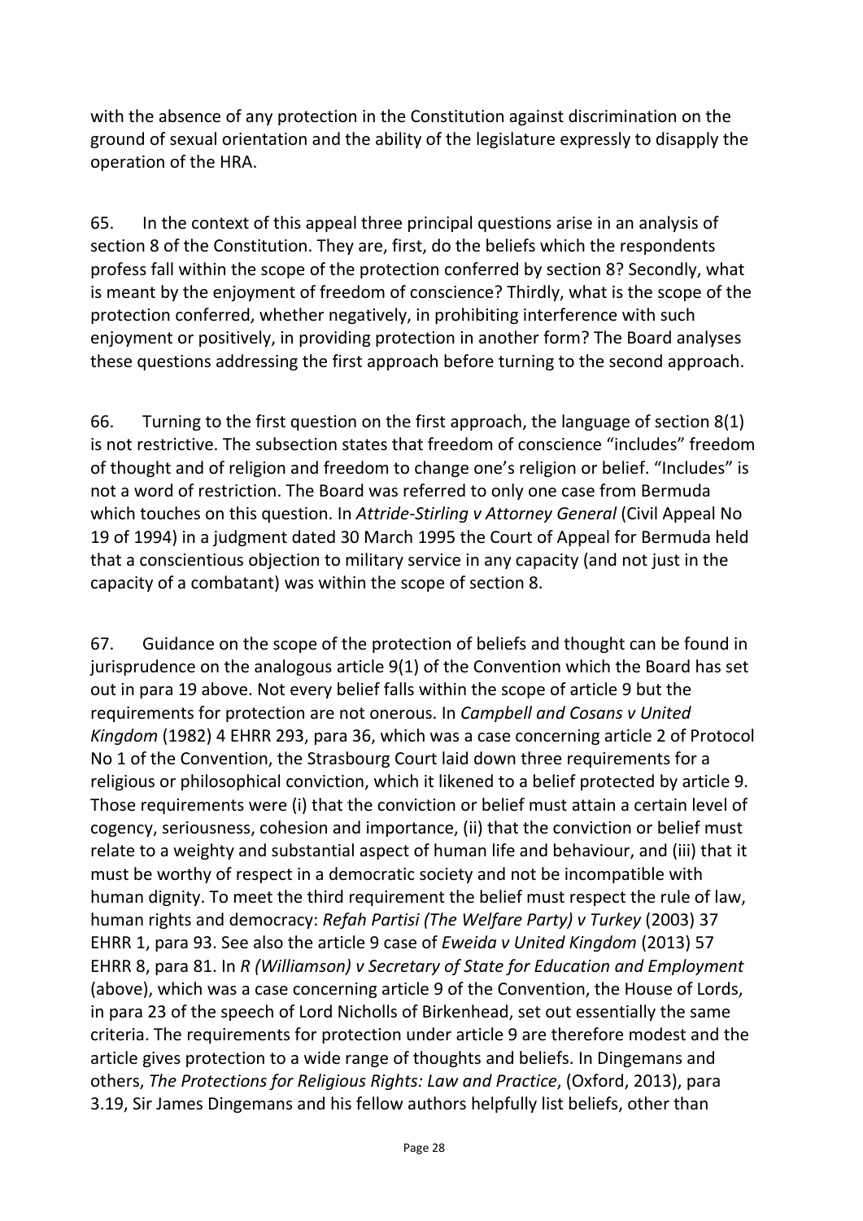with the absence of any protection in the Constitution against discrimination on the ground of sexual orientation and the ability of the legislature expressly to disapply the operation of the HRA.

65. In the context of this appeal three principal questions arise in an analysis of section 8 of the Constitution. They are, first, do the beliefs which the respondents profess fall within the scope of the protection conferred by section 8? Secondly, what is meant by the enjoyment of freedom of conscience? Thirdly, what is the scope of the protection conferred, whether negatively, in prohibiting interference with such enjoyment or positively, in providing protection in another form? The Board analyses these questions addressing the first approach before turning to the second approach.

66. Turning to the first question on the first approach, the language of section 8(1) is not restrictive. The subsection states that freedom of conscience "includes" freedom of thought and of religion and freedom to change one's religion or belief. "Includes" is not a word of restriction. The Board was referred to only one case from Bermuda which touches on this question. In *Attride-Stirling v Attorney General* (Civil Appeal No 19 of 1994) in a judgment dated 30 March 1995 the Court of Appeal for Bermuda held that a conscientious objection to military service in any capacity (and not just in the capacity of a combatant) was within the scope of section 8.

67. Guidance on the scope of the protection of beliefs and thought can be found in jurisprudence on the analogous article 9(1) of the Convention which the Board has set out in para 19 above. Not every belief falls within the scope of article 9 but the requirements for protection are not onerous. In *Campbell and Cosans v United Kingdom* (1982) 4 EHRR 293, para 36, which was a case concerning article 2 of Protocol No 1 of the Convention, the Strasbourg Court laid down three requirements for a religious or philosophical conviction, which it likened to a belief protected by article 9. Those requirements were (i) that the conviction or belief must attain a certain level of cogency, seriousness, cohesion and importance, (ii) that the conviction or belief must relate to a weighty and substantial aspect of human life and behaviour, and (iii) that it must be worthy of respect in a democratic society and not be incompatible with human dignity. To meet the third requirement the belief must respect the rule of law, human rights and democracy: *Refah Partisi (The Welfare Party) v Turkey* (2003) 37 EHRR 1, para 93. See also the article 9 case of *Eweida v United Kingdom* (2013) 57 EHRR 8, para 81. In *R (Williamson) v Secretary of State for Education and Employment* (above), which was a case concerning article 9 of the Convention, the House of Lords, in para 23 of the speech of Lord Nicholls of Birkenhead, set out essentially the same criteria. The requirements for protection under article 9 are therefore modest and the article gives protection to a wide range of thoughts and beliefs. In Dingemans and others, *The Protections for Religious Rights: Law and Practice*, (Oxford, 2013), para 3.19, Sir James Dingemans and his fellow authors helpfully list beliefs, other than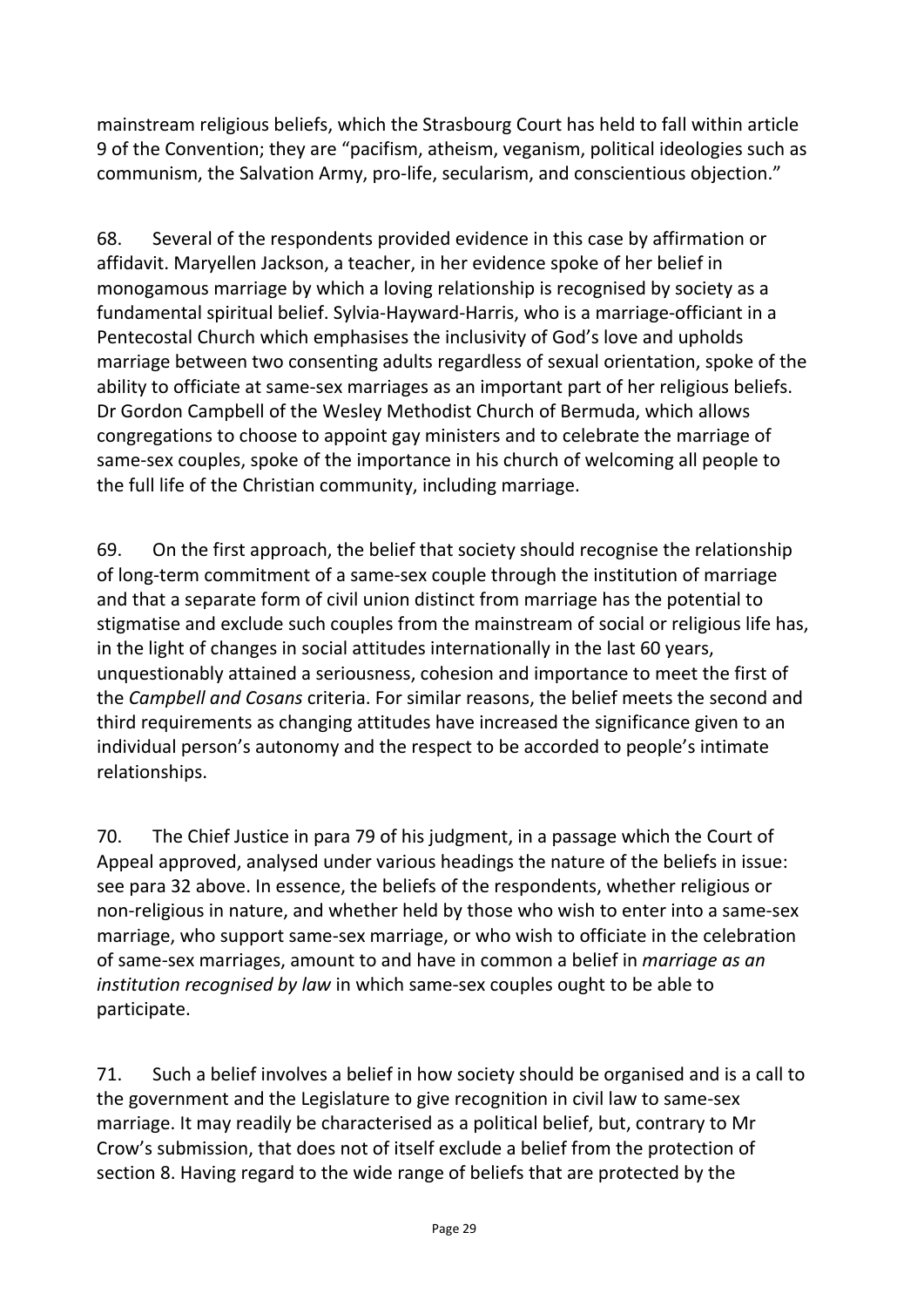mainstream religious beliefs, which the Strasbourg Court has held to fall within article 9 of the Convention; they are "pacifism, atheism, veganism, political ideologies such as communism, the Salvation Army, pro-life, secularism, and conscientious objection."

68. Several of the respondents provided evidence in this case by affirmation or affidavit. Maryellen Jackson, a teacher, in her evidence spoke of her belief in monogamous marriage by which a loving relationship is recognised by society as a fundamental spiritual belief. Sylvia-Hayward-Harris, who is a marriage-officiant in a Pentecostal Church which emphasises the inclusivity of God's love and upholds marriage between two consenting adults regardless of sexual orientation, spoke of the ability to officiate at same-sex marriages as an important part of her religious beliefs. Dr Gordon Campbell of the Wesley Methodist Church of Bermuda, which allows congregations to choose to appoint gay ministers and to celebrate the marriage of same-sex couples, spoke of the importance in his church of welcoming all people to the full life of the Christian community, including marriage.

69. On the first approach, the belief that society should recognise the relationship of long-term commitment of a same-sex couple through the institution of marriage and that a separate form of civil union distinct from marriage has the potential to stigmatise and exclude such couples from the mainstream of social or religious life has, in the light of changes in social attitudes internationally in the last 60 years, unquestionably attained a seriousness, cohesion and importance to meet the first of the *Campbell and Cosans* criteria. For similar reasons, the belief meets the second and third requirements as changing attitudes have increased the significance given to an individual person's autonomy and the respect to be accorded to people's intimate relationships.

70. The Chief Justice in para 79 of his judgment, in a passage which the Court of Appeal approved, analysed under various headings the nature of the beliefs in issue: see para 32 above. In essence, the beliefs of the respondents, whether religious or non-religious in nature, and whether held by those who wish to enter into a same-sex marriage, who support same-sex marriage, or who wish to officiate in the celebration of same-sex marriages, amount to and have in common a belief in *marriage as an institution recognised by law* in which same-sex couples ought to be able to participate.

71. Such a belief involves a belief in how society should be organised and is a call to the government and the Legislature to give recognition in civil law to same-sex marriage. It may readily be characterised as a political belief, but, contrary to Mr Crow's submission, that does not of itself exclude a belief from the protection of section 8. Having regard to the wide range of beliefs that are protected by the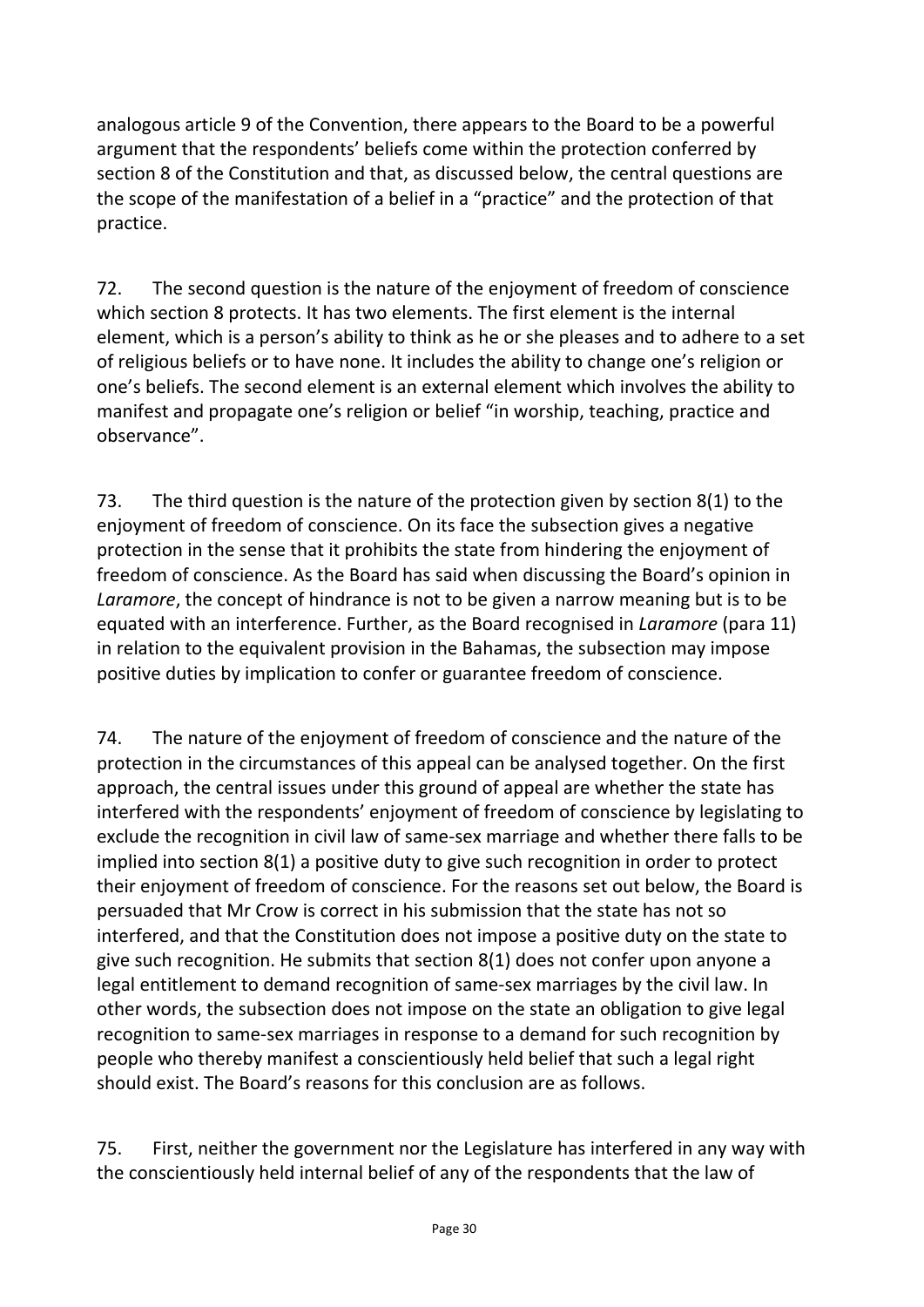analogous article 9 of the Convention, there appears to the Board to be a powerful argument that the respondents' beliefs come within the protection conferred by section 8 of the Constitution and that, as discussed below, the central questions are the scope of the manifestation of a belief in a "practice" and the protection of that practice.

72. The second question is the nature of the enjoyment of freedom of conscience which section 8 protects. It has two elements. The first element is the internal element, which is a person's ability to think as he or she pleases and to adhere to a set of religious beliefs or to have none. It includes the ability to change one's religion or one's beliefs. The second element is an external element which involves the ability to manifest and propagate one's religion or belief "in worship, teaching, practice and observance".

73. The third question is the nature of the protection given by section 8(1) to the enjoyment of freedom of conscience. On its face the subsection gives a negative protection in the sense that it prohibits the state from hindering the enjoyment of freedom of conscience. As the Board has said when discussing the Board's opinion in *Laramore*, the concept of hindrance is not to be given a narrow meaning but is to be equated with an interference. Further, as the Board recognised in *Laramore* (para 11) in relation to the equivalent provision in the Bahamas, the subsection may impose positive duties by implication to confer or guarantee freedom of conscience.

74. The nature of the enjoyment of freedom of conscience and the nature of the protection in the circumstances of this appeal can be analysed together. On the first approach, the central issues under this ground of appeal are whether the state has interfered with the respondents' enjoyment of freedom of conscience by legislating to exclude the recognition in civil law of same-sex marriage and whether there falls to be implied into section 8(1) a positive duty to give such recognition in order to protect their enjoyment of freedom of conscience. For the reasons set out below, the Board is persuaded that Mr Crow is correct in his submission that the state has not so interfered, and that the Constitution does not impose a positive duty on the state to give such recognition. He submits that section 8(1) does not confer upon anyone a legal entitlement to demand recognition of same-sex marriages by the civil law. In other words, the subsection does not impose on the state an obligation to give legal recognition to same-sex marriages in response to a demand for such recognition by people who thereby manifest a conscientiously held belief that such a legal right should exist. The Board's reasons for this conclusion are as follows.

75. First, neither the government nor the Legislature has interfered in any way with the conscientiously held internal belief of any of the respondents that the law of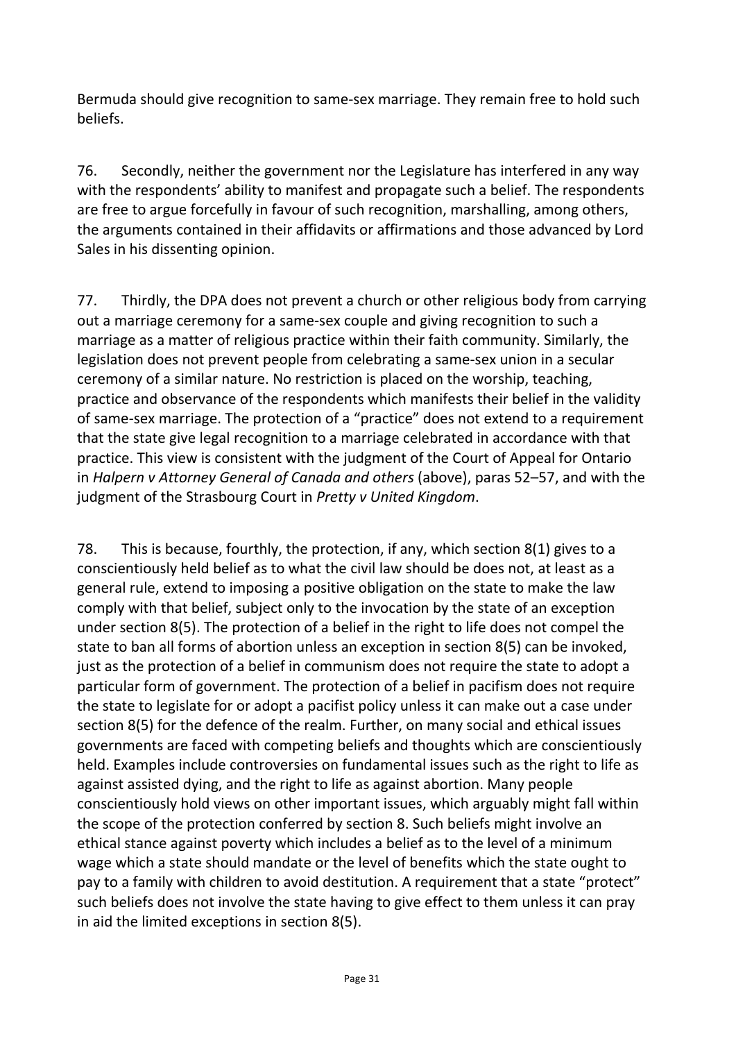Bermuda should give recognition to same-sex marriage. They remain free to hold such beliefs.

76. Secondly, neither the government nor the Legislature has interfered in any way with the respondents' ability to manifest and propagate such a belief. The respondents are free to argue forcefully in favour of such recognition, marshalling, among others, the arguments contained in their affidavits or affirmations and those advanced by Lord Sales in his dissenting opinion.

77. Thirdly, the DPA does not prevent a church or other religious body from carrying out a marriage ceremony for a same-sex couple and giving recognition to such a marriage as a matter of religious practice within their faith community. Similarly, the legislation does not prevent people from celebrating a same-sex union in a secular ceremony of a similar nature. No restriction is placed on the worship, teaching, practice and observance of the respondents which manifests their belief in the validity of same-sex marriage. The protection of a "practice" does not extend to a requirement that the state give legal recognition to a marriage celebrated in accordance with that practice. This view is consistent with the judgment of the Court of Appeal for Ontario in *Halpern v Attorney General of Canada and others* (above), paras 52–57, and with the judgment of the Strasbourg Court in *Pretty v United Kingdom*.

78. This is because, fourthly, the protection, if any, which section 8(1) gives to a conscientiously held belief as to what the civil law should be does not, at least as a general rule, extend to imposing a positive obligation on the state to make the law comply with that belief, subject only to the invocation by the state of an exception under section 8(5). The protection of a belief in the right to life does not compel the state to ban all forms of abortion unless an exception in section 8(5) can be invoked, just as the protection of a belief in communism does not require the state to adopt a particular form of government. The protection of a belief in pacifism does not require the state to legislate for or adopt a pacifist policy unless it can make out a case under section 8(5) for the defence of the realm. Further, on many social and ethical issues governments are faced with competing beliefs and thoughts which are conscientiously held. Examples include controversies on fundamental issues such as the right to life as against assisted dying, and the right to life as against abortion. Many people conscientiously hold views on other important issues, which arguably might fall within the scope of the protection conferred by section 8. Such beliefs might involve an ethical stance against poverty which includes a belief as to the level of a minimum wage which a state should mandate or the level of benefits which the state ought to pay to a family with children to avoid destitution. A requirement that a state "protect" such beliefs does not involve the state having to give effect to them unless it can pray in aid the limited exceptions in section 8(5).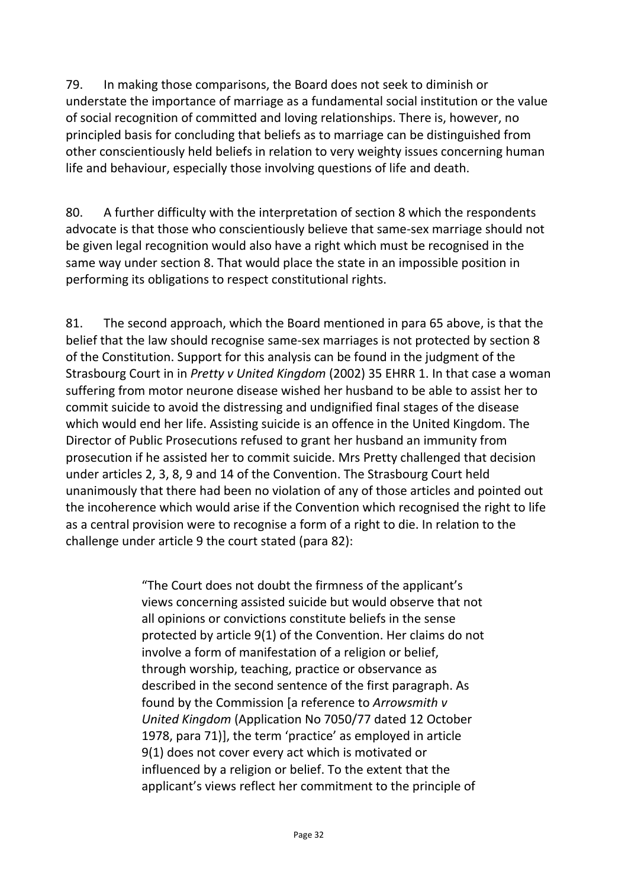79. In making those comparisons, the Board does not seek to diminish or understate the importance of marriage as a fundamental social institution or the value of social recognition of committed and loving relationships. There is, however, no principled basis for concluding that beliefs as to marriage can be distinguished from other conscientiously held beliefs in relation to very weighty issues concerning human life and behaviour, especially those involving questions of life and death.

80. A further difficulty with the interpretation of section 8 which the respondents advocate is that those who conscientiously believe that same-sex marriage should not be given legal recognition would also have a right which must be recognised in the same way under section 8. That would place the state in an impossible position in performing its obligations to respect constitutional rights.

81. The second approach, which the Board mentioned in para 65 above, is that the belief that the law should recognise same-sex marriages is not protected by section 8 of the Constitution. Support for this analysis can be found in the judgment of the Strasbourg Court in in *Pretty v United Kingdom* (2002) 35 EHRR 1. In that case a woman suffering from motor neurone disease wished her husband to be able to assist her to commit suicide to avoid the distressing and undignified final stages of the disease which would end her life. Assisting suicide is an offence in the United Kingdom. The Director of Public Prosecutions refused to grant her husband an immunity from prosecution if he assisted her to commit suicide. Mrs Pretty challenged that decision under articles 2, 3, 8, 9 and 14 of the Convention. The Strasbourg Court held unanimously that there had been no violation of any of those articles and pointed out the incoherence which would arise if the Convention which recognised the right to life as a central provision were to recognise a form of a right to die. In relation to the challenge under article 9 the court stated (para 82):

> "The Court does not doubt the firmness of the applicant's views concerning assisted suicide but would observe that not all opinions or convictions constitute beliefs in the sense protected by article 9(1) of the Convention. Her claims do not involve a form of manifestation of a religion or belief, through worship, teaching, practice or observance as described in the second sentence of the first paragraph. As found by the Commission [a reference to *Arrowsmith v United Kingdom* (Application No 7050/77 dated 12 October 1978, para 71)], the term 'practice' as employed in article 9(1) does not cover every act which is motivated or influenced by a religion or belief. To the extent that the applicant's views reflect her commitment to the principle of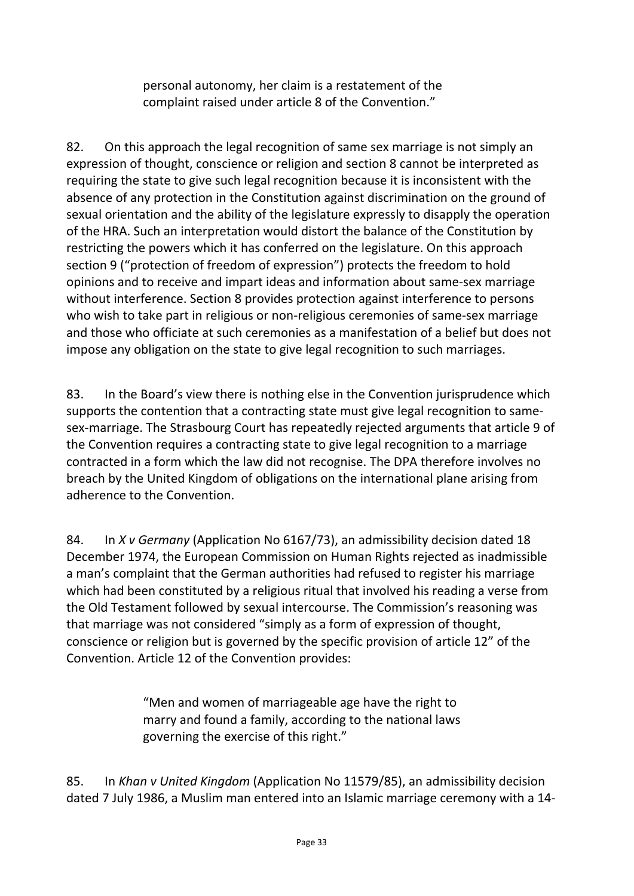> personal autonomy, her claim is a restatement of the complaint raised under article 8 of the Convention."

82. On this approach the legal recognition of same sex marriage is not simply an expression of thought, conscience or religion and section 8 cannot be interpreted as requiring the state to give such legal recognition because it is inconsistent with the absence of any protection in the Constitution against discrimination on the ground of sexual orientation and the ability of the legislature expressly to disapply the operation of the HRA. Such an interpretation would distort the balance of the Constitution by restricting the powers which it has conferred on the legislature. On this approach section 9 ("protection of freedom of expression") protects the freedom to hold opinions and to receive and impart ideas and information about same-sex marriage without interference. Section 8 provides protection against interference to persons who wish to take part in religious or non-religious ceremonies of same-sex marriage and those who officiate at such ceremonies as a manifestation of a belief but does not impose any obligation on the state to give legal recognition to such marriages.

83. In the Board's view there is nothing else in the Convention jurisprudence which supports the contention that a contracting state must give legal recognition to same-sex-marriage. The Strasbourg Court has repeatedly rejected arguments that article 9 of the Convention requires a contracting state to give legal recognition to a marriage contracted in a form which the law did not recognise. The DPA therefore involves no breach by the United Kingdom of obligations on the international plane arising from adherence to the Convention.

84. In *X v Germany* (Application No 6167/73), an admissibility decision dated 18 December 1974, the European Commission on Human Rights rejected as inadmissible a man's complaint that the German authorities had refused to register his marriage which had been constituted by a religious ritual that involved his reading a verse from the Old Testament followed by sexual intercourse. The Commission's reasoning was that marriage was not considered "simply as a form of expression of thought, conscience or religion but is governed by the specific provision of article 12" of the Convention. Article 12 of the Convention provides:

> "Men and women of marriageable age have the right to marry and found a family, according to the national laws governing the exercise of this right."

85. In *Khan v United Kingdom* (Application No 11579/85), an admissibility decision dated 7 July 1986, a Muslim man entered into an Islamic marriage ceremony with a 14-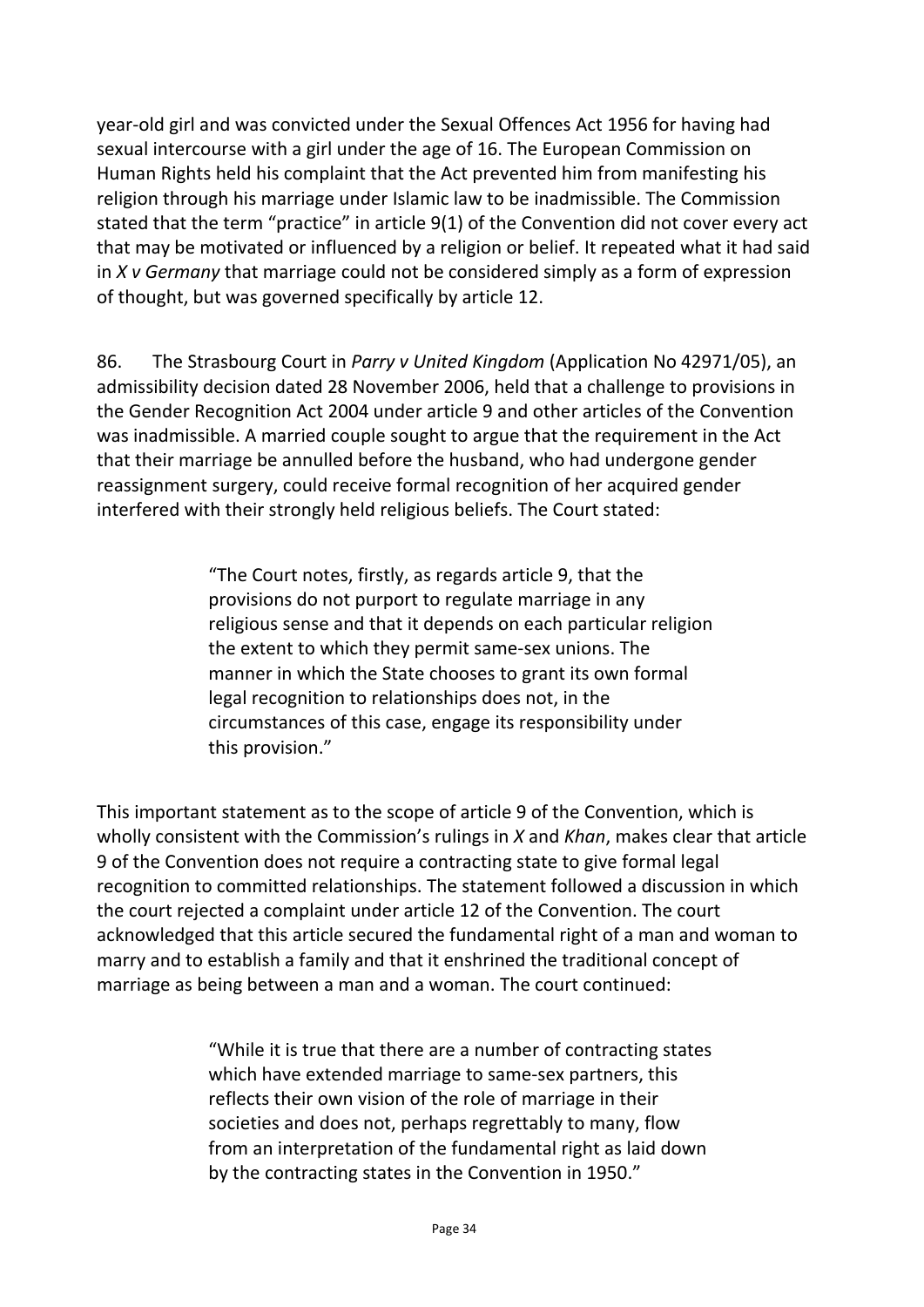year-old girl and was convicted under the Sexual Offences Act 1956 for having had sexual intercourse with a girl under the age of 16. The European Commission on Human Rights held his complaint that the Act prevented him from manifesting his religion through his marriage under Islamic law to be inadmissible. The Commission stated that the term "practice" in article 9(1) of the Convention did not cover every act that may be motivated or influenced by a religion or belief. It repeated what it had said in *X v Germany* that marriage could not be considered simply as a form of expression of thought, but was governed specifically by article 12.

86. The Strasbourg Court in *Parry v United Kingdom* (Application No 42971/05), an admissibility decision dated 28 November 2006, held that a challenge to provisions in the Gender Recognition Act 2004 under article 9 and other articles of the Convention was inadmissible. A married couple sought to argue that the requirement in the Act that their marriage be annulled before the husband, who had undergone gender reassignment surgery, could receive formal recognition of her acquired gender interfered with their strongly held religious beliefs. The Court stated:

> "The Court notes, firstly, as regards article 9, that the provisions do not purport to regulate marriage in any religious sense and that it depends on each particular religion the extent to which they permit same-sex unions. The manner in which the State chooses to grant its own formal legal recognition to relationships does not, in the circumstances of this case, engage its responsibility under this provision."

This important statement as to the scope of article 9 of the Convention, which is wholly consistent with the Commission's rulings in *X* and *Khan*, makes clear that article 9 of the Convention does not require a contracting state to give formal legal recognition to committed relationships. The statement followed a discussion in which the court rejected a complaint under article 12 of the Convention. The court acknowledged that this article secured the fundamental right of a man and woman to marry and to establish a family and that it enshrined the traditional concept of marriage as being between a man and a woman. The court continued:

> "While it is true that there are a number of contracting states which have extended marriage to same-sex partners, this reflects their own vision of the role of marriage in their societies and does not, perhaps regrettably to many, flow from an interpretation of the fundamental right as laid down by the contracting states in the Convention in 1950."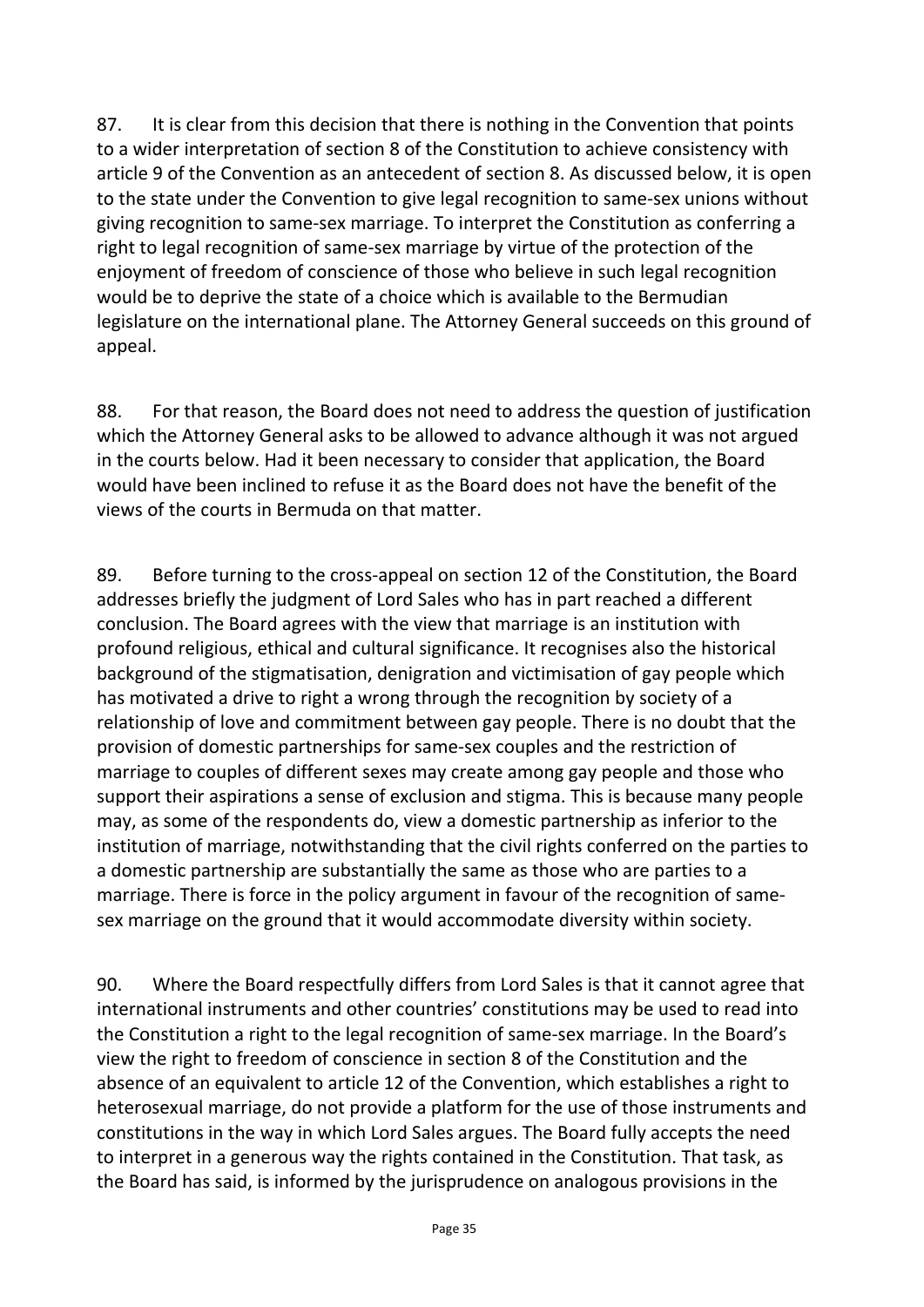87. It is clear from this decision that there is nothing in the Convention that points to a wider interpretation of section 8 of the Constitution to achieve consistency with article 9 of the Convention as an antecedent of section 8. As discussed below, it is open to the state under the Convention to give legal recognition to same-sex unions without giving recognition to same-sex marriage. To interpret the Constitution as conferring a right to legal recognition of same-sex marriage by virtue of the protection of the enjoyment of freedom of conscience of those who believe in such legal recognition would be to deprive the state of a choice which is available to the Bermudian legislature on the international plane. The Attorney General succeeds on this ground of appeal.

88. For that reason, the Board does not need to address the question of justification which the Attorney General asks to be allowed to advance although it was not argued in the courts below. Had it been necessary to consider that application, the Board would have been inclined to refuse it as the Board does not have the benefit of the views of the courts in Bermuda on that matter.

89. Before turning to the cross-appeal on section 12 of the Constitution, the Board addresses briefly the judgment of Lord Sales who has in part reached a different conclusion. The Board agrees with the view that marriage is an institution with profound religious, ethical and cultural significance. It recognises also the historical background of the stigmatisation, denigration and victimisation of gay people which has motivated a drive to right a wrong through the recognition by society of a relationship of love and commitment between gay people. There is no doubt that the provision of domestic partnerships for same-sex couples and the restriction of marriage to couples of different sexes may create among gay people and those who support their aspirations a sense of exclusion and stigma. This is because many people may, as some of the respondents do, view a domestic partnership as inferior to the institution of marriage, notwithstanding that the civil rights conferred on the parties to a domestic partnership are substantially the same as those who are parties to a marriage. There is force in the policy argument in favour of the recognition of same-sex marriage on the ground that it would accommodate diversity within society.

90. Where the Board respectfully differs from Lord Sales is that it cannot agree that international instruments and other countries' constitutions may be used to read into the Constitution a right to the legal recognition of same-sex marriage. In the Board's view the right to freedom of conscience in section 8 of the Constitution and the absence of an equivalent to article 12 of the Convention, which establishes a right to heterosexual marriage, do not provide a platform for the use of those instruments and constitutions in the way in which Lord Sales argues. The Board fully accepts the need to interpret in a generous way the rights contained in the Constitution. That task, as the Board has said, is informed by the jurisprudence on analogous provisions in the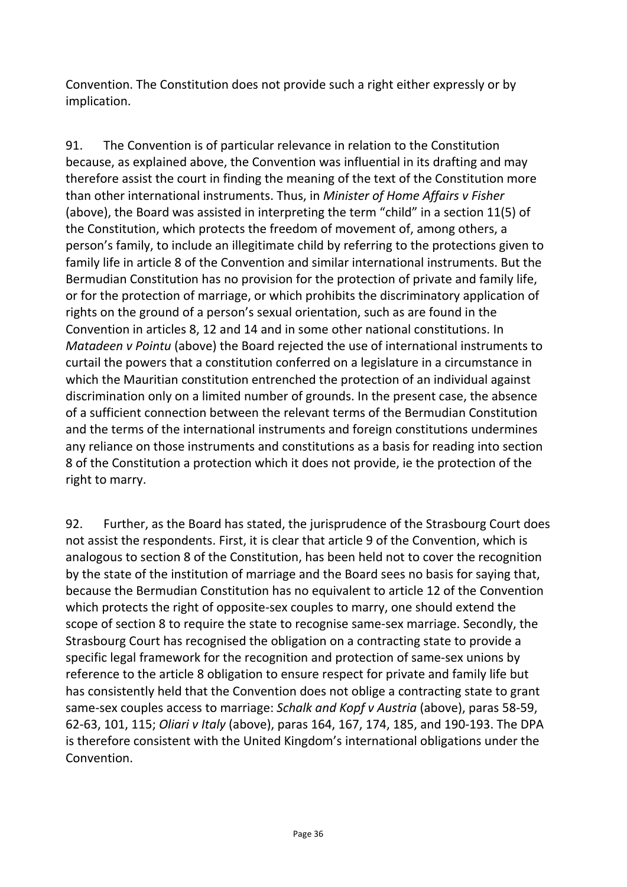Convention. The Constitution does not provide such a right either expressly or by implication.

91. The Convention is of particular relevance in relation to the Constitution because, as explained above, the Convention was influential in its drafting and may therefore assist the court in finding the meaning of the text of the Constitution more than other international instruments. Thus, in *Minister of Home Affairs v Fisher* (above), the Board was assisted in interpreting the term "child" in a section 11(5) of the Constitution, which protects the freedom of movement of, among others, a person's family, to include an illegitimate child by referring to the protections given to family life in article 8 of the Convention and similar international instruments. But the Bermudian Constitution has no provision for the protection of private and family life, or for the protection of marriage, or which prohibits the discriminatory application of rights on the ground of a person's sexual orientation, such as are found in the Convention in articles 8, 12 and 14 and in some other national constitutions. In *Matadeen v Pointu* (above) the Board rejected the use of international instruments to curtail the powers that a constitution conferred on a legislature in a circumstance in which the Mauritian constitution entrenched the protection of an individual against discrimination only on a limited number of grounds. In the present case, the absence of a sufficient connection between the relevant terms of the Bermudian Constitution and the terms of the international instruments and foreign constitutions undermines any reliance on those instruments and constitutions as a basis for reading into section 8 of the Constitution a protection which it does not provide, ie the protection of the right to marry.

92. Further, as the Board has stated, the jurisprudence of the Strasbourg Court does not assist the respondents. First, it is clear that article 9 of the Convention, which is analogous to section 8 of the Constitution, has been held not to cover the recognition by the state of the institution of marriage and the Board sees no basis for saying that, because the Bermudian Constitution has no equivalent to article 12 of the Convention which protects the right of opposite-sex couples to marry, one should extend the scope of section 8 to require the state to recognise same-sex marriage. Secondly, the Strasbourg Court has recognised the obligation on a contracting state to provide a specific legal framework for the recognition and protection of same-sex unions by reference to the article 8 obligation to ensure respect for private and family life but has consistently held that the Convention does not oblige a contracting state to grant same-sex couples access to marriage: *Schalk and Kopf v Austria* (above), paras 58-59, 62-63, 101, 115; *Oliari v Italy* (above), paras 164, 167, 174, 185, and 190-193. The DPA is therefore consistent with the United Kingdom's international obligations under the Convention.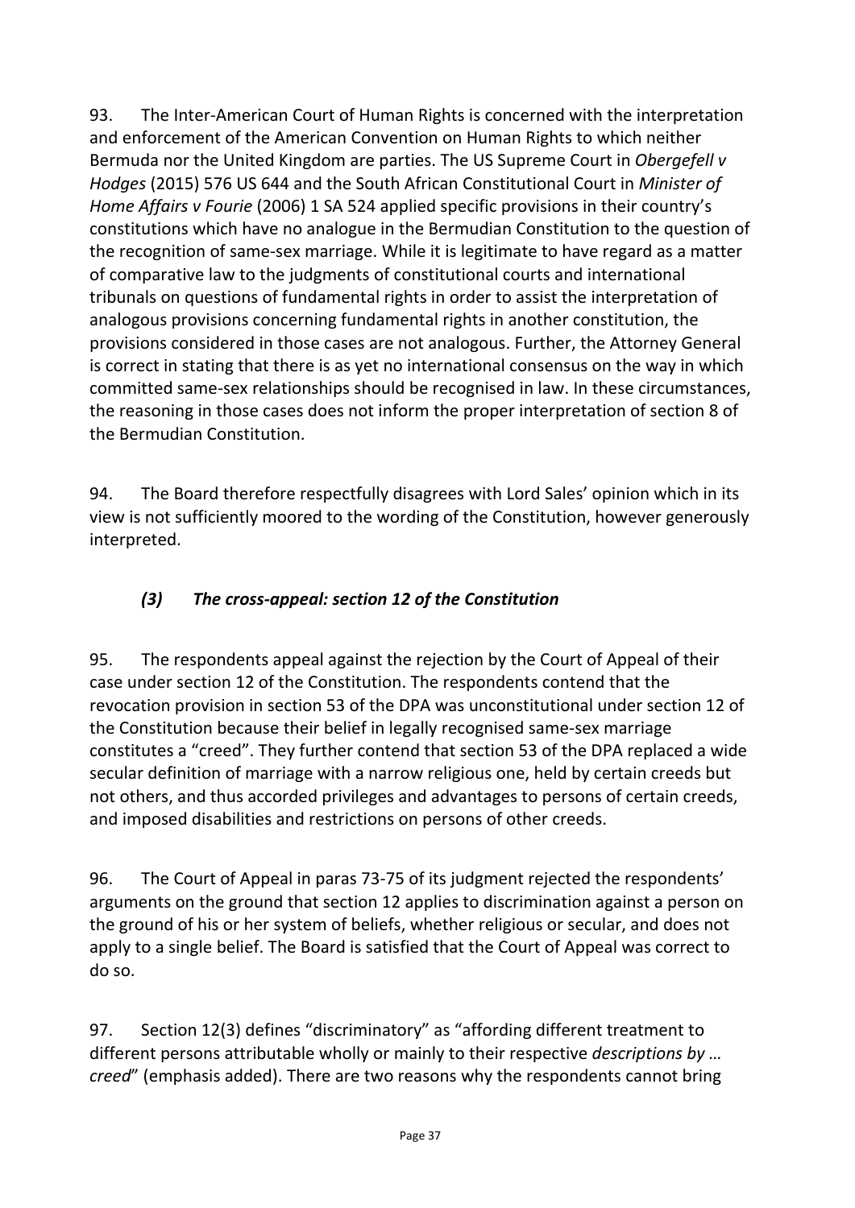93. The Inter-American Court of Human Rights is concerned with the interpretation and enforcement of the American Convention on Human Rights to which neither Bermuda nor the United Kingdom are parties. The US Supreme Court in *Obergefell v Hodges* (2015) 576 US 644 and the South African Constitutional Court in *Minister of Home Affairs v Fourie* (2006) 1 SA 524 applied specific provisions in their country's constitutions which have no analogue in the Bermudian Constitution to the question of the recognition of same-sex marriage. While it is legitimate to have regard as a matter of comparative law to the judgments of constitutional courts and international tribunals on questions of fundamental rights in order to assist the interpretation of analogous provisions concerning fundamental rights in another constitution, the provisions considered in those cases are not analogous. Further, the Attorney General is correct in stating that there is as yet no international consensus on the way in which committed same-sex relationships should be recognised in law. In these circumstances, the reasoning in those cases does not inform the proper interpretation of section 8 of the Bermudian Constitution.

94. The Board therefore respectfully disagrees with Lord Sales' opinion which in its view is not sufficiently moored to the wording of the Constitution, however generously interpreted.

### *(3) The cross-appeal: section 12 of the Constitution*

95. The respondents appeal against the rejection by the Court of Appeal of their case under section 12 of the Constitution. The respondents contend that the revocation provision in section 53 of the DPA was unconstitutional under section 12 of the Constitution because their belief in legally recognised same-sex marriage constitutes a "creed". They further contend that section 53 of the DPA replaced a wide secular definition of marriage with a narrow religious one, held by certain creeds but not others, and thus accorded privileges and advantages to persons of certain creeds, and imposed disabilities and restrictions on persons of other creeds.

96. The Court of Appeal in paras 73-75 of its judgment rejected the respondents' arguments on the ground that section 12 applies to discrimination against a person on the ground of his or her system of beliefs, whether religious or secular, and does not apply to a single belief. The Board is satisfied that the Court of Appeal was correct to do so.

97. Section 12(3) defines "discriminatory" as "affording different treatment to different persons attributable wholly or mainly to their respective *descriptions by … creed*" (emphasis added). There are two reasons why the respondents cannot bring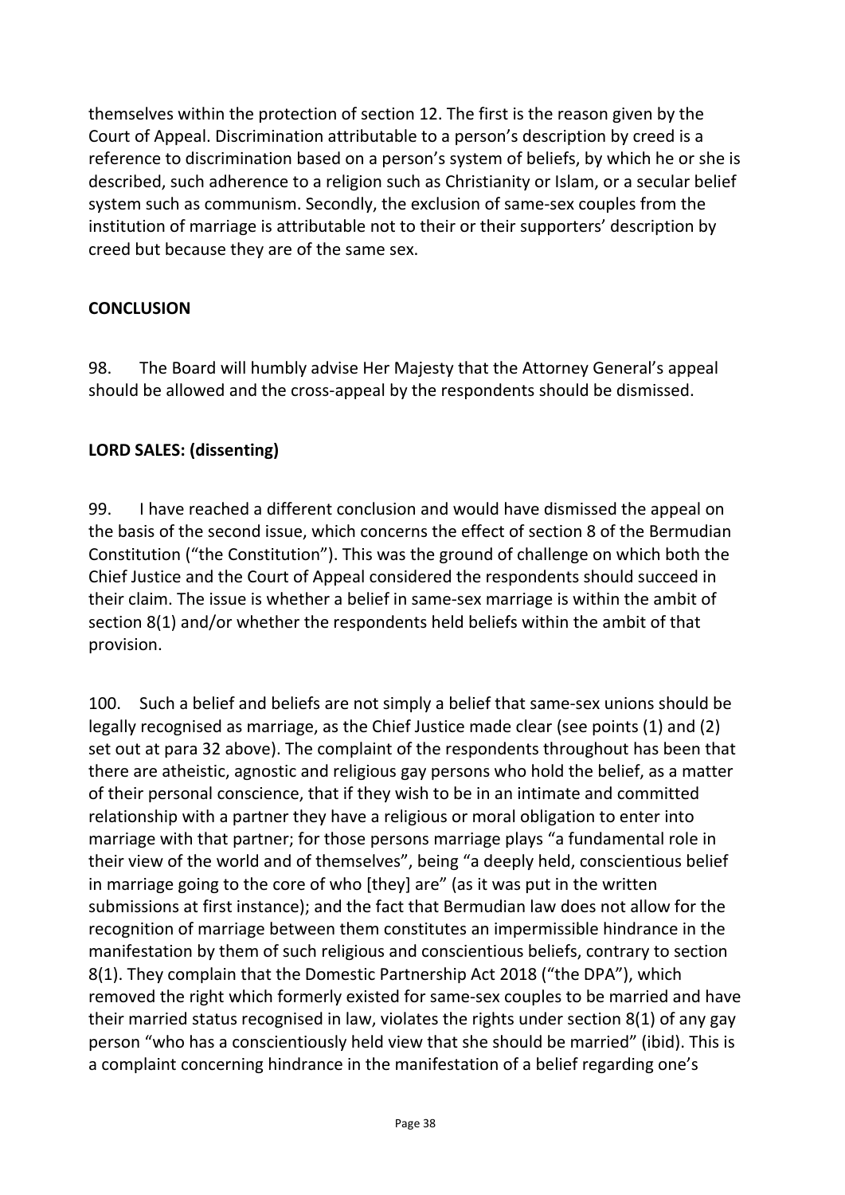themselves within the protection of section 12. The first is the reason given by the Court of Appeal. Discrimination attributable to a person's description by creed is a reference to discrimination based on a person's system of beliefs, by which he or she is described, such adherence to a religion such as Christianity or Islam, or a secular belief system such as communism. Secondly, the exclusion of same-sex couples from the institution of marriage is attributable not to their or their supporters' description by creed but because they are of the same sex.

## CONCLUSION

98. The Board will humbly advise Her Majesty that the Attorney General's appeal should be allowed and the cross-appeal by the respondents should be dismissed.

## LORD SALES: (dissenting)

99. I have reached a different conclusion and would have dismissed the appeal on the basis of the second issue, which concerns the effect of section 8 of the Bermudian Constitution ("the Constitution"). This was the ground of challenge on which both the Chief Justice and the Court of Appeal considered the respondents should succeed in their claim. The issue is whether a belief in same-sex marriage is within the ambit of section 8(1) and/or whether the respondents held beliefs within the ambit of that provision.

100. Such a belief and beliefs are not simply a belief that same-sex unions should be legally recognised as marriage, as the Chief Justice made clear (see points (1) and (2) set out at para 32 above). The complaint of the respondents throughout has been that there are atheistic, agnostic and religious gay persons who hold the belief, as a matter of their personal conscience, that if they wish to be in an intimate and committed relationship with a partner they have a religious or moral obligation to enter into marriage with that partner; for those persons marriage plays "a fundamental role in their view of the world and of themselves", being "a deeply held, conscientious belief in marriage going to the core of who [they] are" (as it was put in the written submissions at first instance); and the fact that Bermudian law does not allow for the recognition of marriage between them constitutes an impermissible hindrance in the manifestation by them of such religious and conscientious beliefs, contrary to section 8(1). They complain that the Domestic Partnership Act 2018 ("the DPA"), which removed the right which formerly existed for same-sex couples to be married and have their married status recognised in law, violates the rights under section 8(1) of any gay person "who has a conscientiously held view that she should be married" (ibid). This is a complaint concerning hindrance in the manifestation of a belief regarding one's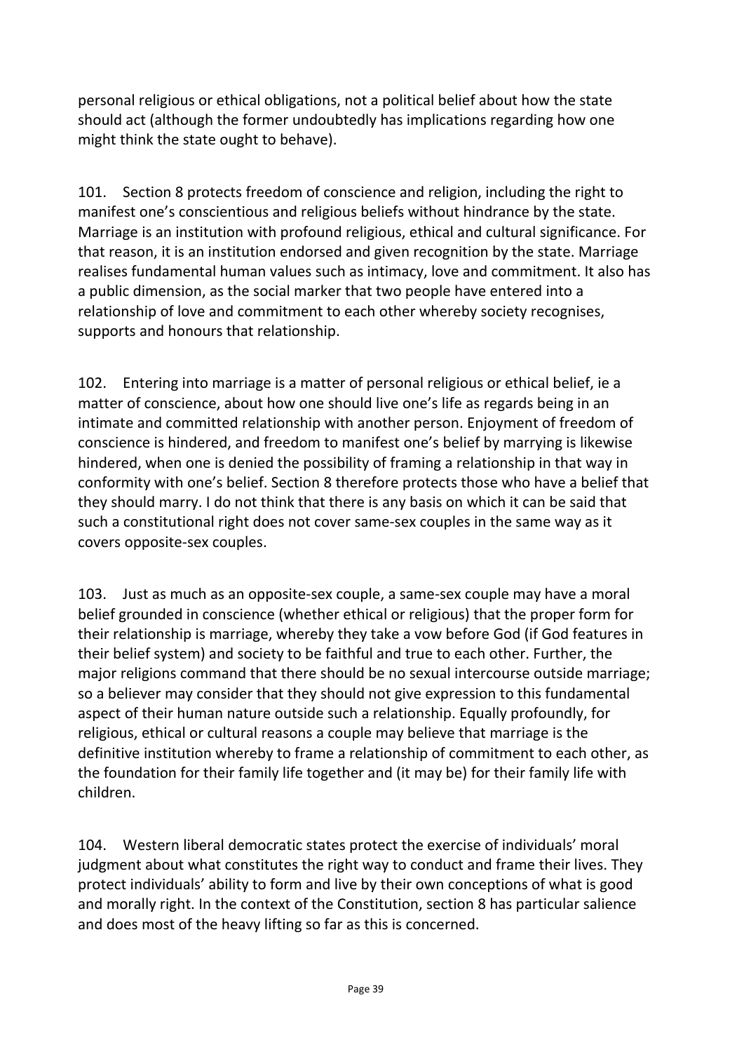personal religious or ethical obligations, not a political belief about how the state should act (although the former undoubtedly has implications regarding how one might think the state ought to behave).

101. Section 8 protects freedom of conscience and religion, including the right to manifest one's conscientious and religious beliefs without hindrance by the state. Marriage is an institution with profound religious, ethical and cultural significance. For that reason, it is an institution endorsed and given recognition by the state. Marriage realises fundamental human values such as intimacy, love and commitment. It also has a public dimension, as the social marker that two people have entered into a relationship of love and commitment to each other whereby society recognises, supports and honours that relationship.

102. Entering into marriage is a matter of personal religious or ethical belief, ie a matter of conscience, about how one should live one's life as regards being in an intimate and committed relationship with another person. Enjoyment of freedom of conscience is hindered, and freedom to manifest one's belief by marrying is likewise hindered, when one is denied the possibility of framing a relationship in that way in conformity with one's belief. Section 8 therefore protects those who have a belief that they should marry. I do not think that there is any basis on which it can be said that such a constitutional right does not cover same-sex couples in the same way as it covers opposite-sex couples.

103. Just as much as an opposite-sex couple, a same-sex couple may have a moral belief grounded in conscience (whether ethical or religious) that the proper form for their relationship is marriage, whereby they take a vow before God (if God features in their belief system) and society to be faithful and true to each other. Further, the major religions command that there should be no sexual intercourse outside marriage; so a believer may consider that they should not give expression to this fundamental aspect of their human nature outside such a relationship. Equally profoundly, for religious, ethical or cultural reasons a couple may believe that marriage is the definitive institution whereby to frame a relationship of commitment to each other, as the foundation for their family life together and (it may be) for their family life with children.

104. Western liberal democratic states protect the exercise of individuals' moral judgment about what constitutes the right way to conduct and frame their lives. They protect individuals' ability to form and live by their own conceptions of what is good and morally right. In the context of the Constitution, section 8 has particular salience and does most of the heavy lifting so far as this is concerned.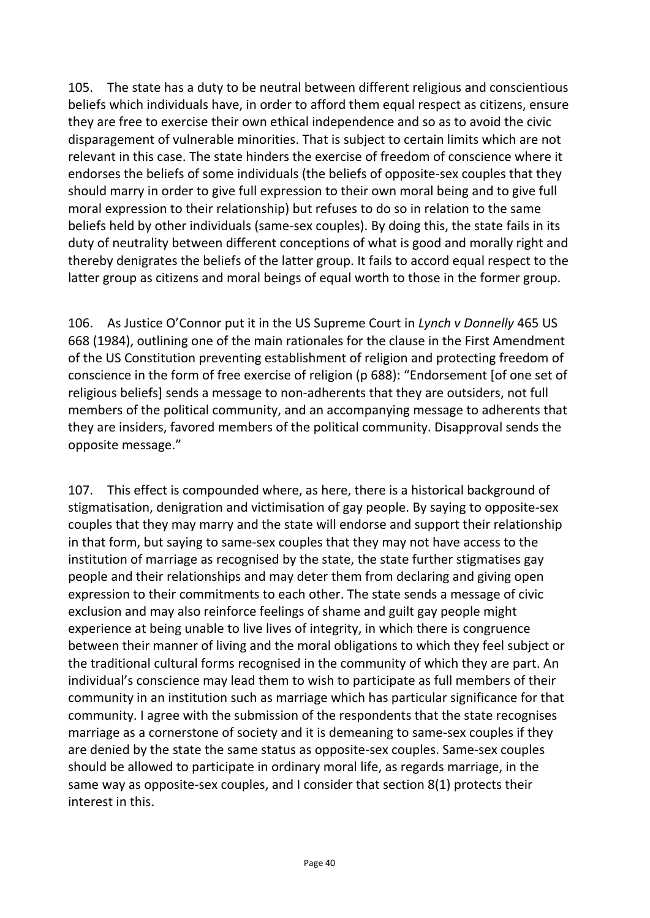105. The state has a duty to be neutral between different religious and conscientious beliefs which individuals have, in order to afford them equal respect as citizens, ensure they are free to exercise their own ethical independence and so as to avoid the civic disparagement of vulnerable minorities. That is subject to certain limits which are not relevant in this case. The state hinders the exercise of freedom of conscience where it endorses the beliefs of some individuals (the beliefs of opposite-sex couples that they should marry in order to give full expression to their own moral being and to give full moral expression to their relationship) but refuses to do so in relation to the same beliefs held by other individuals (same-sex couples). By doing this, the state fails in its duty of neutrality between different conceptions of what is good and morally right and thereby denigrates the beliefs of the latter group. It fails to accord equal respect to the latter group as citizens and moral beings of equal worth to those in the former group.

106. As Justice O'Connor put it in the US Supreme Court in *Lynch v Donnelly* 465 US 668 (1984), outlining one of the main rationales for the clause in the First Amendment of the US Constitution preventing establishment of religion and protecting freedom of conscience in the form of free exercise of religion (p 688): "Endorsement [of one set of religious beliefs] sends a message to non-adherents that they are outsiders, not full members of the political community, and an accompanying message to adherents that they are insiders, favored members of the political community. Disapproval sends the opposite message."

107. This effect is compounded where, as here, there is a historical background of stigmatisation, denigration and victimisation of gay people. By saying to opposite-sex couples that they may marry and the state will endorse and support their relationship in that form, but saying to same-sex couples that they may not have access to the institution of marriage as recognised by the state, the state further stigmatises gay people and their relationships and may deter them from declaring and giving open expression to their commitments to each other. The state sends a message of civic exclusion and may also reinforce feelings of shame and guilt gay people might experience at being unable to live lives of integrity, in which there is congruence between their manner of living and the moral obligations to which they feel subject or the traditional cultural forms recognised in the community of which they are part. An individual's conscience may lead them to wish to participate as full members of their community in an institution such as marriage which has particular significance for that community. I agree with the submission of the respondents that the state recognises marriage as a cornerstone of society and it is demeaning to same-sex couples if they are denied by the state the same status as opposite-sex couples. Same-sex couples should be allowed to participate in ordinary moral life, as regards marriage, in the same way as opposite-sex couples, and I consider that section 8(1) protects their interest in this.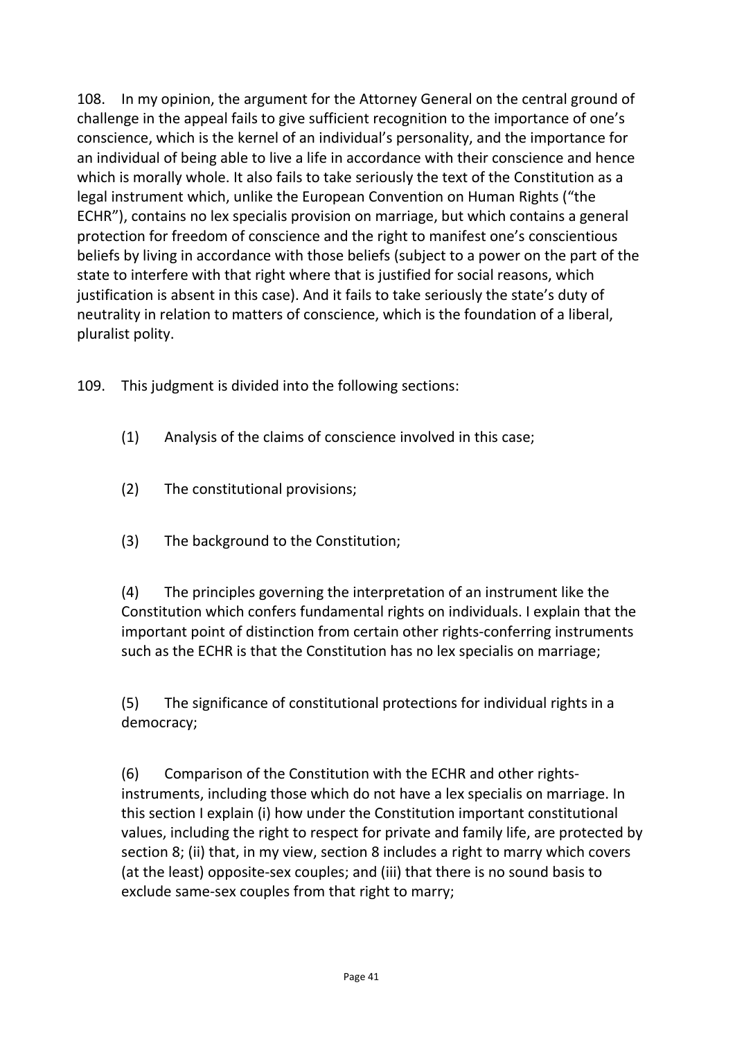108. In my opinion, the argument for the Attorney General on the central ground of challenge in the appeal fails to give sufficient recognition to the importance of one's conscience, which is the kernel of an individual's personality, and the importance for an individual of being able to live a life in accordance with their conscience and hence which is morally whole. It also fails to take seriously the text of the Constitution as a legal instrument which, unlike the European Convention on Human Rights ("the ECHR"), contains no lex specialis provision on marriage, but which contains a general protection for freedom of conscience and the right to manifest one's conscientious beliefs by living in accordance with those beliefs (subject to a power on the part of the state to interfere with that right where that is justified for social reasons, which justification is absent in this case). And it fails to take seriously the state's duty of neutrality in relation to matters of conscience, which is the foundation of a liberal, pluralist polity.

109. This judgment is divided into the following sections:

(1) Analysis of the claims of conscience involved in this case;

(2) The constitutional provisions;

(3) The background to the Constitution;

(4) The principles governing the interpretation of an instrument like the Constitution which confers fundamental rights on individuals. I explain that the important point of distinction from certain other rights-conferring instruments such as the ECHR is that the Constitution has no lex specialis on marriage;

(5) The significance of constitutional protections for individual rights in a democracy;

(6) Comparison of the Constitution with the ECHR and other rights-instruments, including those which do not have a lex specialis on marriage. In this section I explain (i) how under the Constitution important constitutional values, including the right to respect for private and family life, are protected by section 8; (ii) that, in my view, section 8 includes a right to marry which covers (at the least) opposite-sex couples; and (iii) that there is no sound basis to exclude same-sex couples from that right to marry;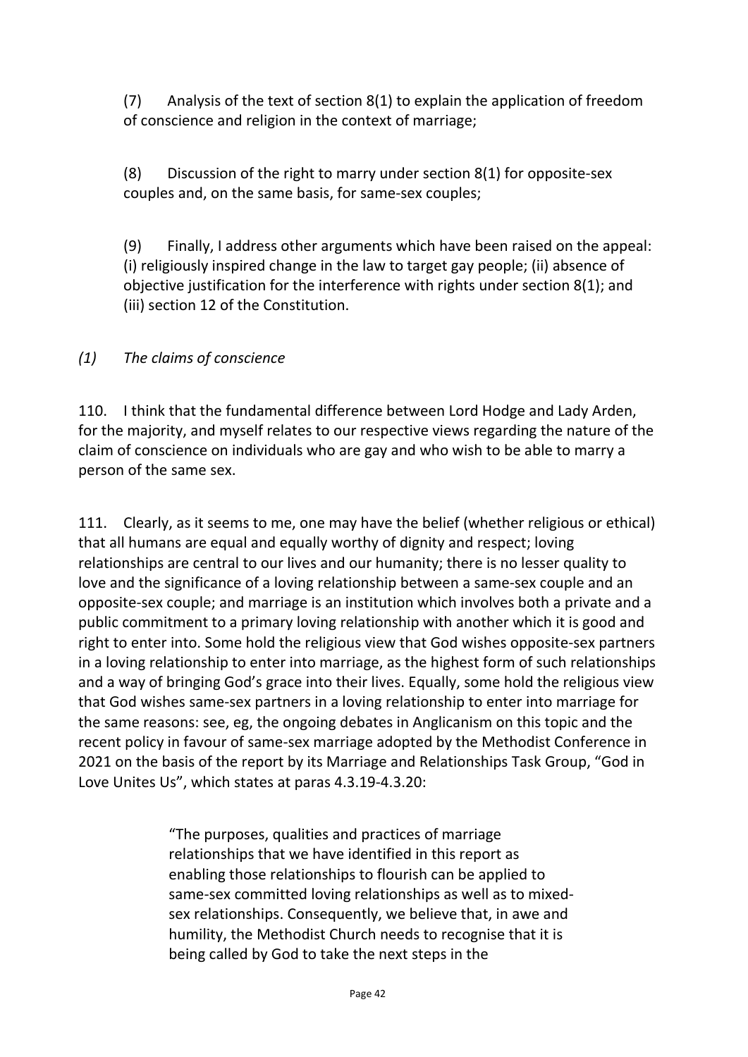(7) Analysis of the text of section 8(1) to explain the application of freedom of conscience and religion in the context of marriage;

(8) Discussion of the right to marry under section 8(1) for opposite-sex couples and, on the same basis, for same-sex couples;

(9) Finally, I address other arguments which have been raised on the appeal: (i) religiously inspired change in the law to target gay people; (ii) absence of objective justification for the interference with rights under section 8(1); and (iii) section 12 of the Constitution.

*(1) The claims of conscience*

110. I think that the fundamental difference between Lord Hodge and Lady Arden, for the majority, and myself relates to our respective views regarding the nature of the claim of conscience on individuals who are gay and who wish to be able to marry a person of the same sex.

111. Clearly, as it seems to me, one may have the belief (whether religious or ethical) that all humans are equal and equally worthy of dignity and respect; loving relationships are central to our lives and our humanity; there is no lesser quality to love and the significance of a loving relationship between a same-sex couple and an opposite-sex couple; and marriage is an institution which involves both a private and a public commitment to a primary loving relationship with another which it is good and right to enter into. Some hold the religious view that God wishes opposite-sex partners in a loving relationship to enter into marriage, as the highest form of such relationships and a way of bringing God's grace into their lives. Equally, some hold the religious view that God wishes same-sex partners in a loving relationship to enter into marriage for the same reasons: see, eg, the ongoing debates in Anglicanism on this topic and the recent policy in favour of same-sex marriage adopted by the Methodist Conference in 2021 on the basis of the report by its Marriage and Relationships Task Group, "God in Love Unites Us", which states at paras 4.3.19-4.3.20:

> "The purposes, qualities and practices of marriage relationships that we have identified in this report as enabling those relationships to flourish can be applied to same-sex committed loving relationships as well as to mixed-sex relationships. Consequently, we believe that, in awe and humility, the Methodist Church needs to recognise that it is being called by God to take the next steps in the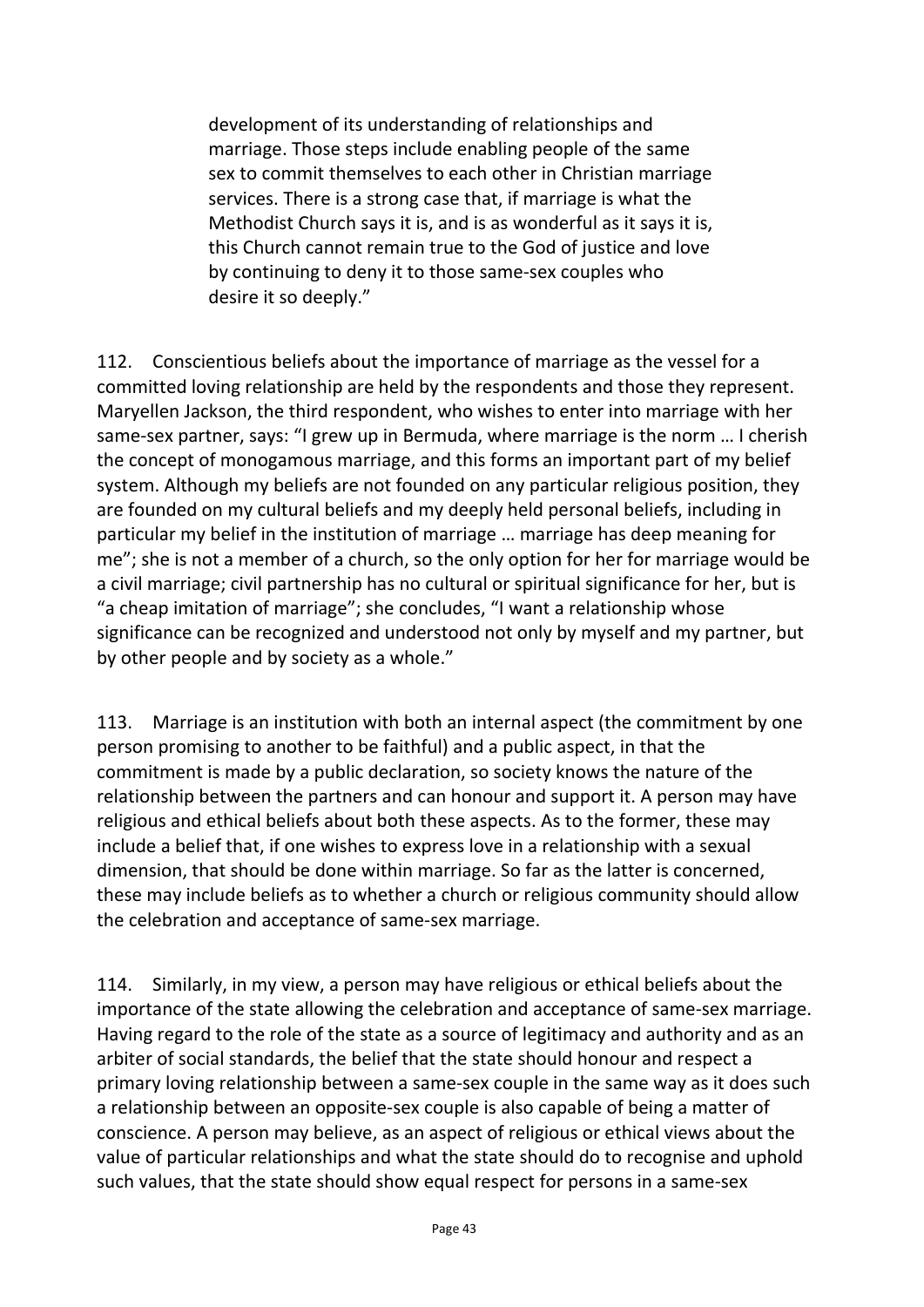> development of its understanding of relationships and marriage. Those steps include enabling people of the same sex to commit themselves to each other in Christian marriage services. There is a strong case that, if marriage is what the Methodist Church says it is, and is as wonderful as it says it is, this Church cannot remain true to the God of justice and love by continuing to deny it to those same-sex couples who desire it so deeply."

112. Conscientious beliefs about the importance of marriage as the vessel for a committed loving relationship are held by the respondents and those they represent. Maryellen Jackson, the third respondent, who wishes to enter into marriage with her same-sex partner, says: "I grew up in Bermuda, where marriage is the norm … I cherish the concept of monogamous marriage, and this forms an important part of my belief system. Although my beliefs are not founded on any particular religious position, they are founded on my cultural beliefs and my deeply held personal beliefs, including in particular my belief in the institution of marriage … marriage has deep meaning for me"; she is not a member of a church, so the only option for her for marriage would be a civil marriage; civil partnership has no cultural or spiritual significance for her, but is "a cheap imitation of marriage"; she concludes, "I want a relationship whose significance can be recognized and understood not only by myself and my partner, but by other people and by society as a whole."

113. Marriage is an institution with both an internal aspect (the commitment by one person promising to another to be faithful) and a public aspect, in that the commitment is made by a public declaration, so society knows the nature of the relationship between the partners and can honour and support it. A person may have religious and ethical beliefs about both these aspects. As to the former, these may include a belief that, if one wishes to express love in a relationship with a sexual dimension, that should be done within marriage. So far as the latter is concerned, these may include beliefs as to whether a church or religious community should allow the celebration and acceptance of same-sex marriage.

114. Similarly, in my view, a person may have religious or ethical beliefs about the importance of the state allowing the celebration and acceptance of same-sex marriage. Having regard to the role of the state as a source of legitimacy and authority and as an arbiter of social standards, the belief that the state should honour and respect a primary loving relationship between a same-sex couple in the same way as it does such a relationship between an opposite-sex couple is also capable of being a matter of conscience. A person may believe, as an aspect of religious or ethical views about the value of particular relationships and what the state should do to recognise and uphold such values, that the state should show equal respect for persons in a same-sex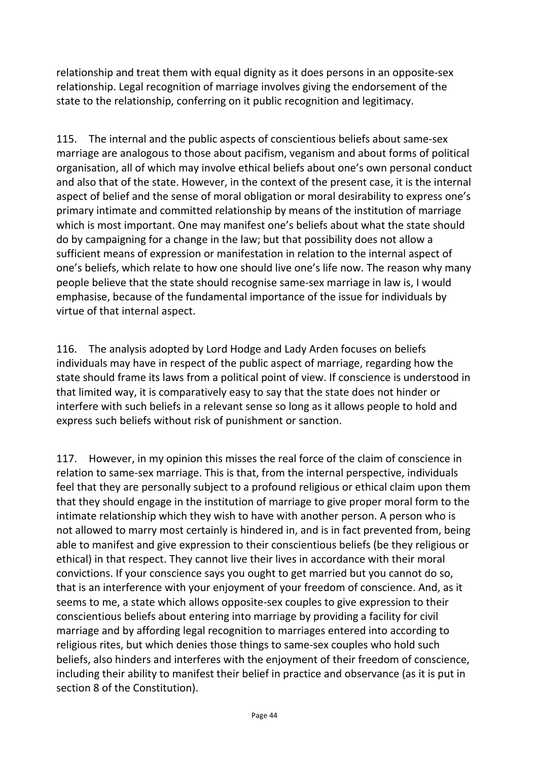relationship and treat them with equal dignity as it does persons in an opposite-sex relationship. Legal recognition of marriage involves giving the endorsement of the state to the relationship, conferring on it public recognition and legitimacy.

115. The internal and the public aspects of conscientious beliefs about same-sex marriage are analogous to those about pacifism, veganism and about forms of political organisation, all of which may involve ethical beliefs about one's own personal conduct and also that of the state. However, in the context of the present case, it is the internal aspect of belief and the sense of moral obligation or moral desirability to express one's primary intimate and committed relationship by means of the institution of marriage which is most important. One may manifest one's beliefs about what the state should do by campaigning for a change in the law; but that possibility does not allow a sufficient means of expression or manifestation in relation to the internal aspect of one's beliefs, which relate to how one should live one's life now. The reason why many people believe that the state should recognise same-sex marriage in law is, I would emphasise, because of the fundamental importance of the issue for individuals by virtue of that internal aspect.

116. The analysis adopted by Lord Hodge and Lady Arden focuses on beliefs individuals may have in respect of the public aspect of marriage, regarding how the state should frame its laws from a political point of view. If conscience is understood in that limited way, it is comparatively easy to say that the state does not hinder or interfere with such beliefs in a relevant sense so long as it allows people to hold and express such beliefs without risk of punishment or sanction.

117. However, in my opinion this misses the real force of the claim of conscience in relation to same-sex marriage. This is that, from the internal perspective, individuals feel that they are personally subject to a profound religious or ethical claim upon them that they should engage in the institution of marriage to give proper moral form to the intimate relationship which they wish to have with another person. A person who is not allowed to marry most certainly is hindered in, and is in fact prevented from, being able to manifest and give expression to their conscientious beliefs (be they religious or ethical) in that respect. They cannot live their lives in accordance with their moral convictions. If your conscience says you ought to get married but you cannot do so, that is an interference with your enjoyment of your freedom of conscience. And, as it seems to me, a state which allows opposite-sex couples to give expression to their conscientious beliefs about entering into marriage by providing a facility for civil marriage and by affording legal recognition to marriages entered into according to religious rites, but which denies those things to same-sex couples who hold such beliefs, also hinders and interferes with the enjoyment of their freedom of conscience, including their ability to manifest their belief in practice and observance (as it is put in section 8 of the Constitution).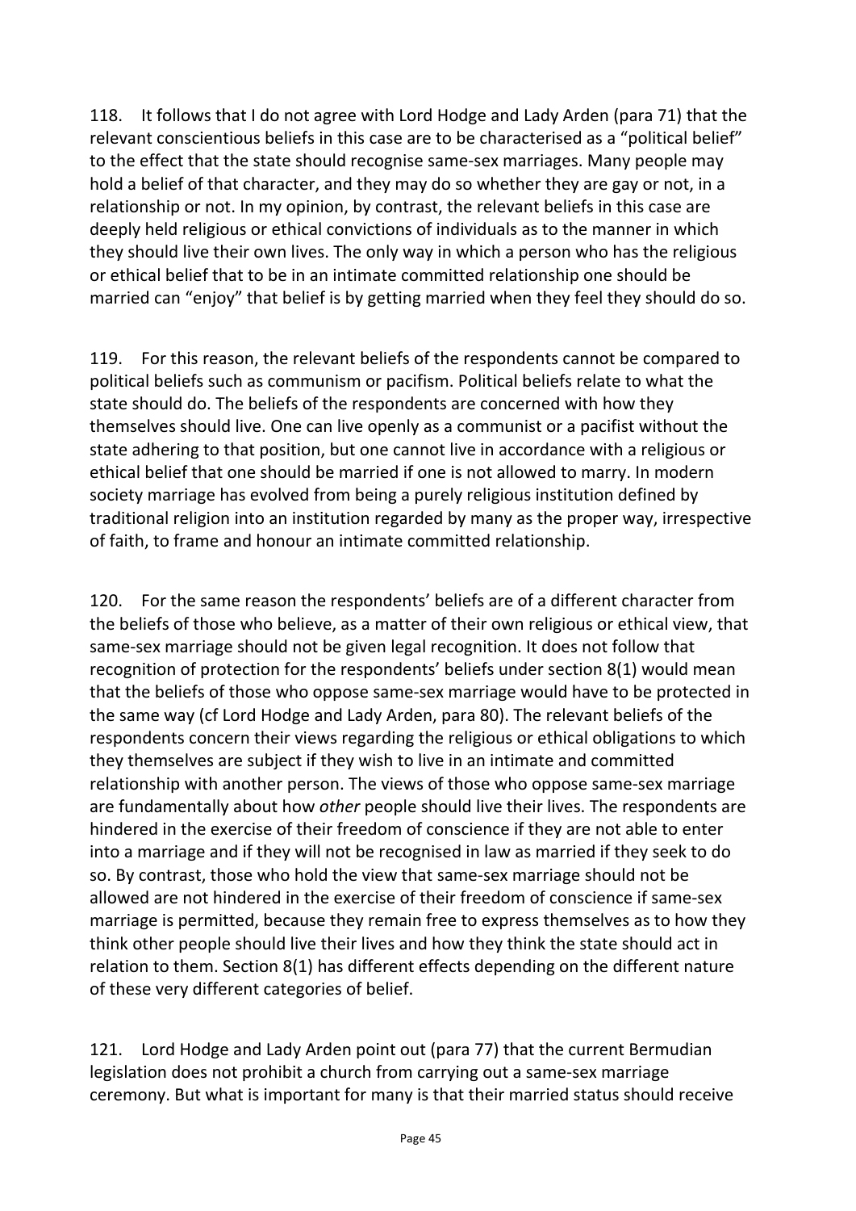118. It follows that I do not agree with Lord Hodge and Lady Arden (para 71) that the relevant conscientious beliefs in this case are to be characterised as a "political belief" to the effect that the state should recognise same-sex marriages. Many people may hold a belief of that character, and they may do so whether they are gay or not, in a relationship or not. In my opinion, by contrast, the relevant beliefs in this case are deeply held religious or ethical convictions of individuals as to the manner in which they should live their own lives. The only way in which a person who has the religious or ethical belief that to be in an intimate committed relationship one should be married can "enjoy" that belief is by getting married when they feel they should do so.

119. For this reason, the relevant beliefs of the respondents cannot be compared to political beliefs such as communism or pacifism. Political beliefs relate to what the state should do. The beliefs of the respondents are concerned with how they themselves should live. One can live openly as a communist or a pacifist without the state adhering to that position, but one cannot live in accordance with a religious or ethical belief that one should be married if one is not allowed to marry. In modern society marriage has evolved from being a purely religious institution defined by traditional religion into an institution regarded by many as the proper way, irrespective of faith, to frame and honour an intimate committed relationship.

120. For the same reason the respondents' beliefs are of a different character from the beliefs of those who believe, as a matter of their own religious or ethical view, that same-sex marriage should not be given legal recognition. It does not follow that recognition of protection for the respondents' beliefs under section 8(1) would mean that the beliefs of those who oppose same-sex marriage would have to be protected in the same way (cf Lord Hodge and Lady Arden, para 80). The relevant beliefs of the respondents concern their views regarding the religious or ethical obligations to which they themselves are subject if they wish to live in an intimate and committed relationship with another person. The views of those who oppose same-sex marriage are fundamentally about how *other* people should live their lives. The respondents are hindered in the exercise of their freedom of conscience if they are not able to enter into a marriage and if they will not be recognised in law as married if they seek to do so. By contrast, those who hold the view that same-sex marriage should not be allowed are not hindered in the exercise of their freedom of conscience if same-sex marriage is permitted, because they remain free to express themselves as to how they think other people should live their lives and how they think the state should act in relation to them. Section 8(1) has different effects depending on the different nature of these very different categories of belief.

121. Lord Hodge and Lady Arden point out (para 77) that the current Bermudian legislation does not prohibit a church from carrying out a same-sex marriage ceremony. But what is important for many is that their married status should receive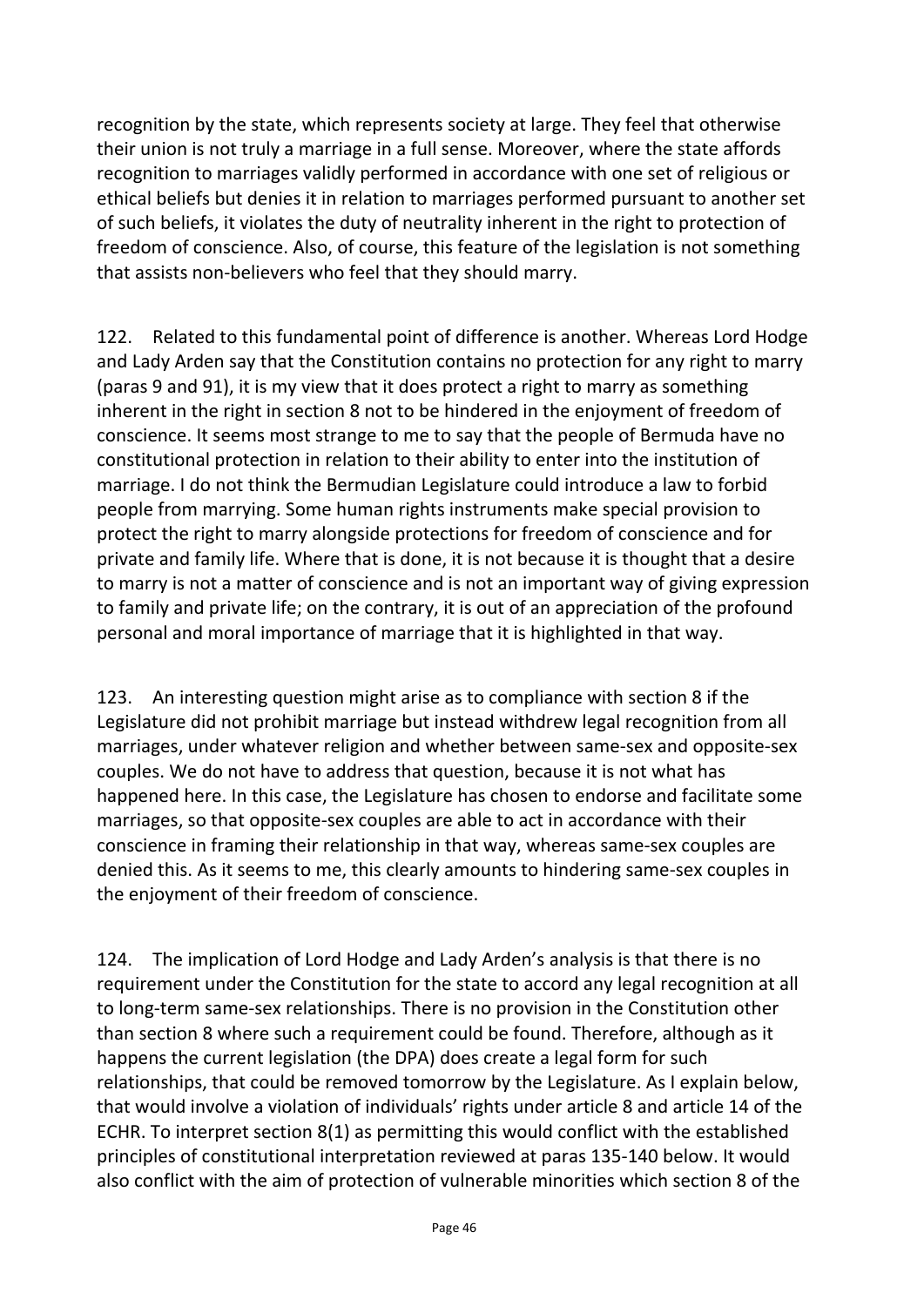recognition by the state, which represents society at large. They feel that otherwise their union is not truly a marriage in a full sense. Moreover, where the state affords recognition to marriages validly performed in accordance with one set of religious or ethical beliefs but denies it in relation to marriages performed pursuant to another set of such beliefs, it violates the duty of neutrality inherent in the right to protection of freedom of conscience. Also, of course, this feature of the legislation is not something that assists non-believers who feel that they should marry.

122. Related to this fundamental point of difference is another. Whereas Lord Hodge and Lady Arden say that the Constitution contains no protection for any right to marry (paras 9 and 91), it is my view that it does protect a right to marry as something inherent in the right in section 8 not to be hindered in the enjoyment of freedom of conscience. It seems most strange to me to say that the people of Bermuda have no constitutional protection in relation to their ability to enter into the institution of marriage. I do not think the Bermudian Legislature could introduce a law to forbid people from marrying. Some human rights instruments make special provision to protect the right to marry alongside protections for freedom of conscience and for private and family life. Where that is done, it is not because it is thought that a desire to marry is not a matter of conscience and is not an important way of giving expression to family and private life; on the contrary, it is out of an appreciation of the profound personal and moral importance of marriage that it is highlighted in that way.

123. An interesting question might arise as to compliance with section 8 if the Legislature did not prohibit marriage but instead withdrew legal recognition from all marriages, under whatever religion and whether between same-sex and opposite-sex couples. We do not have to address that question, because it is not what has happened here. In this case, the Legislature has chosen to endorse and facilitate some marriages, so that opposite-sex couples are able to act in accordance with their conscience in framing their relationship in that way, whereas same-sex couples are denied this. As it seems to me, this clearly amounts to hindering same-sex couples in the enjoyment of their freedom of conscience.

124. The implication of Lord Hodge and Lady Arden's analysis is that there is no requirement under the Constitution for the state to accord any legal recognition at all to long-term same-sex relationships. There is no provision in the Constitution other than section 8 where such a requirement could be found. Therefore, although as it happens the current legislation (the DPA) does create a legal form for such relationships, that could be removed tomorrow by the Legislature. As I explain below, that would involve a violation of individuals' rights under article 8 and article 14 of the ECHR. To interpret section 8(1) as permitting this would conflict with the established principles of constitutional interpretation reviewed at paras 135-140 below. It would also conflict with the aim of protection of vulnerable minorities which section 8 of the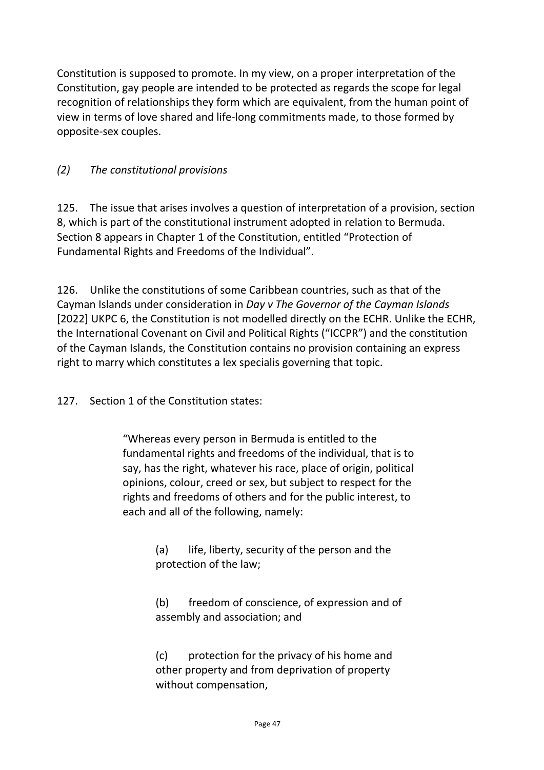Constitution is supposed to promote. In my view, on a proper interpretation of the Constitution, gay people are intended to be protected as regards the scope for legal recognition of relationships they form which are equivalent, from the human point of view in terms of love shared and life-long commitments made, to those formed by opposite-sex couples.

### *(2) The constitutional provisions*

125. The issue that arises involves a question of interpretation of a provision, section 8, which is part of the constitutional instrument adopted in relation to Bermuda. Section 8 appears in Chapter 1 of the Constitution, entitled "Protection of Fundamental Rights and Freedoms of the Individual".

126. Unlike the constitutions of some Caribbean countries, such as that of the Cayman Islands under consideration in *Day v The Governor of the Cayman Islands* [2022] UKPC 6, the Constitution is not modelled directly on the ECHR. Unlike the ECHR, the International Covenant on Civil and Political Rights ("ICCPR") and the constitution of the Cayman Islands, the Constitution contains no provision containing an express right to marry which constitutes a lex specialis governing that topic.

127. Section 1 of the Constitution states:

> "Whereas every person in Bermuda is entitled to the fundamental rights and freedoms of the individual, that is to say, has the right, whatever his race, place of origin, political opinions, colour, creed or sex, but subject to respect for the rights and freedoms of others and for the public interest, to each and all of the following, namely:
>
> > (a) life, liberty, security of the person and the protection of the law;
> >
> > (b) freedom of conscience, of expression and of assembly and association; and
> >
> > (c) protection for the privacy of his home and other property and from deprivation of property without compensation,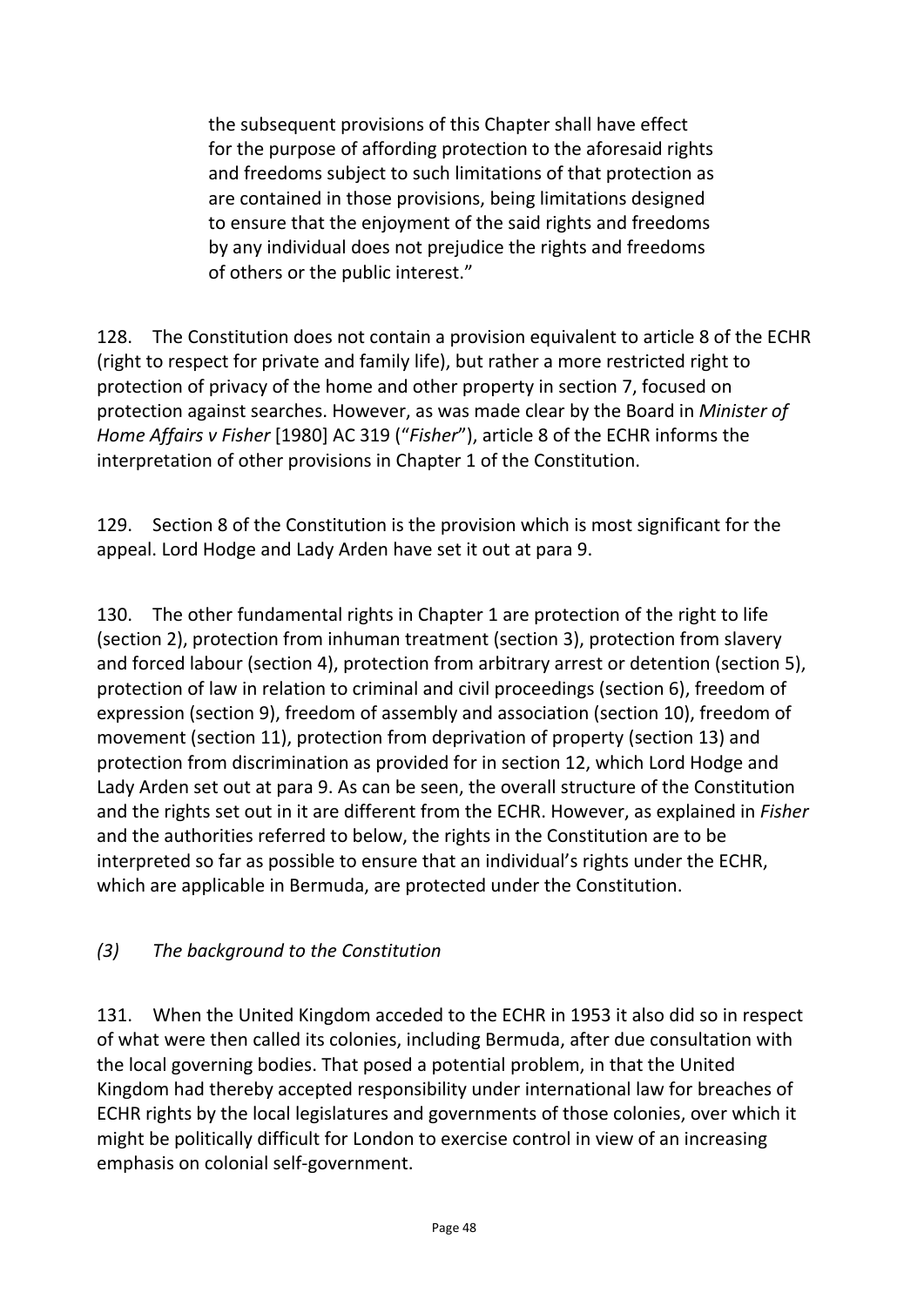the subsequent provisions of this Chapter shall have effect for the purpose of affording protection to the aforesaid rights and freedoms subject to such limitations of that protection as are contained in those provisions, being limitations designed to ensure that the enjoyment of the said rights and freedoms by any individual does not prejudice the rights and freedoms of others or the public interest."

128. The Constitution does not contain a provision equivalent to article 8 of the ECHR (right to respect for private and family life), but rather a more restricted right to protection of privacy of the home and other property in section 7, focused on protection against searches. However, as was made clear by the Board in *Minister of Home Affairs v Fisher* [1980] AC 319 ("*Fisher*"), article 8 of the ECHR informs the interpretation of other provisions in Chapter 1 of the Constitution.

129. Section 8 of the Constitution is the provision which is most significant for the appeal. Lord Hodge and Lady Arden have set it out at para 9.

130. The other fundamental rights in Chapter 1 are protection of the right to life (section 2), protection from inhuman treatment (section 3), protection from slavery and forced labour (section 4), protection from arbitrary arrest or detention (section 5), protection of law in relation to criminal and civil proceedings (section 6), freedom of expression (section 9), freedom of assembly and association (section 10), freedom of movement (section 11), protection from deprivation of property (section 13) and protection from discrimination as provided for in section 12, which Lord Hodge and Lady Arden set out at para 9. As can be seen, the overall structure of the Constitution and the rights set out in it are different from the ECHR. However, as explained in *Fisher* and the authorities referred to below, the rights in the Constitution are to be interpreted so far as possible to ensure that an individual's rights under the ECHR, which are applicable in Bermuda, are protected under the Constitution.

### *(3) The background to the Constitution*

131. When the United Kingdom acceded to the ECHR in 1953 it also did so in respect of what were then called its colonies, including Bermuda, after due consultation with the local governing bodies. That posed a potential problem, in that the United Kingdom had thereby accepted responsibility under international law for breaches of ECHR rights by the local legislatures and governments of those colonies, over which it might be politically difficult for London to exercise control in view of an increasing emphasis on colonial self-government.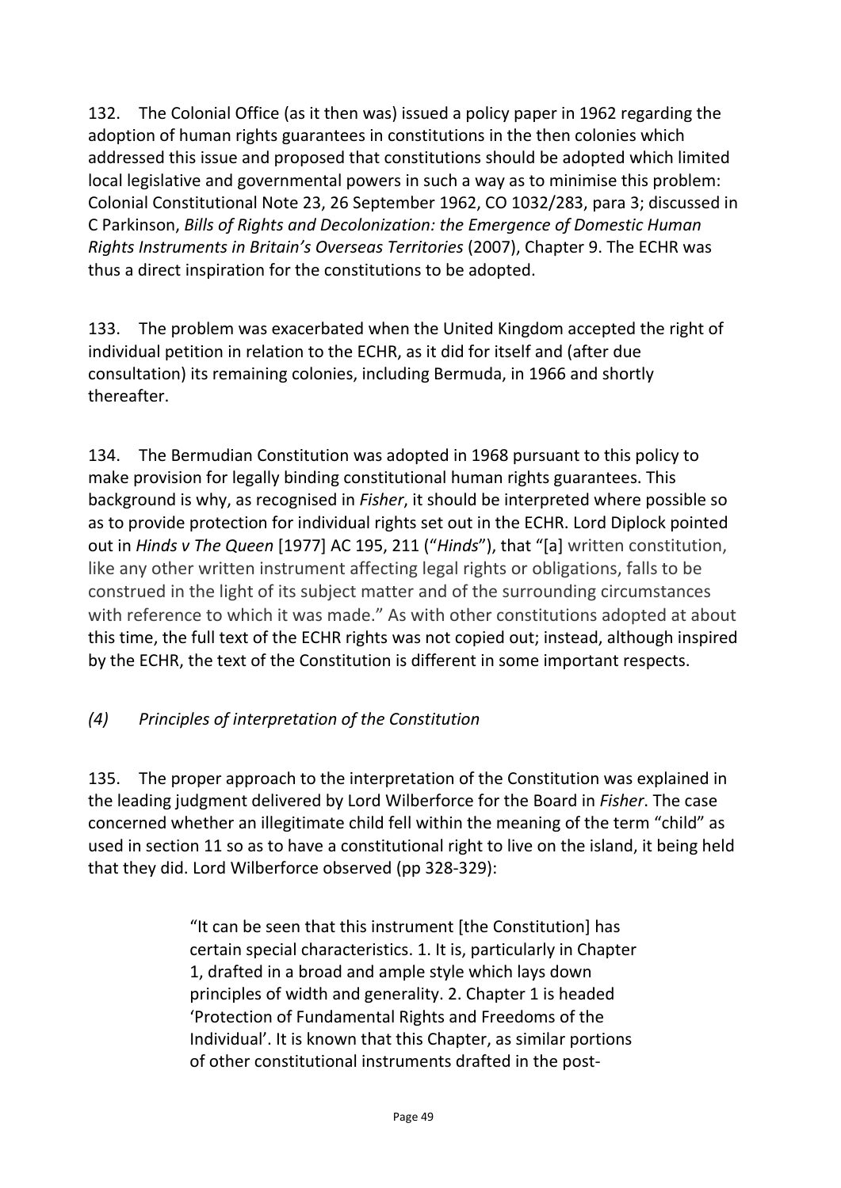132. The Colonial Office (as it then was) issued a policy paper in 1962 regarding the adoption of human rights guarantees in constitutions in the then colonies which addressed this issue and proposed that constitutions should be adopted which limited local legislative and governmental powers in such a way as to minimise this problem: Colonial Constitutional Note 23, 26 September 1962, CO 1032/283, para 3; discussed in C Parkinson, *Bills of Rights and Decolonization: the Emergence of Domestic Human Rights Instruments in Britain's Overseas Territories* (2007), Chapter 9. The ECHR was thus a direct inspiration for the constitutions to be adopted.

133. The problem was exacerbated when the United Kingdom accepted the right of individual petition in relation to the ECHR, as it did for itself and (after due consultation) its remaining colonies, including Bermuda, in 1966 and shortly thereafter.

134. The Bermudian Constitution was adopted in 1968 pursuant to this policy to make provision for legally binding constitutional human rights guarantees. This background is why, as recognised in *Fisher*, it should be interpreted where possible so as to provide protection for individual rights set out in the ECHR. Lord Diplock pointed out in *Hinds v The Queen* [1977] AC 195, 211 ("*Hinds*"), that "[a] written constitution, like any other written instrument affecting legal rights or obligations, falls to be construed in the light of its subject matter and of the surrounding circumstances with reference to which it was made." As with other constitutions adopted at about this time, the full text of the ECHR rights was not copied out; instead, although inspired by the ECHR, the text of the Constitution is different in some important respects.

### *(4) Principles of interpretation of the Constitution*

135. The proper approach to the interpretation of the Constitution was explained in the leading judgment delivered by Lord Wilberforce for the Board in *Fisher*. The case concerned whether an illegitimate child fell within the meaning of the term "child" as used in section 11 so as to have a constitutional right to live on the island, it being held that they did. Lord Wilberforce observed (pp 328-329):

> "It can be seen that this instrument [the Constitution] has certain special characteristics. 1. It is, particularly in Chapter 1, drafted in a broad and ample style which lays down principles of width and generality. 2. Chapter 1 is headed 'Protection of Fundamental Rights and Freedoms of the Individual'. It is known that this Chapter, as similar portions of other constitutional instruments drafted in the post-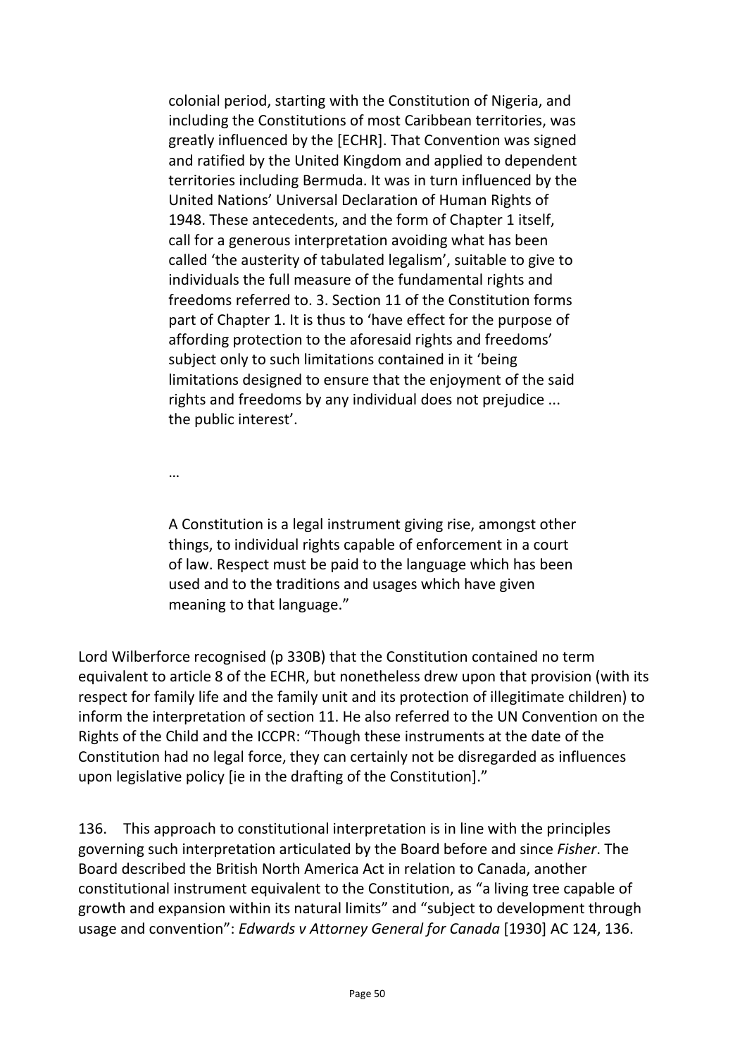> colonial period, starting with the Constitution of Nigeria, and including the Constitutions of most Caribbean territories, was greatly influenced by the [ECHR]. That Convention was signed and ratified by the United Kingdom and applied to dependent territories including Bermuda. It was in turn influenced by the United Nations' Universal Declaration of Human Rights of 1948. These antecedents, and the form of Chapter 1 itself, call for a generous interpretation avoiding what has been called 'the austerity of tabulated legalism', suitable to give to individuals the full measure of the fundamental rights and freedoms referred to. 3. Section 11 of the Constitution forms part of Chapter 1. It is thus to 'have effect for the purpose of affording protection to the aforesaid rights and freedoms' subject only to such limitations contained in it 'being limitations designed to ensure that the enjoyment of the said rights and freedoms by any individual does not prejudice ... the public interest'.
>
> …
>
> A Constitution is a legal instrument giving rise, amongst other things, to individual rights capable of enforcement in a court of law. Respect must be paid to the language which has been used and to the traditions and usages which have given meaning to that language."

Lord Wilberforce recognised (p 330B) that the Constitution contained no term equivalent to article 8 of the ECHR, but nonetheless drew upon that provision (with its respect for family life and the family unit and its protection of illegitimate children) to inform the interpretation of section 11. He also referred to the UN Convention on the Rights of the Child and the ICCPR: "Though these instruments at the date of the Constitution had no legal force, they can certainly not be disregarded as influences upon legislative policy [ie in the drafting of the Constitution]."

136. This approach to constitutional interpretation is in line with the principles governing such interpretation articulated by the Board before and since *Fisher*. The Board described the British North America Act in relation to Canada, another constitutional instrument equivalent to the Constitution, as "a living tree capable of growth and expansion within its natural limits" and "subject to development through usage and convention": *Edwards v Attorney General for Canada* [1930] AC 124, 136.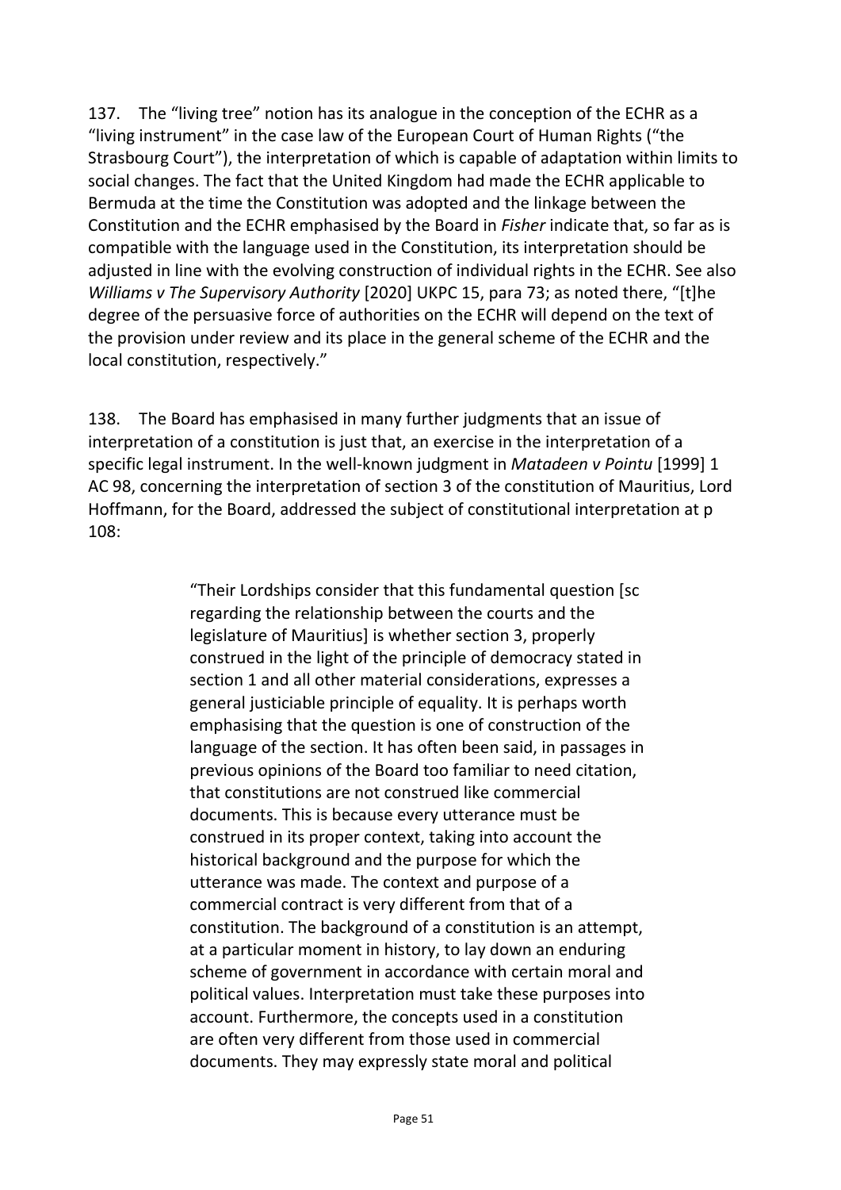137. The "living tree" notion has its analogue in the conception of the ECHR as a "living instrument" in the case law of the European Court of Human Rights ("the Strasbourg Court"), the interpretation of which is capable of adaptation within limits to social changes. The fact that the United Kingdom had made the ECHR applicable to Bermuda at the time the Constitution was adopted and the linkage between the Constitution and the ECHR emphasised by the Board in *Fisher* indicate that, so far as is compatible with the language used in the Constitution, its interpretation should be adjusted in line with the evolving construction of individual rights in the ECHR. See also *Williams v The Supervisory Authority* [2020] UKPC 15, para 73; as noted there, "[t]he degree of the persuasive force of authorities on the ECHR will depend on the text of the provision under review and its place in the general scheme of the ECHR and the local constitution, respectively."

138. The Board has emphasised in many further judgments that an issue of interpretation of a constitution is just that, an exercise in the interpretation of a specific legal instrument. In the well-known judgment in *Matadeen v Pointu* [1999] 1 AC 98, concerning the interpretation of section 3 of the constitution of Mauritius, Lord Hoffmann, for the Board, addressed the subject of constitutional interpretation at p 108:

> "Their Lordships consider that this fundamental question [sc regarding the relationship between the courts and the legislature of Mauritius] is whether section 3, properly construed in the light of the principle of democracy stated in section 1 and all other material considerations, expresses a general justiciable principle of equality. It is perhaps worth emphasising that the question is one of construction of the language of the section. It has often been said, in passages in previous opinions of the Board too familiar to need citation, that constitutions are not construed like commercial documents. This is because every utterance must be construed in its proper context, taking into account the historical background and the purpose for which the utterance was made. The context and purpose of a commercial contract is very different from that of a constitution. The background of a constitution is an attempt, at a particular moment in history, to lay down an enduring scheme of government in accordance with certain moral and political values. Interpretation must take these purposes into account. Furthermore, the concepts used in a constitution are often very different from those used in commercial documents. They may expressly state moral and political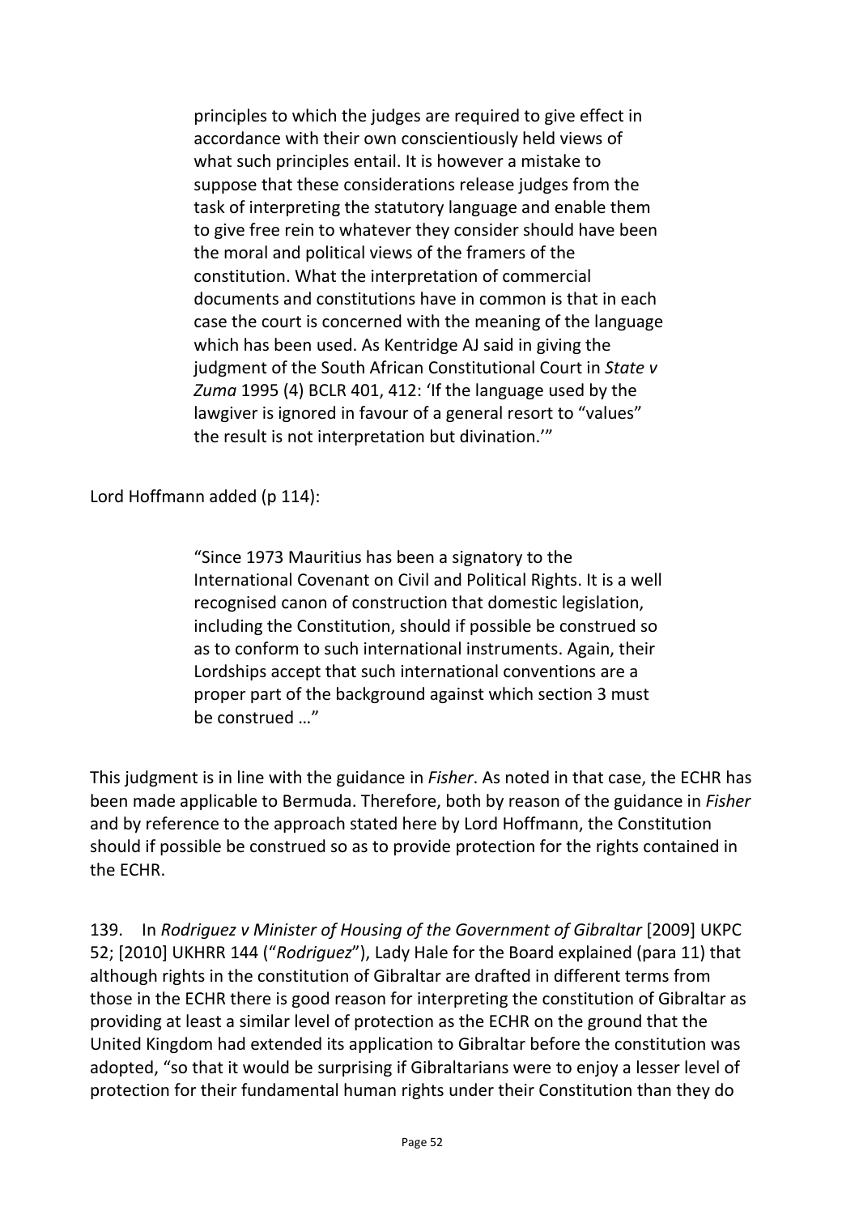> principles to which the judges are required to give effect in accordance with their own conscientiously held views of what such principles entail. It is however a mistake to suppose that these considerations release judges from the task of interpreting the statutory language and enable them to give free rein to whatever they consider should have been the moral and political views of the framers of the constitution. What the interpretation of commercial documents and constitutions have in common is that in each case the court is concerned with the meaning of the language which has been used. As Kentridge AJ said in giving the judgment of the South African Constitutional Court in *State v Zuma* 1995 (4) BCLR 401, 412: 'If the language used by the lawgiver is ignored in favour of a general resort to "values" the result is not interpretation but divination.'"

Lord Hoffmann added (p 114):

> "Since 1973 Mauritius has been a signatory to the International Covenant on Civil and Political Rights. It is a well recognised canon of construction that domestic legislation, including the Constitution, should if possible be construed so as to conform to such international instruments. Again, their Lordships accept that such international conventions are a proper part of the background against which section 3 must be construed …"

This judgment is in line with the guidance in *Fisher*. As noted in that case, the ECHR has been made applicable to Bermuda. Therefore, both by reason of the guidance in *Fisher* and by reference to the approach stated here by Lord Hoffmann, the Constitution should if possible be construed so as to provide protection for the rights contained in the ECHR.

139. In *Rodriguez v Minister of Housing of the Government of Gibraltar* [2009] UKPC 52; [2010] UKHRR 144 ("*Rodriguez*"), Lady Hale for the Board explained (para 11) that although rights in the constitution of Gibraltar are drafted in different terms from those in the ECHR there is good reason for interpreting the constitution of Gibraltar as providing at least a similar level of protection as the ECHR on the ground that the United Kingdom had extended its application to Gibraltar before the constitution was adopted, "so that it would be surprising if Gibraltarians were to enjoy a lesser level of protection for their fundamental human rights under their Constitution than they do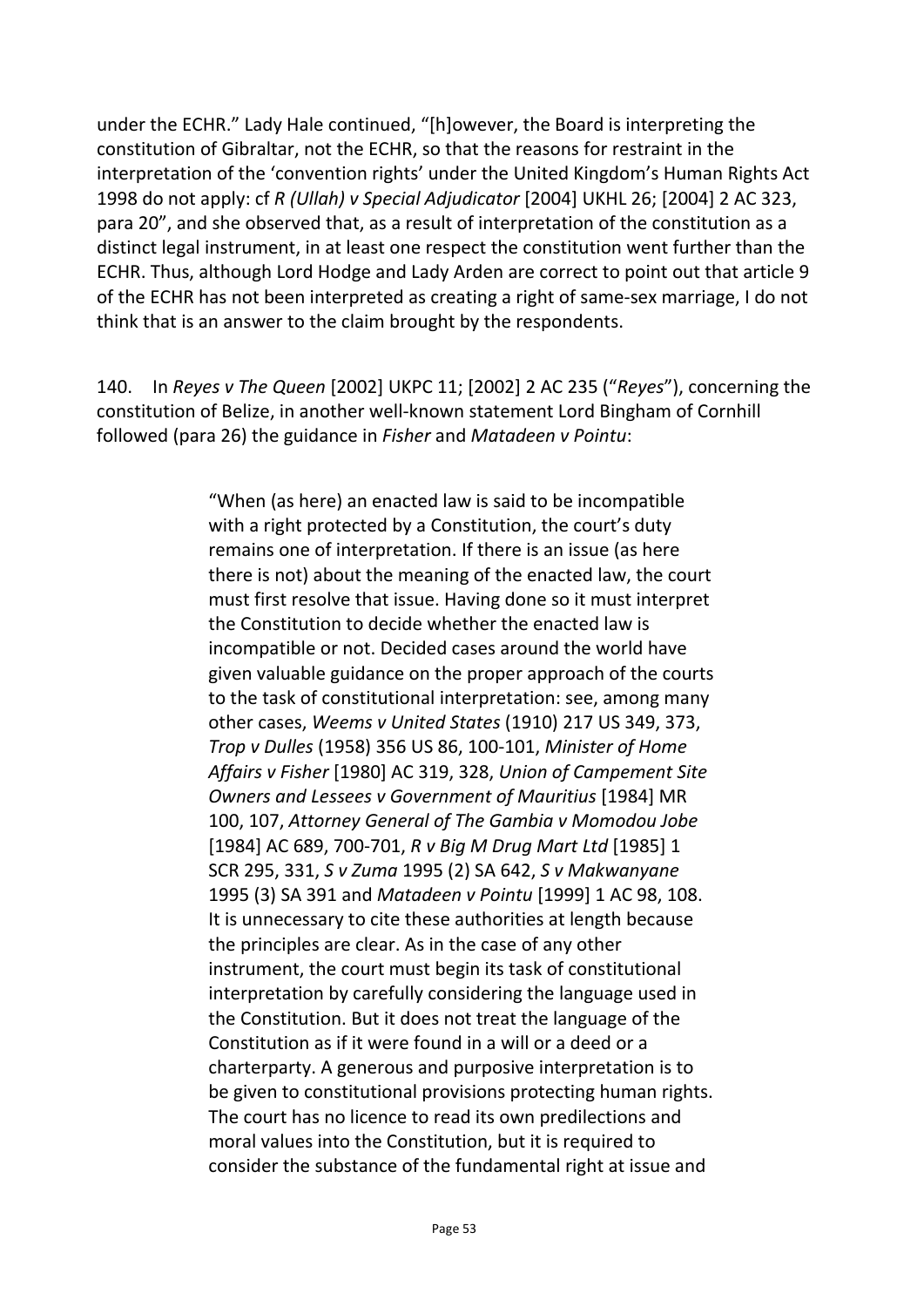under the ECHR." Lady Hale continued, "[h]owever, the Board is interpreting the constitution of Gibraltar, not the ECHR, so that the reasons for restraint in the interpretation of the 'convention rights' under the United Kingdom's Human Rights Act 1998 do not apply: cf *R (Ullah) v Special Adjudicator* [2004] UKHL 26; [2004] 2 AC 323, para 20", and she observed that, as a result of interpretation of the constitution as a distinct legal instrument, in at least one respect the constitution went further than the ECHR. Thus, although Lord Hodge and Lady Arden are correct to point out that article 9 of the ECHR has not been interpreted as creating a right of same-sex marriage, I do not think that is an answer to the claim brought by the respondents.

140. In *Reyes v The Queen* [2002] UKPC 11; [2002] 2 AC 235 ("*Reyes*"), concerning the constitution of Belize, in another well-known statement Lord Bingham of Cornhill followed (para 26) the guidance in *Fisher* and *Matadeen v Pointu*:

> "When (as here) an enacted law is said to be incompatible with a right protected by a Constitution, the court's duty remains one of interpretation. If there is an issue (as here there is not) about the meaning of the enacted law, the court must first resolve that issue. Having done so it must interpret the Constitution to decide whether the enacted law is incompatible or not. Decided cases around the world have given valuable guidance on the proper approach of the courts to the task of constitutional interpretation: see, among many other cases, *Weems v United States* (1910) 217 US 349, 373, *Trop v Dulles* (1958) 356 US 86, 100-101, *Minister of Home Affairs v Fisher* [1980] AC 319, 328, *Union of Campement Site Owners and Lessees v Government of Mauritius* [1984] MR 100, 107, *Attorney General of The Gambia v Momodou Jobe* [1984] AC 689, 700-701, *R v Big M Drug Mart Ltd* [1985] 1 SCR 295, 331, *S v Zuma* 1995 (2) SA 642, *S v Makwanyane* 1995 (3) SA 391 and *Matadeen v Pointu* [1999] 1 AC 98, 108. It is unnecessary to cite these authorities at length because the principles are clear. As in the case of any other instrument, the court must begin its task of constitutional interpretation by carefully considering the language used in the Constitution. But it does not treat the language of the Constitution as if it were found in a will or a deed or a charterparty. A generous and purposive interpretation is to be given to constitutional provisions protecting human rights. The court has no licence to read its own predilections and moral values into the Constitution, but it is required to consider the substance of the fundamental right at issue and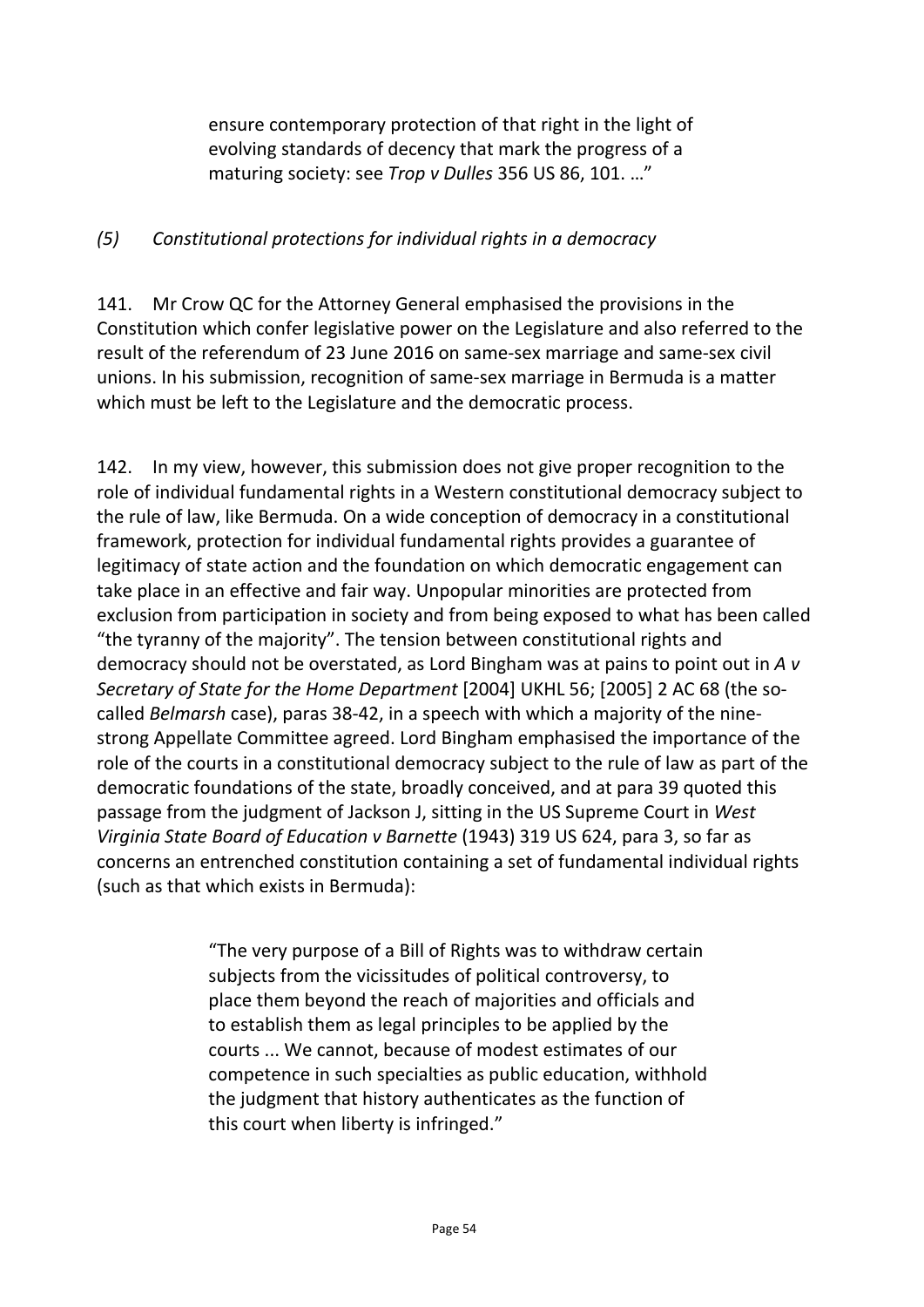> ensure contemporary protection of that right in the light of evolving standards of decency that mark the progress of a maturing society: see *Trop v Dulles* 356 US 86, 101. …"

### *(5) Constitutional protections for individual rights in a democracy*

141. Mr Crow QC for the Attorney General emphasised the provisions in the Constitution which confer legislative power on the Legislature and also referred to the result of the referendum of 23 June 2016 on same-sex marriage and same-sex civil unions. In his submission, recognition of same-sex marriage in Bermuda is a matter which must be left to the Legislature and the democratic process.

142. In my view, however, this submission does not give proper recognition to the role of individual fundamental rights in a Western constitutional democracy subject to the rule of law, like Bermuda. On a wide conception of democracy in a constitutional framework, protection for individual fundamental rights provides a guarantee of legitimacy of state action and the foundation on which democratic engagement can take place in an effective and fair way. Unpopular minorities are protected from exclusion from participation in society and from being exposed to what has been called "the tyranny of the majority". The tension between constitutional rights and democracy should not be overstated, as Lord Bingham was at pains to point out in *A v Secretary of State for the Home Department* [2004] UKHL 56; [2005] 2 AC 68 (the so-called *Belmarsh* case), paras 38-42, in a speech with which a majority of the nine-strong Appellate Committee agreed. Lord Bingham emphasised the importance of the role of the courts in a constitutional democracy subject to the rule of law as part of the democratic foundations of the state, broadly conceived, and at para 39 quoted this passage from the judgment of Jackson J, sitting in the US Supreme Court in *West Virginia State Board of Education v Barnette* (1943) 319 US 624, para 3, so far as concerns an entrenched constitution containing a set of fundamental individual rights (such as that which exists in Bermuda):

> "The very purpose of a Bill of Rights was to withdraw certain subjects from the vicissitudes of political controversy, to place them beyond the reach of majorities and officials and to establish them as legal principles to be applied by the courts ... We cannot, because of modest estimates of our competence in such specialties as public education, withhold the judgment that history authenticates as the function of this court when liberty is infringed."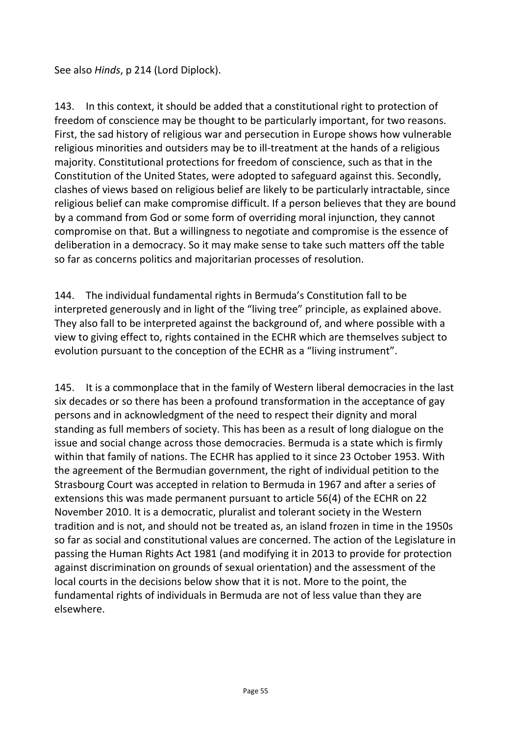See also *Hinds*, p 214 (Lord Diplock).

143. In this context, it should be added that a constitutional right to protection of freedom of conscience may be thought to be particularly important, for two reasons. First, the sad history of religious war and persecution in Europe shows how vulnerable religious minorities and outsiders may be to ill-treatment at the hands of a religious majority. Constitutional protections for freedom of conscience, such as that in the Constitution of the United States, were adopted to safeguard against this. Secondly, clashes of views based on religious belief are likely to be particularly intractable, since religious belief can make compromise difficult. If a person believes that they are bound by a command from God or some form of overriding moral injunction, they cannot compromise on that. But a willingness to negotiate and compromise is the essence of deliberation in a democracy. So it may make sense to take such matters off the table so far as concerns politics and majoritarian processes of resolution.

144. The individual fundamental rights in Bermuda's Constitution fall to be interpreted generously and in light of the "living tree" principle, as explained above. They also fall to be interpreted against the background of, and where possible with a view to giving effect to, rights contained in the ECHR which are themselves subject to evolution pursuant to the conception of the ECHR as a "living instrument".

145. It is a commonplace that in the family of Western liberal democracies in the last six decades or so there has been a profound transformation in the acceptance of gay persons and in acknowledgment of the need to respect their dignity and moral standing as full members of society. This has been as a result of long dialogue on the issue and social change across those democracies. Bermuda is a state which is firmly within that family of nations. The ECHR has applied to it since 23 October 1953. With the agreement of the Bermudian government, the right of individual petition to the Strasbourg Court was accepted in relation to Bermuda in 1967 and after a series of extensions this was made permanent pursuant to article 56(4) of the ECHR on 22 November 2010. It is a democratic, pluralist and tolerant society in the Western tradition and is not, and should not be treated as, an island frozen in time in the 1950s so far as social and constitutional values are concerned. The action of the Legislature in passing the Human Rights Act 1981 (and modifying it in 2013 to provide for protection against discrimination on grounds of sexual orientation) and the assessment of the local courts in the decisions below show that it is not. More to the point, the fundamental rights of individuals in Bermuda are not of less value than they are elsewhere.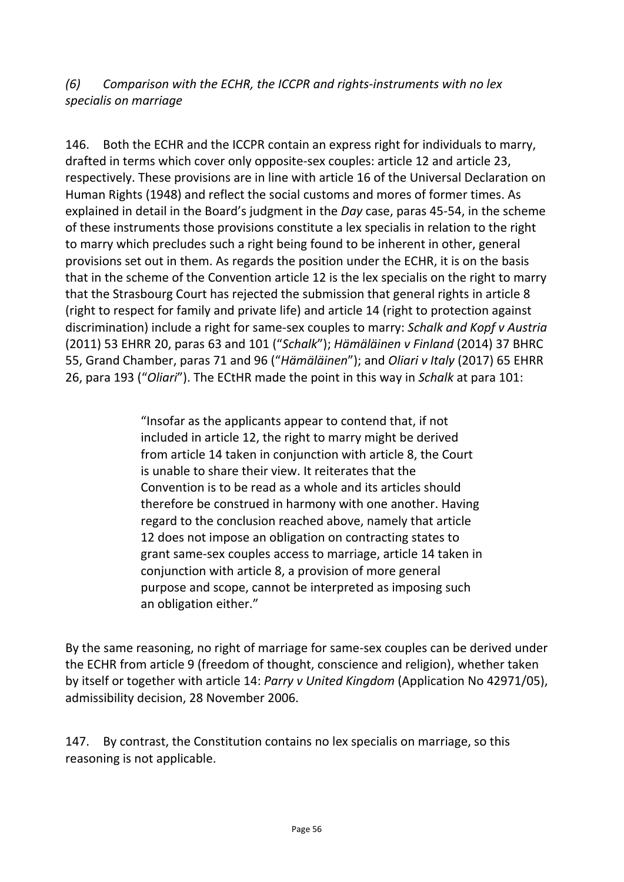### *(6) Comparison with the ECHR, the ICCPR and rights-instruments with no lex specialis on marriage*

146. Both the ECHR and the ICCPR contain an express right for individuals to marry, drafted in terms which cover only opposite-sex couples: article 12 and article 23, respectively. These provisions are in line with article 16 of the Universal Declaration on Human Rights (1948) and reflect the social customs and mores of former times. As explained in detail in the Board's judgment in the *Day* case, paras 45-54, in the scheme of these instruments those provisions constitute a lex specialis in relation to the right to marry which precludes such a right being found to be inherent in other, general provisions set out in them. As regards the position under the ECHR, it is on the basis that in the scheme of the Convention article 12 is the lex specialis on the right to marry that the Strasbourg Court has rejected the submission that general rights in article 8 (right to respect for family and private life) and article 14 (right to protection against discrimination) include a right for same-sex couples to marry: *Schalk and Kopf v Austria* (2011) 53 EHRR 20, paras 63 and 101 ("*Schalk*"); *Hämäläinen v Finland* (2014) 37 BHRC 55, Grand Chamber, paras 71 and 96 ("*Hämäläinen*"); and *Oliari v Italy* (2017) 65 EHRR 26, para 193 ("*Oliari*"). The ECtHR made the point in this way in *Schalk* at para 101:

> "Insofar as the applicants appear to contend that, if not included in article 12, the right to marry might be derived from article 14 taken in conjunction with article 8, the Court is unable to share their view. It reiterates that the Convention is to be read as a whole and its articles should therefore be construed in harmony with one another. Having regard to the conclusion reached above, namely that article 12 does not impose an obligation on contracting states to grant same-sex couples access to marriage, article 14 taken in conjunction with article 8, a provision of more general purpose and scope, cannot be interpreted as imposing such an obligation either."

By the same reasoning, no right of marriage for same-sex couples can be derived under the ECHR from article 9 (freedom of thought, conscience and religion), whether taken by itself or together with article 14: *Parry v United Kingdom* (Application No 42971/05), admissibility decision, 28 November 2006.

147. By contrast, the Constitution contains no lex specialis on marriage, so this reasoning is not applicable.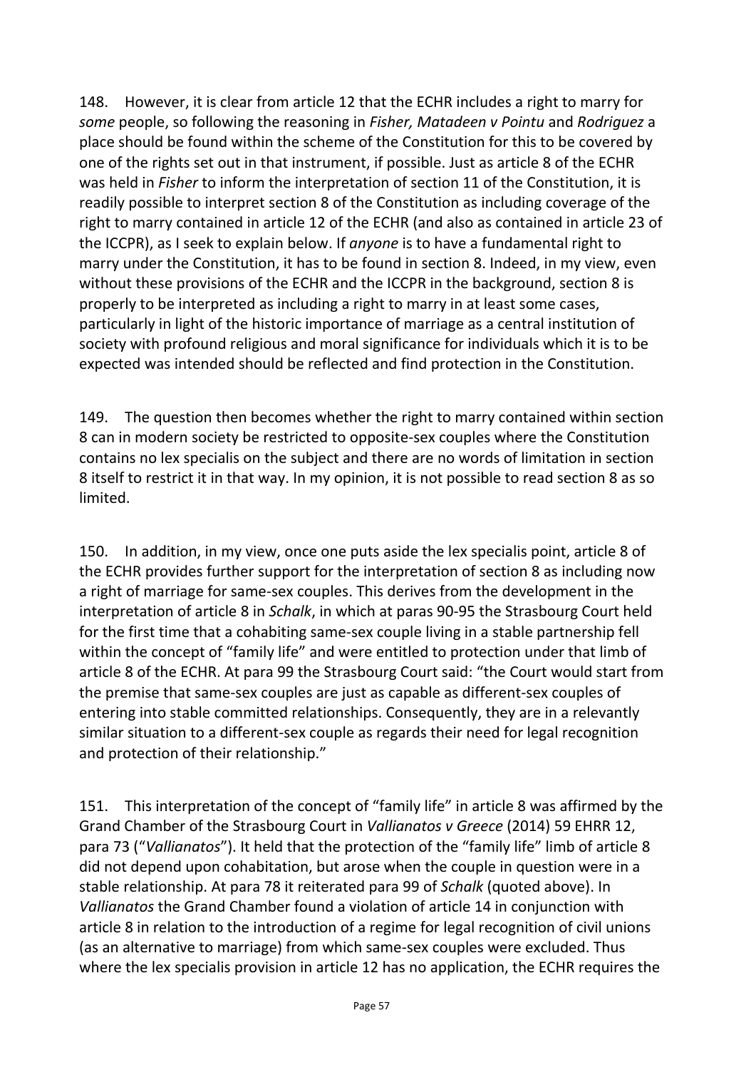148. However, it is clear from article 12 that the ECHR includes a right to marry for *some* people, so following the reasoning in *Fisher, Matadeen v Pointu* and *Rodriguez* a place should be found within the scheme of the Constitution for this to be covered by one of the rights set out in that instrument, if possible. Just as article 8 of the ECHR was held in *Fisher* to inform the interpretation of section 11 of the Constitution, it is readily possible to interpret section 8 of the Constitution as including coverage of the right to marry contained in article 12 of the ECHR (and also as contained in article 23 of the ICCPR), as I seek to explain below. If *anyone* is to have a fundamental right to marry under the Constitution, it has to be found in section 8. Indeed, in my view, even without these provisions of the ECHR and the ICCPR in the background, section 8 is properly to be interpreted as including a right to marry in at least some cases, particularly in light of the historic importance of marriage as a central institution of society with profound religious and moral significance for individuals which it is to be expected was intended should be reflected and find protection in the Constitution.

149. The question then becomes whether the right to marry contained within section 8 can in modern society be restricted to opposite-sex couples where the Constitution contains no lex specialis on the subject and there are no words of limitation in section 8 itself to restrict it in that way. In my opinion, it is not possible to read section 8 as so limited.

150. In addition, in my view, once one puts aside the lex specialis point, article 8 of the ECHR provides further support for the interpretation of section 8 as including now a right of marriage for same-sex couples. This derives from the development in the interpretation of article 8 in *Schalk*, in which at paras 90-95 the Strasbourg Court held for the first time that a cohabiting same-sex couple living in a stable partnership fell within the concept of "family life" and were entitled to protection under that limb of article 8 of the ECHR. At para 99 the Strasbourg Court said: "the Court would start from the premise that same-sex couples are just as capable as different-sex couples of entering into stable committed relationships. Consequently, they are in a relevantly similar situation to a different-sex couple as regards their need for legal recognition and protection of their relationship."

151. This interpretation of the concept of "family life" in article 8 was affirmed by the Grand Chamber of the Strasbourg Court in *Vallianatos v Greece* (2014) 59 EHRR 12, para 73 ("*Vallianatos*"). It held that the protection of the "family life" limb of article 8 did not depend upon cohabitation, but arose when the couple in question were in a stable relationship. At para 78 it reiterated para 99 of *Schalk* (quoted above). In *Vallianatos* the Grand Chamber found a violation of article 14 in conjunction with article 8 in relation to the introduction of a regime for legal recognition of civil unions (as an alternative to marriage) from which same-sex couples were excluded. Thus where the lex specialis provision in article 12 has no application, the ECHR requires the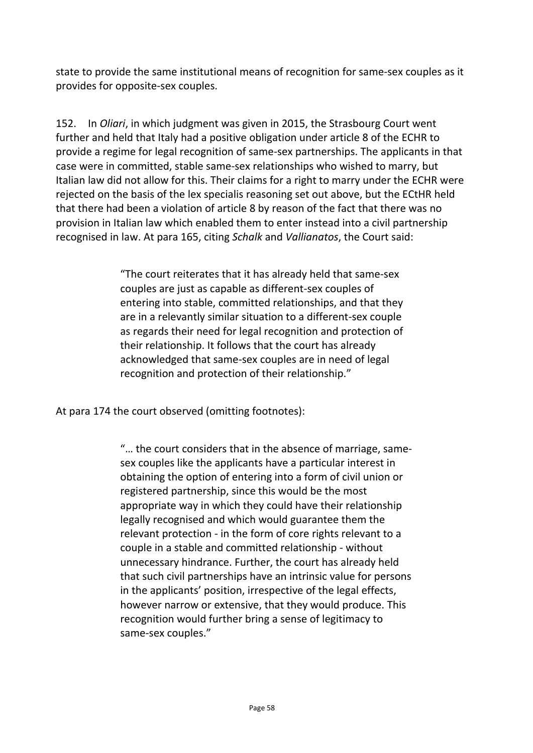state to provide the same institutional means of recognition for same-sex couples as it provides for opposite-sex couples.

152. In *Oliari*, in which judgment was given in 2015, the Strasbourg Court went further and held that Italy had a positive obligation under article 8 of the ECHR to provide a regime for legal recognition of same-sex partnerships. The applicants in that case were in committed, stable same-sex relationships who wished to marry, but Italian law did not allow for this. Their claims for a right to marry under the ECHR were rejected on the basis of the lex specialis reasoning set out above, but the ECtHR held that there had been a violation of article 8 by reason of the fact that there was no provision in Italian law which enabled them to enter instead into a civil partnership recognised in law. At para 165, citing *Schalk* and *Vallianatos*, the Court said:

> "The court reiterates that it has already held that same-sex couples are just as capable as different-sex couples of entering into stable, committed relationships, and that they are in a relevantly similar situation to a different-sex couple as regards their need for legal recognition and protection of their relationship. It follows that the court has already acknowledged that same-sex couples are in need of legal recognition and protection of their relationship."

At para 174 the court observed (omitting footnotes):

> "… the court considers that in the absence of marriage, same-sex couples like the applicants have a particular interest in obtaining the option of entering into a form of civil union or registered partnership, since this would be the most appropriate way in which they could have their relationship legally recognised and which would guarantee them the relevant protection - in the form of core rights relevant to a couple in a stable and committed relationship - without unnecessary hindrance. Further, the court has already held that such civil partnerships have an intrinsic value for persons in the applicants' position, irrespective of the legal effects, however narrow or extensive, that they would produce. This recognition would further bring a sense of legitimacy to same-sex couples."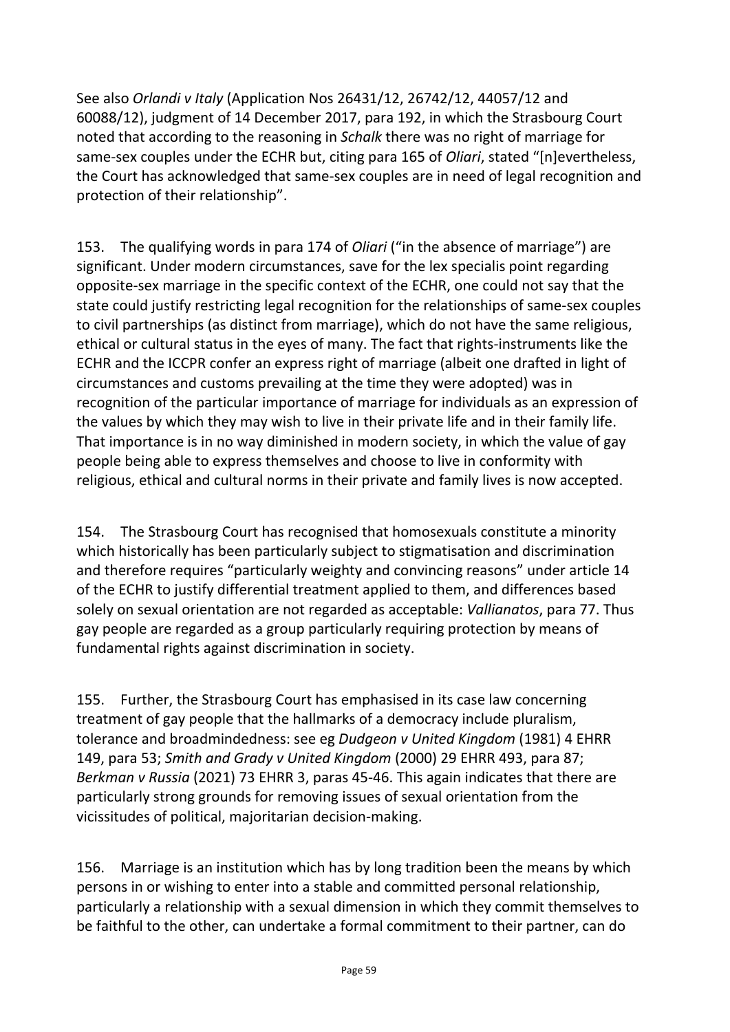See also *Orlandi v Italy* (Application Nos 26431/12, 26742/12, 44057/12 and 60088/12), judgment of 14 December 2017, para 192, in which the Strasbourg Court noted that according to the reasoning in *Schalk* there was no right of marriage for same-sex couples under the ECHR but, citing para 165 of *Oliari*, stated "[n]evertheless, the Court has acknowledged that same-sex couples are in need of legal recognition and protection of their relationship".

153. The qualifying words in para 174 of *Oliari* ("in the absence of marriage") are significant. Under modern circumstances, save for the lex specialis point regarding opposite-sex marriage in the specific context of the ECHR, one could not say that the state could justify restricting legal recognition for the relationships of same-sex couples to civil partnerships (as distinct from marriage), which do not have the same religious, ethical or cultural status in the eyes of many. The fact that rights-instruments like the ECHR and the ICCPR confer an express right of marriage (albeit one drafted in light of circumstances and customs prevailing at the time they were adopted) was in recognition of the particular importance of marriage for individuals as an expression of the values by which they may wish to live in their private life and in their family life. That importance is in no way diminished in modern society, in which the value of gay people being able to express themselves and choose to live in conformity with religious, ethical and cultural norms in their private and family lives is now accepted.

154. The Strasbourg Court has recognised that homosexuals constitute a minority which historically has been particularly subject to stigmatisation and discrimination and therefore requires "particularly weighty and convincing reasons" under article 14 of the ECHR to justify differential treatment applied to them, and differences based solely on sexual orientation are not regarded as acceptable: *Vallianatos*, para 77. Thus gay people are regarded as a group particularly requiring protection by means of fundamental rights against discrimination in society.

155. Further, the Strasbourg Court has emphasised in its case law concerning treatment of gay people that the hallmarks of a democracy include pluralism, tolerance and broadmindedness: see eg *Dudgeon v United Kingdom* (1981) 4 EHRR 149, para 53; *Smith and Grady v United Kingdom* (2000) 29 EHRR 493, para 87; *Berkman v Russia* (2021) 73 EHRR 3, paras 45-46. This again indicates that there are particularly strong grounds for removing issues of sexual orientation from the vicissitudes of political, majoritarian decision-making.

156. Marriage is an institution which has by long tradition been the means by which persons in or wishing to enter into a stable and committed personal relationship, particularly a relationship with a sexual dimension in which they commit themselves to be faithful to the other, can undertake a formal commitment to their partner, can do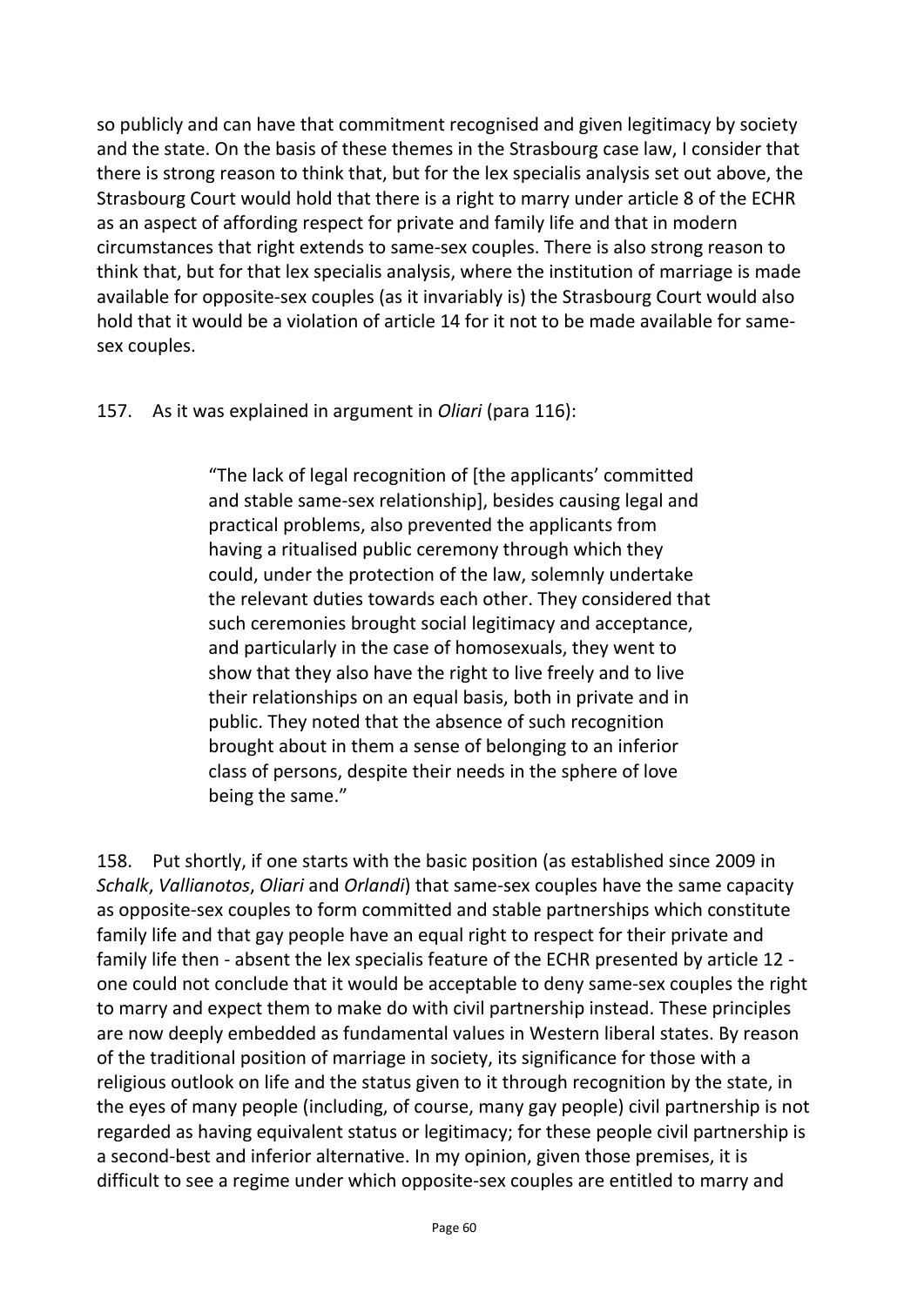so publicly and can have that commitment recognised and given legitimacy by society and the state. On the basis of these themes in the Strasbourg case law, I consider that there is strong reason to think that, but for the lex specialis analysis set out above, the Strasbourg Court would hold that there is a right to marry under article 8 of the ECHR as an aspect of affording respect for private and family life and that in modern circumstances that right extends to same-sex couples. There is also strong reason to think that, but for that lex specialis analysis, where the institution of marriage is made available for opposite-sex couples (as it invariably is) the Strasbourg Court would also hold that it would be a violation of article 14 for it not to be made available for same-sex couples.

157. As it was explained in argument in *Oliari* (para 116):

> "The lack of legal recognition of [the applicants' committed and stable same-sex relationship], besides causing legal and practical problems, also prevented the applicants from having a ritualised public ceremony through which they could, under the protection of the law, solemnly undertake the relevant duties towards each other. They considered that such ceremonies brought social legitimacy and acceptance, and particularly in the case of homosexuals, they went to show that they also have the right to live freely and to live their relationships on an equal basis, both in private and in public. They noted that the absence of such recognition brought about in them a sense of belonging to an inferior class of persons, despite their needs in the sphere of love being the same."

158. Put shortly, if one starts with the basic position (as established since 2009 in *Schalk*, *Vallianotos*, *Oliari* and *Orlandi*) that same-sex couples have the same capacity as opposite-sex couples to form committed and stable partnerships which constitute family life and that gay people have an equal right to respect for their private and family life then - absent the lex specialis feature of the ECHR presented by article 12 - one could not conclude that it would be acceptable to deny same-sex couples the right to marry and expect them to make do with civil partnership instead. These principles are now deeply embedded as fundamental values in Western liberal states. By reason of the traditional position of marriage in society, its significance for those with a religious outlook on life and the status given to it through recognition by the state, in the eyes of many people (including, of course, many gay people) civil partnership is not regarded as having equivalent status or legitimacy; for these people civil partnership is a second-best and inferior alternative. In my opinion, given those premises, it is difficult to see a regime under which opposite-sex couples are entitled to marry and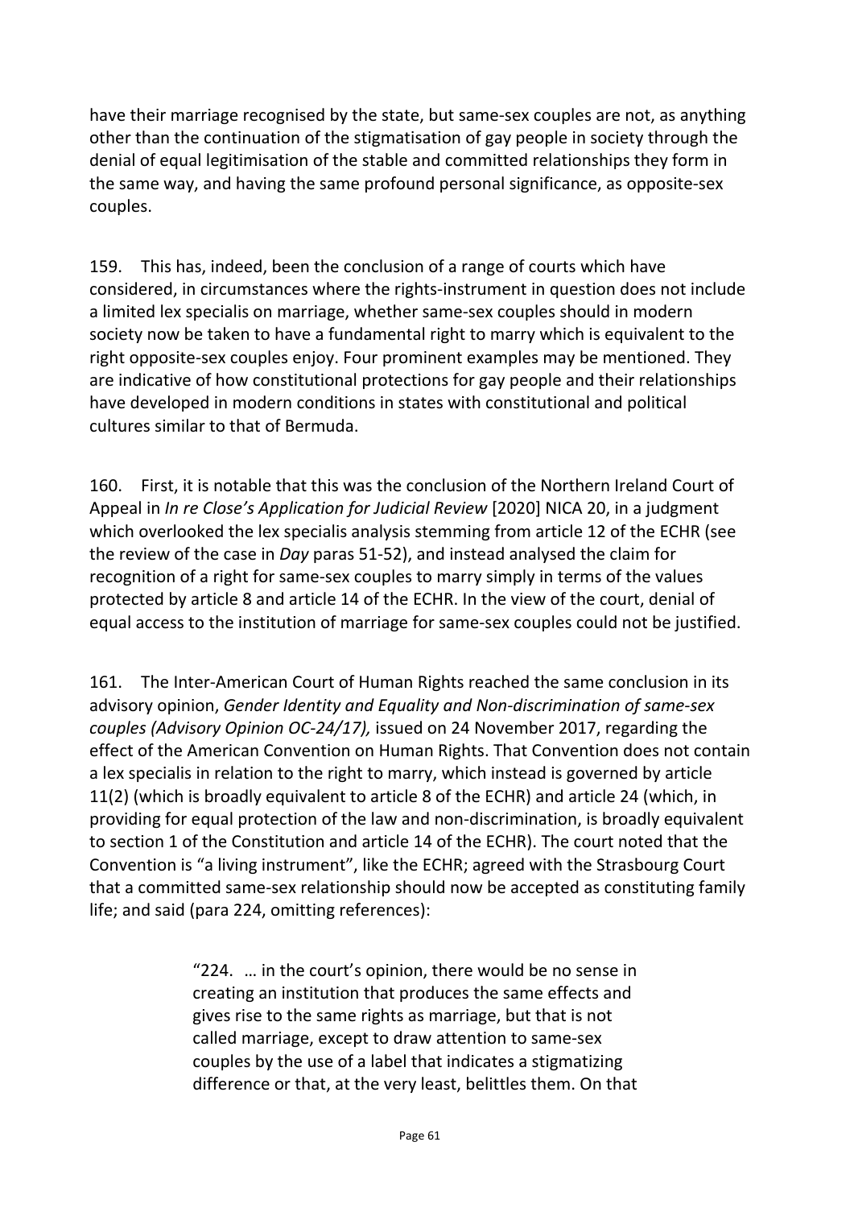have their marriage recognised by the state, but same-sex couples are not, as anything other than the continuation of the stigmatisation of gay people in society through the denial of equal legitimisation of the stable and committed relationships they form in the same way, and having the same profound personal significance, as opposite-sex couples.

159. This has, indeed, been the conclusion of a range of courts which have considered, in circumstances where the rights-instrument in question does not include a limited lex specialis on marriage, whether same-sex couples should in modern society now be taken to have a fundamental right to marry which is equivalent to the right opposite-sex couples enjoy. Four prominent examples may be mentioned. They are indicative of how constitutional protections for gay people and their relationships have developed in modern conditions in states with constitutional and political cultures similar to that of Bermuda.

160. First, it is notable that this was the conclusion of the Northern Ireland Court of Appeal in *In re Close's Application for Judicial Review* [2020] NICA 20, in a judgment which overlooked the lex specialis analysis stemming from article 12 of the ECHR (see the review of the case in *Day* paras 51-52), and instead analysed the claim for recognition of a right for same-sex couples to marry simply in terms of the values protected by article 8 and article 14 of the ECHR. In the view of the court, denial of equal access to the institution of marriage for same-sex couples could not be justified.

161. The Inter-American Court of Human Rights reached the same conclusion in its advisory opinion, *Gender Identity and Equality and Non-discrimination of same-sex couples (Advisory Opinion OC-24/17),* issued on 24 November 2017, regarding the effect of the American Convention on Human Rights. That Convention does not contain a lex specialis in relation to the right to marry, which instead is governed by article 11(2) (which is broadly equivalent to article 8 of the ECHR) and article 24 (which, in providing for equal protection of the law and non-discrimination, is broadly equivalent to section 1 of the Constitution and article 14 of the ECHR). The court noted that the Convention is "a living instrument", like the ECHR; agreed with the Strasbourg Court that a committed same-sex relationship should now be accepted as constituting family life; and said (para 224, omitting references):

> "224. … in the court's opinion, there would be no sense in creating an institution that produces the same effects and gives rise to the same rights as marriage, but that is not called marriage, except to draw attention to same-sex couples by the use of a label that indicates a stigmatizing difference or that, at the very least, belittles them. On that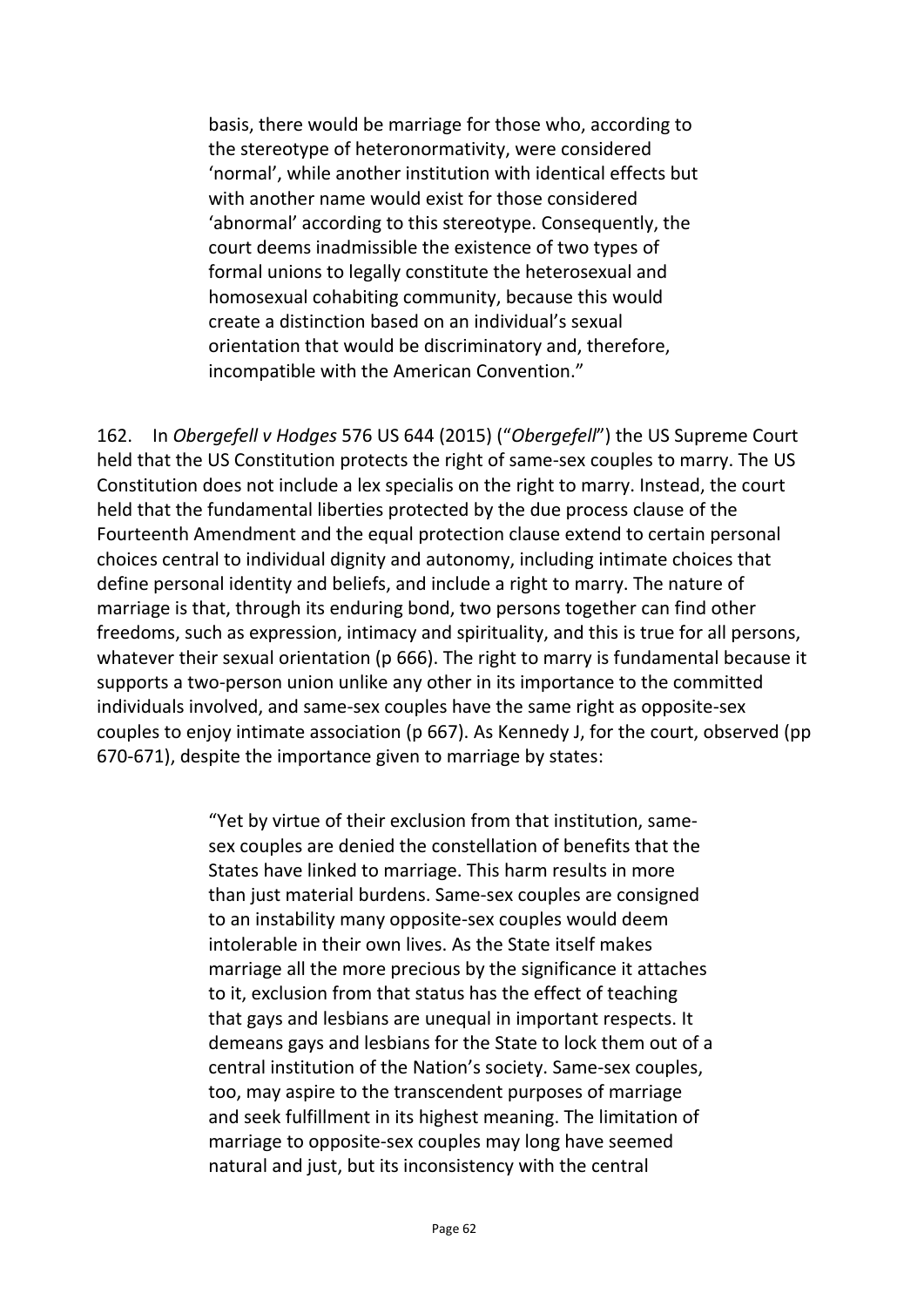> basis, there would be marriage for those who, according to the stereotype of heteronormativity, were considered 'normal', while another institution with identical effects but with another name would exist for those considered 'abnormal' according to this stereotype. Consequently, the court deems inadmissible the existence of two types of formal unions to legally constitute the heterosexual and homosexual cohabiting community, because this would create a distinction based on an individual's sexual orientation that would be discriminatory and, therefore, incompatible with the American Convention."

162. In *Obergefell v Hodges* 576 US 644 (2015) ("*Obergefell*") the US Supreme Court held that the US Constitution protects the right of same-sex couples to marry. The US Constitution does not include a lex specialis on the right to marry. Instead, the court held that the fundamental liberties protected by the due process clause of the Fourteenth Amendment and the equal protection clause extend to certain personal choices central to individual dignity and autonomy, including intimate choices that define personal identity and beliefs, and include a right to marry. The nature of marriage is that, through its enduring bond, two persons together can find other freedoms, such as expression, intimacy and spirituality, and this is true for all persons, whatever their sexual orientation (p 666). The right to marry is fundamental because it supports a two-person union unlike any other in its importance to the committed individuals involved, and same-sex couples have the same right as opposite-sex couples to enjoy intimate association (p 667). As Kennedy J, for the court, observed (pp 670-671), despite the importance given to marriage by states:

> "Yet by virtue of their exclusion from that institution, same-sex couples are denied the constellation of benefits that the States have linked to marriage. This harm results in more than just material burdens. Same-sex couples are consigned to an instability many opposite-sex couples would deem intolerable in their own lives. As the State itself makes marriage all the more precious by the significance it attaches to it, exclusion from that status has the effect of teaching that gays and lesbians are unequal in important respects. It demeans gays and lesbians for the State to lock them out of a central institution of the Nation's society. Same-sex couples, too, may aspire to the transcendent purposes of marriage and seek fulfillment in its highest meaning. The limitation of marriage to opposite-sex couples may long have seemed natural and just, but its inconsistency with the central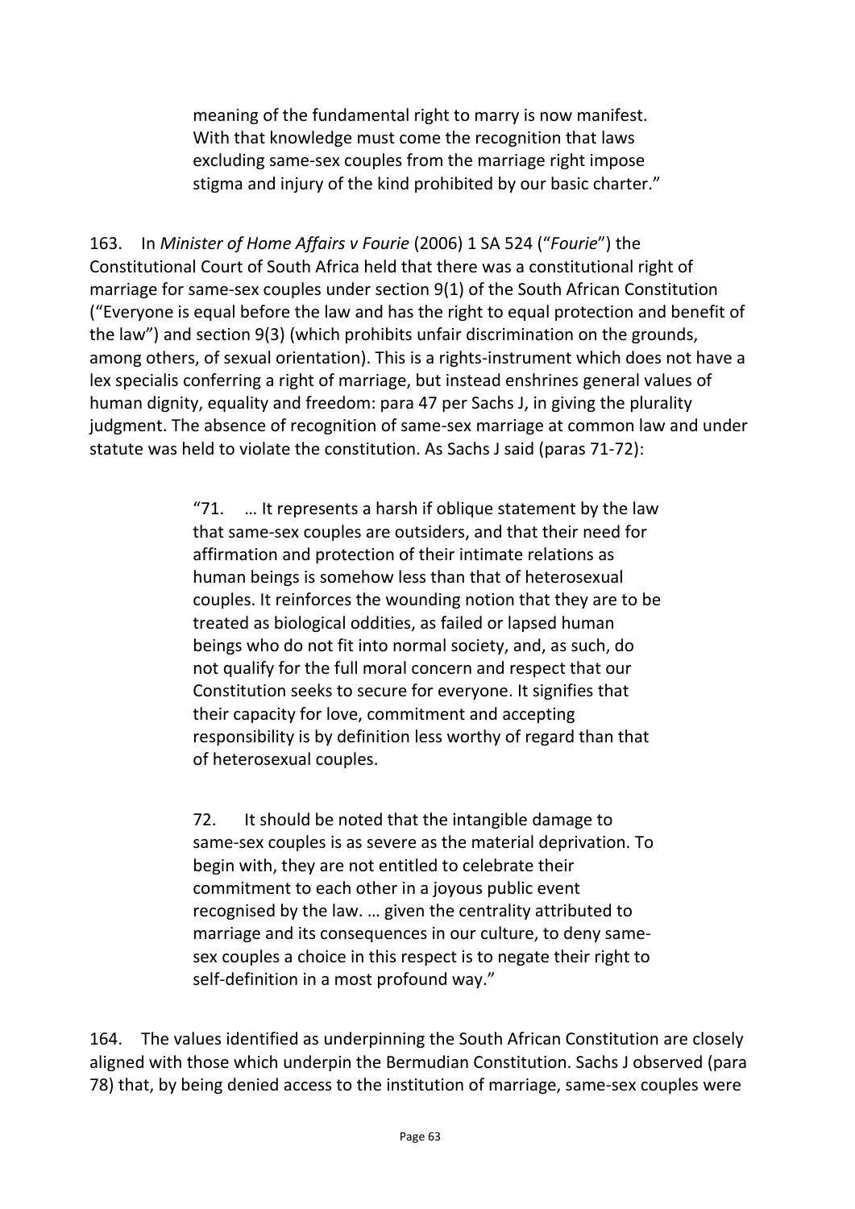> meaning of the fundamental right to marry is now manifest. With that knowledge must come the recognition that laws excluding same-sex couples from the marriage right impose stigma and injury of the kind prohibited by our basic charter."

163. In *Minister of Home Affairs v Fourie* (2006) 1 SA 524 ("*Fourie*") the Constitutional Court of South Africa held that there was a constitutional right of marriage for same-sex couples under section 9(1) of the South African Constitution ("Everyone is equal before the law and has the right to equal protection and benefit of the law") and section 9(3) (which prohibits unfair discrimination on the grounds, among others, of sexual orientation). This is a rights-instrument which does not have a lex specialis conferring a right of marriage, but instead enshrines general values of human dignity, equality and freedom: para 47 per Sachs J, in giving the plurality judgment. The absence of recognition of same-sex marriage at common law and under statute was held to violate the constitution. As Sachs J said (paras 71-72):

> "71. … It represents a harsh if oblique statement by the law that same-sex couples are outsiders, and that their need for affirmation and protection of their intimate relations as human beings is somehow less than that of heterosexual couples. It reinforces the wounding notion that they are to be treated as biological oddities, as failed or lapsed human beings who do not fit into normal society, and, as such, do not qualify for the full moral concern and respect that our Constitution seeks to secure for everyone. It signifies that their capacity for love, commitment and accepting responsibility is by definition less worthy of regard than that of heterosexual couples.
>
> 72. It should be noted that the intangible damage to same-sex couples is as severe as the material deprivation. To begin with, they are not entitled to celebrate their commitment to each other in a joyous public event recognised by the law. … given the centrality attributed to marriage and its consequences in our culture, to deny same-sex couples a choice in this respect is to negate their right to self-definition in a most profound way."

164. The values identified as underpinning the South African Constitution are closely aligned with those which underpin the Bermudian Constitution. Sachs J observed (para 78) that, by being denied access to the institution of marriage, same-sex couples were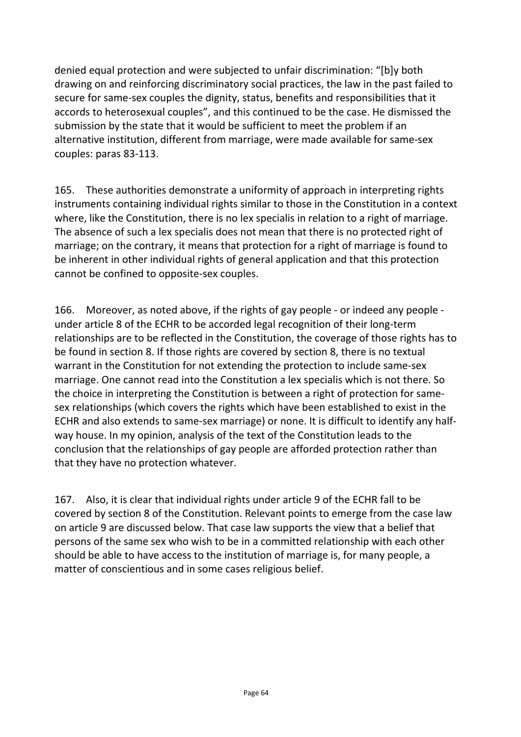denied equal protection and were subjected to unfair discrimination: "[b]y both drawing on and reinforcing discriminatory social practices, the law in the past failed to secure for same-sex couples the dignity, status, benefits and responsibilities that it accords to heterosexual couples", and this continued to be the case. He dismissed the submission by the state that it would be sufficient to meet the problem if an alternative institution, different from marriage, were made available for same-sex couples: paras 83-113.

165. These authorities demonstrate a uniformity of approach in interpreting rights instruments containing individual rights similar to those in the Constitution in a context where, like the Constitution, there is no lex specialis in relation to a right of marriage. The absence of such a lex specialis does not mean that there is no protected right of marriage; on the contrary, it means that protection for a right of marriage is found to be inherent in other individual rights of general application and that this protection cannot be confined to opposite-sex couples.

166. Moreover, as noted above, if the rights of gay people - or indeed any people - under article 8 of the ECHR to be accorded legal recognition of their long-term relationships are to be reflected in the Constitution, the coverage of those rights has to be found in section 8. If those rights are covered by section 8, there is no textual warrant in the Constitution for not extending the protection to include same-sex marriage. One cannot read into the Constitution a lex specialis which is not there. So the choice in interpreting the Constitution is between a right of protection for same-sex relationships (which covers the rights which have been established to exist in the ECHR and also extends to same-sex marriage) or none. It is difficult to identify any half-way house. In my opinion, analysis of the text of the Constitution leads to the conclusion that the relationships of gay people are afforded protection rather than that they have no protection whatever.

167. Also, it is clear that individual rights under article 9 of the ECHR fall to be covered by section 8 of the Constitution. Relevant points to emerge from the case law on article 9 are discussed below. That case law supports the view that a belief that persons of the same sex who wish to be in a committed relationship with each other should be able to have access to the institution of marriage is, for many people, a matter of conscientious and in some cases religious belief.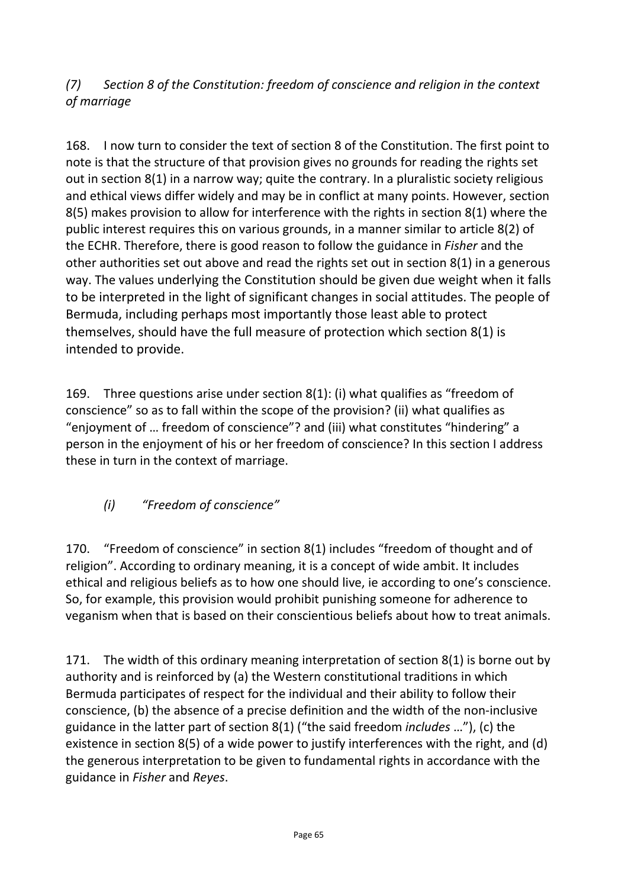### *(7) Section 8 of the Constitution: freedom of conscience and religion in the context of marriage*

168. I now turn to consider the text of section 8 of the Constitution. The first point to note is that the structure of that provision gives no grounds for reading the rights set out in section 8(1) in a narrow way; quite the contrary. In a pluralistic society religious and ethical views differ widely and may be in conflict at many points. However, section 8(5) makes provision to allow for interference with the rights in section 8(1) where the public interest requires this on various grounds, in a manner similar to article 8(2) of the ECHR. Therefore, there is good reason to follow the guidance in *Fisher* and the other authorities set out above and read the rights set out in section 8(1) in a generous way. The values underlying the Constitution should be given due weight when it falls to be interpreted in the light of significant changes in social attitudes. The people of Bermuda, including perhaps most importantly those least able to protect themselves, should have the full measure of protection which section 8(1) is intended to provide.

169. Three questions arise under section 8(1): (i) what qualifies as "freedom of conscience" so as to fall within the scope of the provision? (ii) what qualifies as "enjoyment of … freedom of conscience"? and (iii) what constitutes "hindering" a person in the enjoyment of his or her freedom of conscience? In this section I address these in turn in the context of marriage.

#### *(i) "Freedom of conscience"*

170. "Freedom of conscience" in section 8(1) includes "freedom of thought and of religion". According to ordinary meaning, it is a concept of wide ambit. It includes ethical and religious beliefs as to how one should live, ie according to one's conscience. So, for example, this provision would prohibit punishing someone for adherence to veganism when that is based on their conscientious beliefs about how to treat animals.

171. The width of this ordinary meaning interpretation of section 8(1) is borne out by authority and is reinforced by (a) the Western constitutional traditions in which Bermuda participates of respect for the individual and their ability to follow their conscience, (b) the absence of a precise definition and the width of the non-inclusive guidance in the latter part of section 8(1) ("the said freedom *includes* …"), (c) the existence in section 8(5) of a wide power to justify interferences with the right, and (d) the generous interpretation to be given to fundamental rights in accordance with the guidance in *Fisher* and *Reyes*.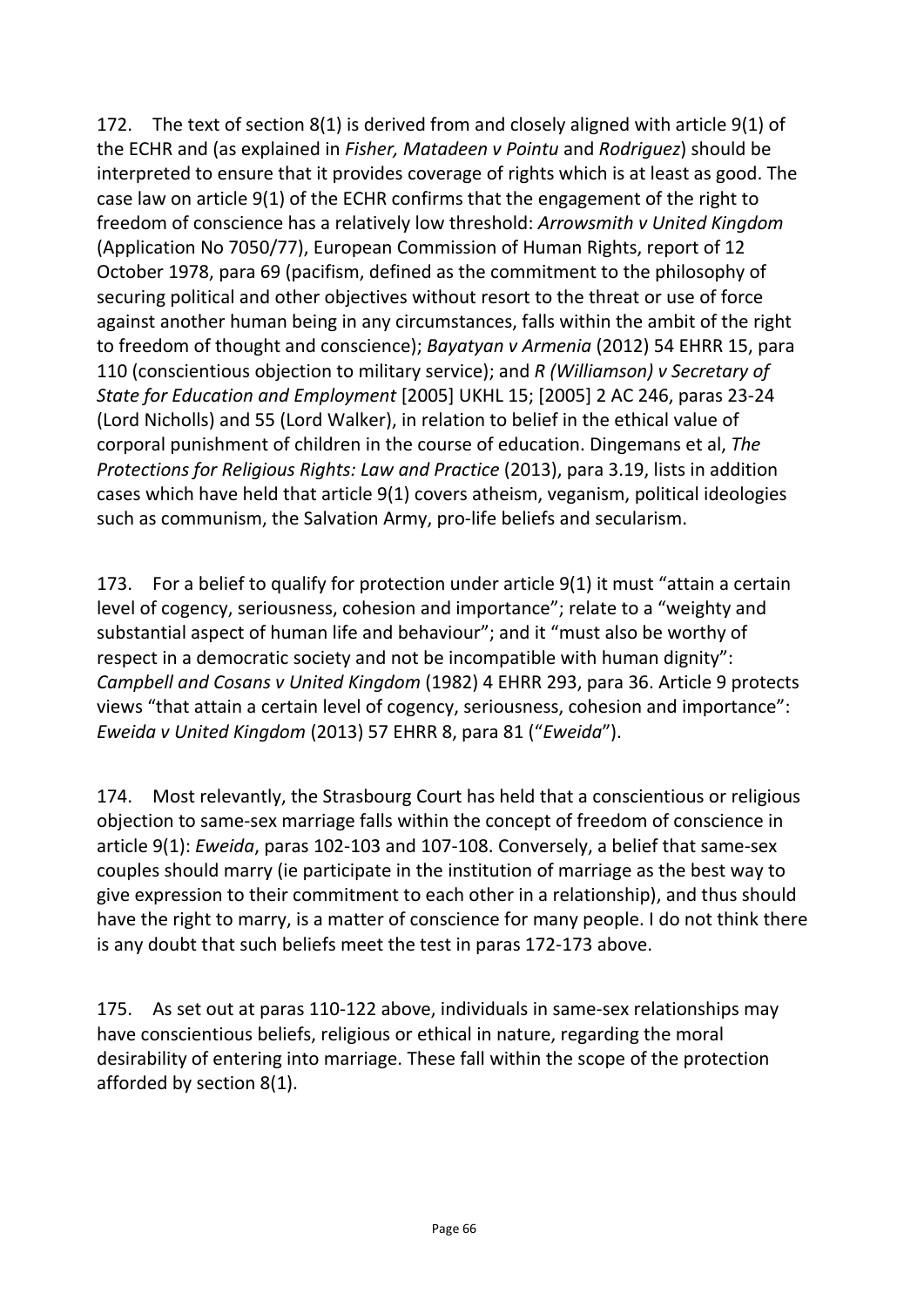172. The text of section 8(1) is derived from and closely aligned with article 9(1) of the ECHR and (as explained in *Fisher, Matadeen v Pointu* and *Rodriguez*) should be interpreted to ensure that it provides coverage of rights which is at least as good. The case law on article 9(1) of the ECHR confirms that the engagement of the right to freedom of conscience has a relatively low threshold: *Arrowsmith v United Kingdom* (Application No 7050/77), European Commission of Human Rights, report of 12 October 1978, para 69 (pacifism, defined as the commitment to the philosophy of securing political and other objectives without resort to the threat or use of force against another human being in any circumstances, falls within the ambit of the right to freedom of thought and conscience); *Bayatyan v Armenia* (2012) 54 EHRR 15, para 110 (conscientious objection to military service); and *R (Williamson) v Secretary of State for Education and Employment* [2005] UKHL 15; [2005] 2 AC 246, paras 23-24 (Lord Nicholls) and 55 (Lord Walker), in relation to belief in the ethical value of corporal punishment of children in the course of education. Dingemans et al, *The Protections for Religious Rights: Law and Practice* (2013), para 3.19, lists in addition cases which have held that article 9(1) covers atheism, veganism, political ideologies such as communism, the Salvation Army, pro-life beliefs and secularism.

173. For a belief to qualify for protection under article 9(1) it must "attain a certain level of cogency, seriousness, cohesion and importance"; relate to a "weighty and substantial aspect of human life and behaviour"; and it "must also be worthy of respect in a democratic society and not be incompatible with human dignity": *Campbell and Cosans v United Kingdom* (1982) 4 EHRR 293, para 36. Article 9 protects views "that attain a certain level of cogency, seriousness, cohesion and importance": *Eweida v United Kingdom* (2013) 57 EHRR 8, para 81 ("*Eweida*").

174. Most relevantly, the Strasbourg Court has held that a conscientious or religious objection to same-sex marriage falls within the concept of freedom of conscience in article 9(1): *Eweida*, paras 102-103 and 107-108. Conversely, a belief that same-sex couples should marry (ie participate in the institution of marriage as the best way to give expression to their commitment to each other in a relationship), and thus should have the right to marry, is a matter of conscience for many people. I do not think there is any doubt that such beliefs meet the test in paras 172-173 above.

175. As set out at paras 110-122 above, individuals in same-sex relationships may have conscientious beliefs, religious or ethical in nature, regarding the moral desirability of entering into marriage. These fall within the scope of the protection afforded by section 8(1).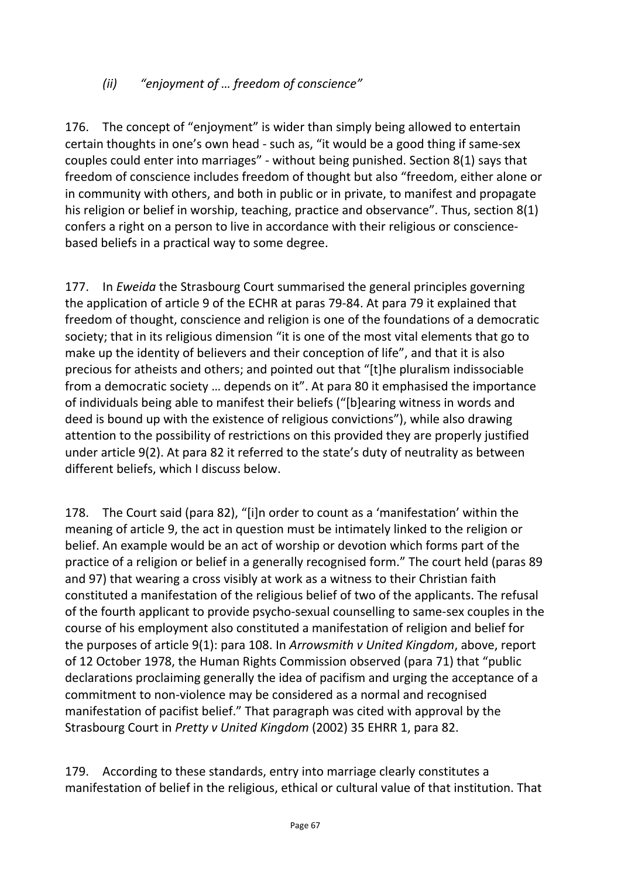*(ii) "enjoyment of … freedom of conscience"*

176. The concept of "enjoyment" is wider than simply being allowed to entertain certain thoughts in one's own head - such as, "it would be a good thing if same-sex couples could enter into marriages" - without being punished. Section 8(1) says that freedom of conscience includes freedom of thought but also "freedom, either alone or in community with others, and both in public or in private, to manifest and propagate his religion or belief in worship, teaching, practice and observance". Thus, section 8(1) confers a right on a person to live in accordance with their religious or conscience-based beliefs in a practical way to some degree.

177. In *Eweida* the Strasbourg Court summarised the general principles governing the application of article 9 of the ECHR at paras 79-84. At para 79 it explained that freedom of thought, conscience and religion is one of the foundations of a democratic society; that in its religious dimension "it is one of the most vital elements that go to make up the identity of believers and their conception of life", and that it is also precious for atheists and others; and pointed out that "[t]he pluralism indissociable from a democratic society … depends on it". At para 80 it emphasised the importance of individuals being able to manifest their beliefs ("[b]earing witness in words and deed is bound up with the existence of religious convictions"), while also drawing attention to the possibility of restrictions on this provided they are properly justified under article 9(2). At para 82 it referred to the state's duty of neutrality as between different beliefs, which I discuss below.

178. The Court said (para 82), "[i]n order to count as a 'manifestation' within the meaning of article 9, the act in question must be intimately linked to the religion or belief. An example would be an act of worship or devotion which forms part of the practice of a religion or belief in a generally recognised form." The court held (paras 89 and 97) that wearing a cross visibly at work as a witness to their Christian faith constituted a manifestation of the religious belief of two of the applicants. The refusal of the fourth applicant to provide psycho-sexual counselling to same-sex couples in the course of his employment also constituted a manifestation of religion and belief for the purposes of article 9(1): para 108. In *Arrowsmith v United Kingdom*, above, report of 12 October 1978, the Human Rights Commission observed (para 71) that "public declarations proclaiming generally the idea of pacifism and urging the acceptance of a commitment to non-violence may be considered as a normal and recognised manifestation of pacifist belief." That paragraph was cited with approval by the Strasbourg Court in *Pretty v United Kingdom* (2002) 35 EHRR 1, para 82.

179. According to these standards, entry into marriage clearly constitutes a manifestation of belief in the religious, ethical or cultural value of that institution. That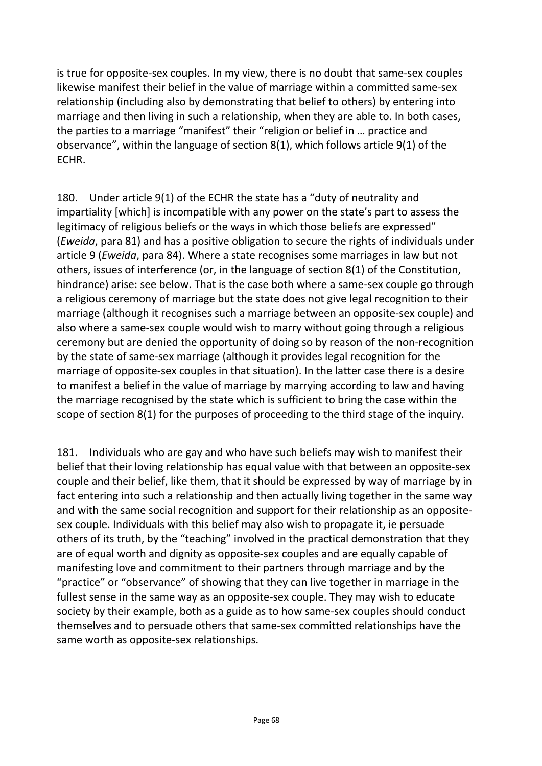is true for opposite-sex couples. In my view, there is no doubt that same-sex couples likewise manifest their belief in the value of marriage within a committed same-sex relationship (including also by demonstrating that belief to others) by entering into marriage and then living in such a relationship, when they are able to. In both cases, the parties to a marriage "manifest" their "religion or belief in … practice and observance", within the language of section 8(1), which follows article 9(1) of the ECHR.

180. Under article 9(1) of the ECHR the state has a "duty of neutrality and impartiality [which] is incompatible with any power on the state's part to assess the legitimacy of religious beliefs or the ways in which those beliefs are expressed" (*Eweida*, para 81) and has a positive obligation to secure the rights of individuals under article 9 (*Eweida*, para 84). Where a state recognises some marriages in law but not others, issues of interference (or, in the language of section 8(1) of the Constitution, hindrance) arise: see below. That is the case both where a same-sex couple go through a religious ceremony of marriage but the state does not give legal recognition to their marriage (although it recognises such a marriage between an opposite-sex couple) and also where a same-sex couple would wish to marry without going through a religious ceremony but are denied the opportunity of doing so by reason of the non-recognition by the state of same-sex marriage (although it provides legal recognition for the marriage of opposite-sex couples in that situation). In the latter case there is a desire to manifest a belief in the value of marriage by marrying according to law and having the marriage recognised by the state which is sufficient to bring the case within the scope of section 8(1) for the purposes of proceeding to the third stage of the inquiry.

181. Individuals who are gay and who have such beliefs may wish to manifest their belief that their loving relationship has equal value with that between an opposite-sex couple and their belief, like them, that it should be expressed by way of marriage by in fact entering into such a relationship and then actually living together in the same way and with the same social recognition and support for their relationship as an opposite-sex couple. Individuals with this belief may also wish to propagate it, ie persuade others of its truth, by the "teaching" involved in the practical demonstration that they are of equal worth and dignity as opposite-sex couples and are equally capable of manifesting love and commitment to their partners through marriage and by the "practice" or "observance" of showing that they can live together in marriage in the fullest sense in the same way as an opposite-sex couple. They may wish to educate society by their example, both as a guide as to how same-sex couples should conduct themselves and to persuade others that same-sex committed relationships have the same worth as opposite-sex relationships.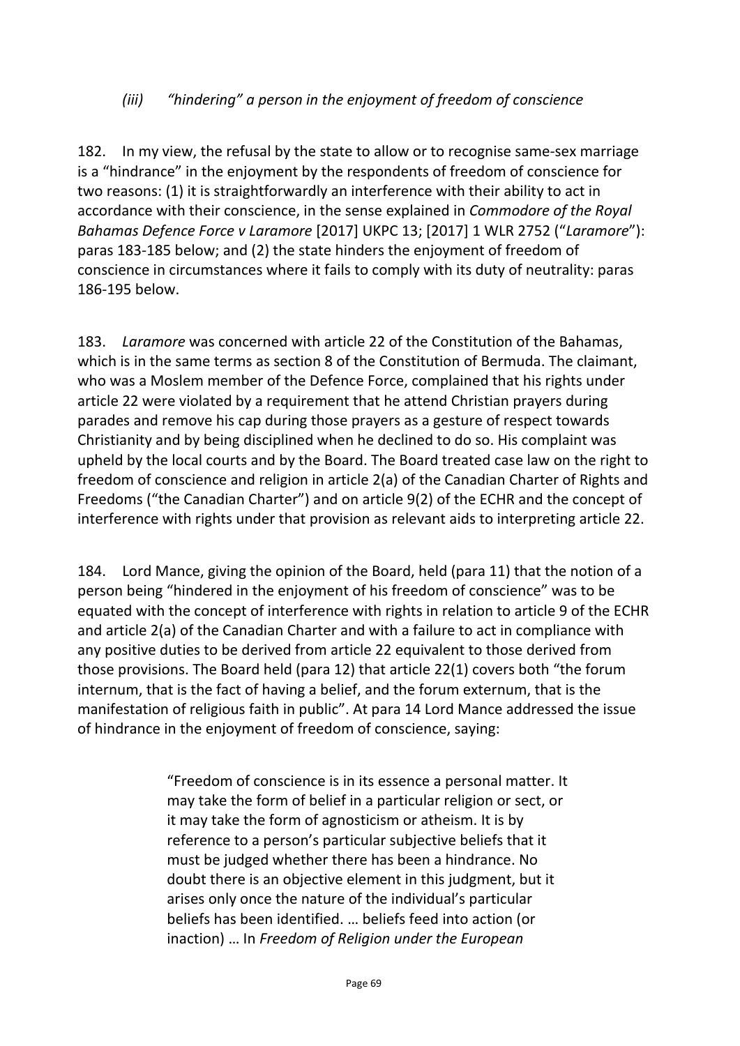*(iii) "hindering" a person in the enjoyment of freedom of conscience*

182. In my view, the refusal by the state to allow or to recognise same-sex marriage is a "hindrance" in the enjoyment by the respondents of freedom of conscience for two reasons: (1) it is straightforwardly an interference with their ability to act in accordance with their conscience, in the sense explained in *Commodore of the Royal Bahamas Defence Force v Laramore* [2017] UKPC 13; [2017] 1 WLR 2752 ("*Laramore*"): paras 183-185 below; and (2) the state hinders the enjoyment of freedom of conscience in circumstances where it fails to comply with its duty of neutrality: paras 186-195 below.

183. *Laramore* was concerned with article 22 of the Constitution of the Bahamas, which is in the same terms as section 8 of the Constitution of Bermuda. The claimant, who was a Moslem member of the Defence Force, complained that his rights under article 22 were violated by a requirement that he attend Christian prayers during parades and remove his cap during those prayers as a gesture of respect towards Christianity and by being disciplined when he declined to do so. His complaint was upheld by the local courts and by the Board. The Board treated case law on the right to freedom of conscience and religion in article 2(a) of the Canadian Charter of Rights and Freedoms ("the Canadian Charter") and on article 9(2) of the ECHR and the concept of interference with rights under that provision as relevant aids to interpreting article 22.

184. Lord Mance, giving the opinion of the Board, held (para 11) that the notion of a person being "hindered in the enjoyment of his freedom of conscience" was to be equated with the concept of interference with rights in relation to article 9 of the ECHR and article 2(a) of the Canadian Charter and with a failure to act in compliance with any positive duties to be derived from article 22 equivalent to those derived from those provisions. The Board held (para 12) that article 22(1) covers both "the forum internum, that is the fact of having a belief, and the forum externum, that is the manifestation of religious faith in public". At para 14 Lord Mance addressed the issue of hindrance in the enjoyment of freedom of conscience, saying:

> "Freedom of conscience is in its essence a personal matter. It may take the form of belief in a particular religion or sect, or it may take the form of agnosticism or atheism. It is by reference to a person's particular subjective beliefs that it must be judged whether there has been a hindrance. No doubt there is an objective element in this judgment, but it arises only once the nature of the individual's particular beliefs has been identified. … beliefs feed into action (or inaction) … In *Freedom of Religion under the European*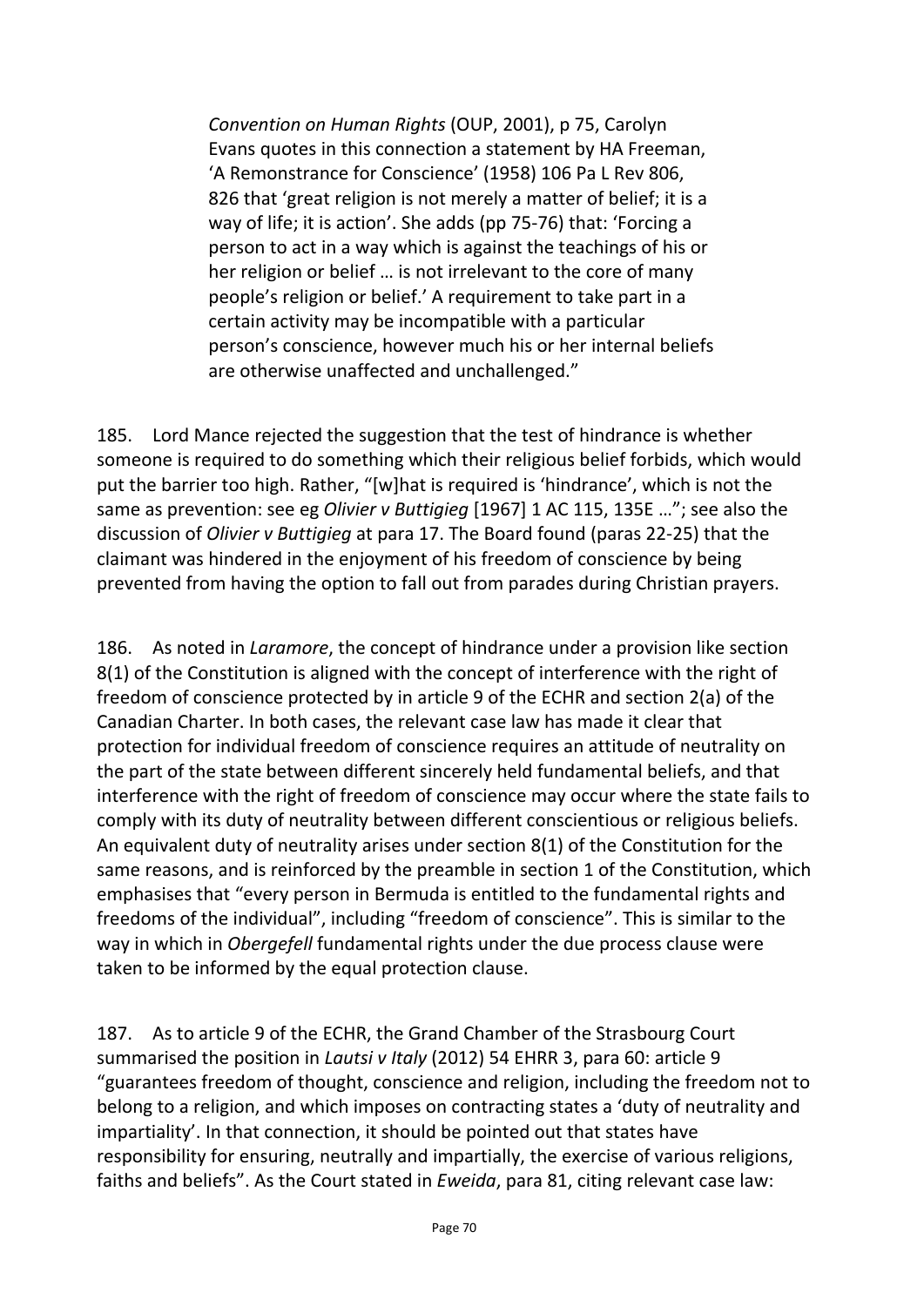> *Convention on Human Rights* (OUP, 2001), p 75, Carolyn Evans quotes in this connection a statement by HA Freeman, 'A Remonstrance for Conscience' (1958) 106 Pa L Rev 806, 826 that 'great religion is not merely a matter of belief; it is a way of life; it is action'. She adds (pp 75-76) that: 'Forcing a person to act in a way which is against the teachings of his or her religion or belief … is not irrelevant to the core of many people's religion or belief.' A requirement to take part in a certain activity may be incompatible with a particular person's conscience, however much his or her internal beliefs are otherwise unaffected and unchallenged."

185. Lord Mance rejected the suggestion that the test of hindrance is whether someone is required to do something which their religious belief forbids, which would put the barrier too high. Rather, "[w]hat is required is 'hindrance', which is not the same as prevention: see eg *Olivier v Buttigieg* [1967] 1 AC 115, 135E …"; see also the discussion of *Olivier v Buttigieg* at para 17. The Board found (paras 22-25) that the claimant was hindered in the enjoyment of his freedom of conscience by being prevented from having the option to fall out from parades during Christian prayers.

186. As noted in *Laramore*, the concept of hindrance under a provision like section 8(1) of the Constitution is aligned with the concept of interference with the right of freedom of conscience protected by in article 9 of the ECHR and section 2(a) of the Canadian Charter. In both cases, the relevant case law has made it clear that protection for individual freedom of conscience requires an attitude of neutrality on the part of the state between different sincerely held fundamental beliefs, and that interference with the right of freedom of conscience may occur where the state fails to comply with its duty of neutrality between different conscientious or religious beliefs. An equivalent duty of neutrality arises under section 8(1) of the Constitution for the same reasons, and is reinforced by the preamble in section 1 of the Constitution, which emphasises that "every person in Bermuda is entitled to the fundamental rights and freedoms of the individual", including "freedom of conscience". This is similar to the way in which in *Obergefell* fundamental rights under the due process clause were taken to be informed by the equal protection clause.

187. As to article 9 of the ECHR, the Grand Chamber of the Strasbourg Court summarised the position in *Lautsi v Italy* (2012) 54 EHRR 3, para 60: article 9 "guarantees freedom of thought, conscience and religion, including the freedom not to belong to a religion, and which imposes on contracting states a 'duty of neutrality and impartiality'. In that connection, it should be pointed out that states have responsibility for ensuring, neutrally and impartially, the exercise of various religions, faiths and beliefs". As the Court stated in *Eweida*, para 81, citing relevant case law: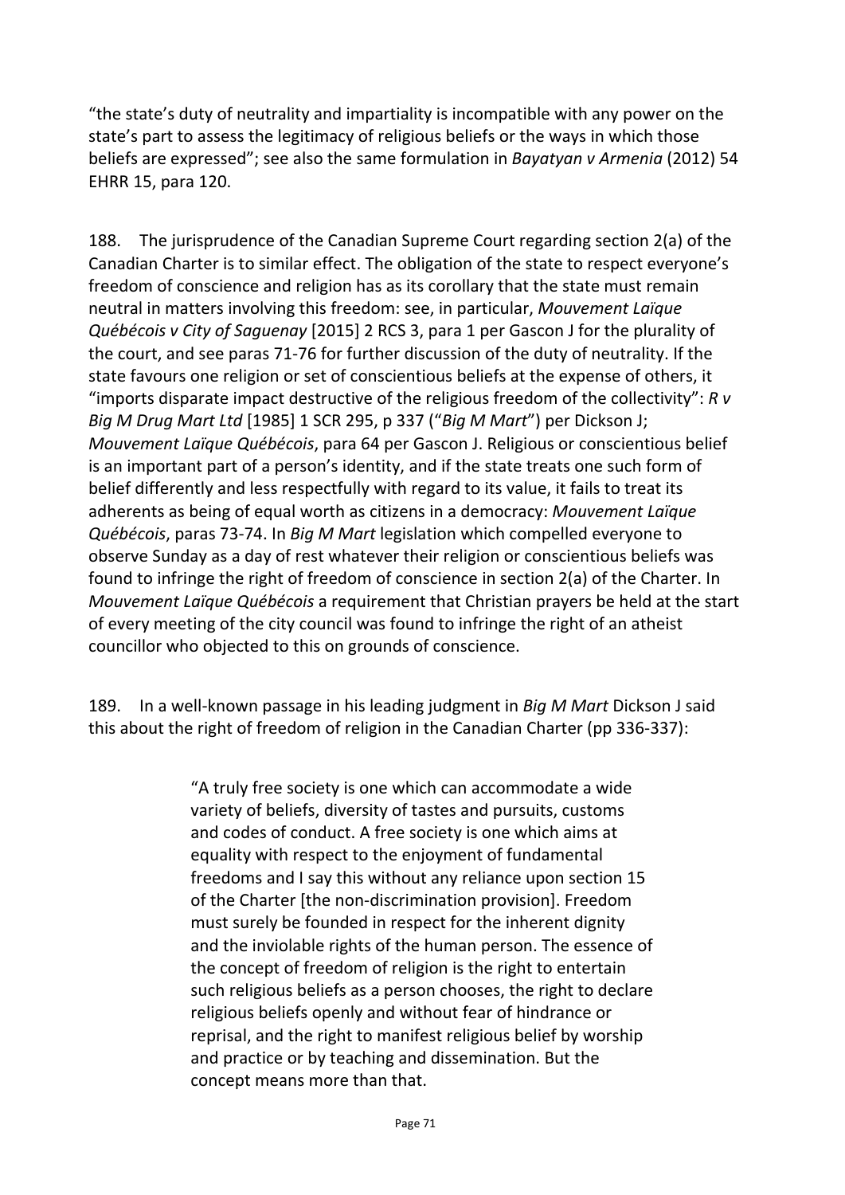"the state's duty of neutrality and impartiality is incompatible with any power on the state's part to assess the legitimacy of religious beliefs or the ways in which those beliefs are expressed"; see also the same formulation in *Bayatyan v Armenia* (2012) 54 EHRR 15, para 120.

188. The jurisprudence of the Canadian Supreme Court regarding section 2(a) of the Canadian Charter is to similar effect. The obligation of the state to respect everyone's freedom of conscience and religion has as its corollary that the state must remain neutral in matters involving this freedom: see, in particular, *Mouvement Laïque Québécois v City of Saguenay* [2015] 2 RCS 3, para 1 per Gascon J for the plurality of the court, and see paras 71-76 for further discussion of the duty of neutrality. If the state favours one religion or set of conscientious beliefs at the expense of others, it "imports disparate impact destructive of the religious freedom of the collectivity": *R v Big M Drug Mart Ltd* [1985] 1 SCR 295, p 337 ("*Big M Mart*") per Dickson J; *Mouvement Laïque Québécois*, para 64 per Gascon J. Religious or conscientious belief is an important part of a person's identity, and if the state treats one such form of belief differently and less respectfully with regard to its value, it fails to treat its adherents as being of equal worth as citizens in a democracy: *Mouvement Laïque Québécois*, paras 73-74. In *Big M Mart* legislation which compelled everyone to observe Sunday as a day of rest whatever their religion or conscientious beliefs was found to infringe the right of freedom of conscience in section 2(a) of the Charter. In *Mouvement Laïque Québécois* a requirement that Christian prayers be held at the start of every meeting of the city council was found to infringe the right of an atheist councillor who objected to this on grounds of conscience.

189. In a well-known passage in his leading judgment in *Big M Mart* Dickson J said this about the right of freedom of religion in the Canadian Charter (pp 336-337):

> "A truly free society is one which can accommodate a wide variety of beliefs, diversity of tastes and pursuits, customs and codes of conduct. A free society is one which aims at equality with respect to the enjoyment of fundamental freedoms and I say this without any reliance upon section 15 of the Charter [the non-discrimination provision]. Freedom must surely be founded in respect for the inherent dignity and the inviolable rights of the human person. The essence of the concept of freedom of religion is the right to entertain such religious beliefs as a person chooses, the right to declare religious beliefs openly and without fear of hindrance or reprisal, and the right to manifest religious belief by worship and practice or by teaching and dissemination. But the concept means more than that.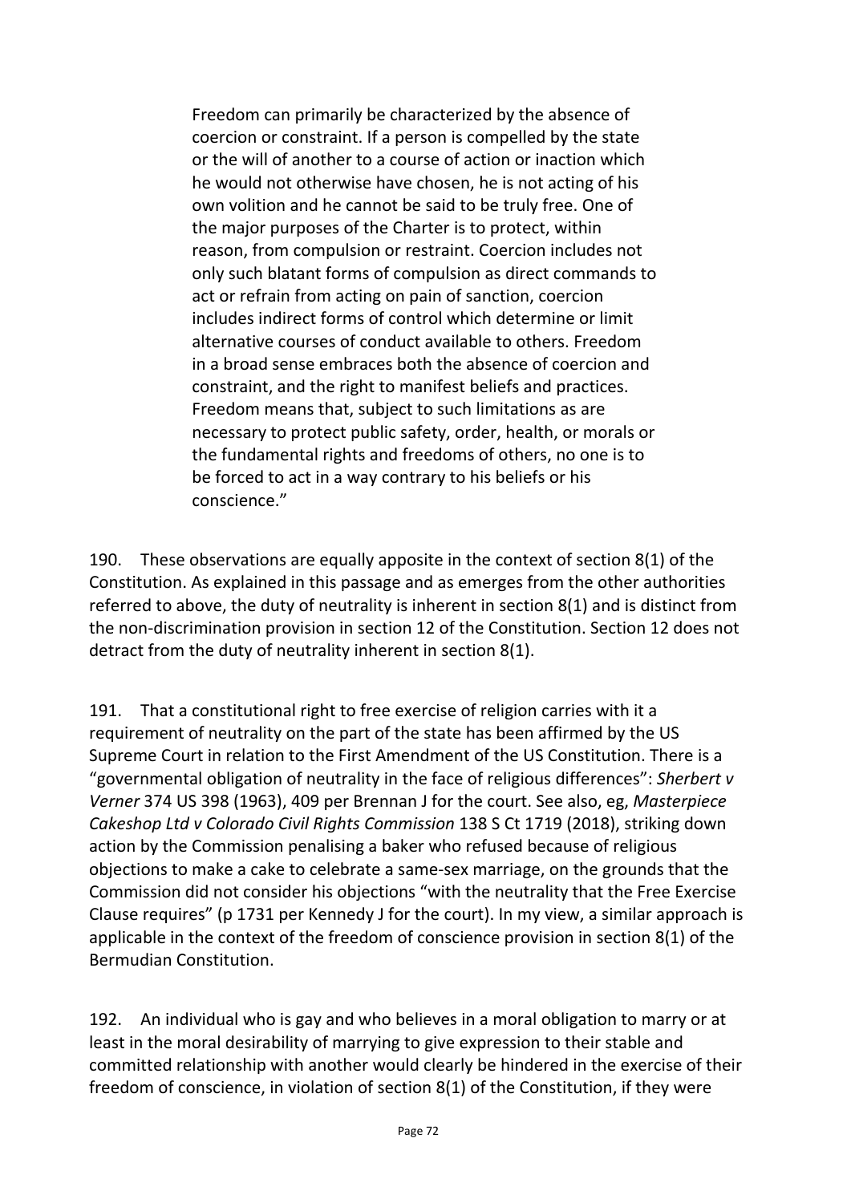> Freedom can primarily be characterized by the absence of coercion or constraint. If a person is compelled by the state or the will of another to a course of action or inaction which he would not otherwise have chosen, he is not acting of his own volition and he cannot be said to be truly free. One of the major purposes of the Charter is to protect, within reason, from compulsion or restraint. Coercion includes not only such blatant forms of compulsion as direct commands to act or refrain from acting on pain of sanction, coercion includes indirect forms of control which determine or limit alternative courses of conduct available to others. Freedom in a broad sense embraces both the absence of coercion and constraint, and the right to manifest beliefs and practices. Freedom means that, subject to such limitations as are necessary to protect public safety, order, health, or morals or the fundamental rights and freedoms of others, no one is to be forced to act in a way contrary to his beliefs or his conscience."

190. These observations are equally apposite in the context of section 8(1) of the Constitution. As explained in this passage and as emerges from the other authorities referred to above, the duty of neutrality is inherent in section 8(1) and is distinct from the non-discrimination provision in section 12 of the Constitution. Section 12 does not detract from the duty of neutrality inherent in section 8(1).

191. That a constitutional right to free exercise of religion carries with it a requirement of neutrality on the part of the state has been affirmed by the US Supreme Court in relation to the First Amendment of the US Constitution. There is a "governmental obligation of neutrality in the face of religious differences": *Sherbert v Verner* 374 US 398 (1963), 409 per Brennan J for the court. See also, eg, *Masterpiece Cakeshop Ltd v Colorado Civil Rights Commission* 138 S Ct 1719 (2018), striking down action by the Commission penalising a baker who refused because of religious objections to make a cake to celebrate a same-sex marriage, on the grounds that the Commission did not consider his objections "with the neutrality that the Free Exercise Clause requires" (p 1731 per Kennedy J for the court). In my view, a similar approach is applicable in the context of the freedom of conscience provision in section 8(1) of the Bermudian Constitution.

192. An individual who is gay and who believes in a moral obligation to marry or at least in the moral desirability of marrying to give expression to their stable and committed relationship with another would clearly be hindered in the exercise of their freedom of conscience, in violation of section 8(1) of the Constitution, if they were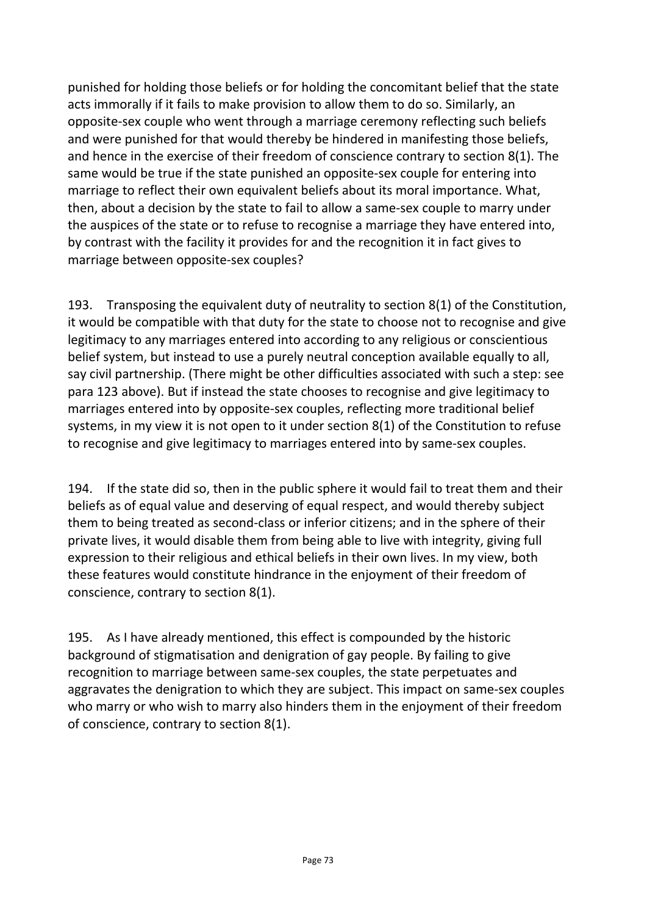punished for holding those beliefs or for holding the concomitant belief that the state acts immorally if it fails to make provision to allow them to do so. Similarly, an opposite-sex couple who went through a marriage ceremony reflecting such beliefs and were punished for that would thereby be hindered in manifesting those beliefs, and hence in the exercise of their freedom of conscience contrary to section 8(1). The same would be true if the state punished an opposite-sex couple for entering into marriage to reflect their own equivalent beliefs about its moral importance. What, then, about a decision by the state to fail to allow a same-sex couple to marry under the auspices of the state or to refuse to recognise a marriage they have entered into, by contrast with the facility it provides for and the recognition it in fact gives to marriage between opposite-sex couples?

193. Transposing the equivalent duty of neutrality to section 8(1) of the Constitution, it would be compatible with that duty for the state to choose not to recognise and give legitimacy to any marriages entered into according to any religious or conscientious belief system, but instead to use a purely neutral conception available equally to all, say civil partnership. (There might be other difficulties associated with such a step: see para 123 above). But if instead the state chooses to recognise and give legitimacy to marriages entered into by opposite-sex couples, reflecting more traditional belief systems, in my view it is not open to it under section 8(1) of the Constitution to refuse to recognise and give legitimacy to marriages entered into by same-sex couples.

194. If the state did so, then in the public sphere it would fail to treat them and their beliefs as of equal value and deserving of equal respect, and would thereby subject them to being treated as second-class or inferior citizens; and in the sphere of their private lives, it would disable them from being able to live with integrity, giving full expression to their religious and ethical beliefs in their own lives. In my view, both these features would constitute hindrance in the enjoyment of their freedom of conscience, contrary to section 8(1).

195. As I have already mentioned, this effect is compounded by the historic background of stigmatisation and denigration of gay people. By failing to give recognition to marriage between same-sex couples, the state perpetuates and aggravates the denigration to which they are subject. This impact on same-sex couples who marry or who wish to marry also hinders them in the enjoyment of their freedom of conscience, contrary to section 8(1).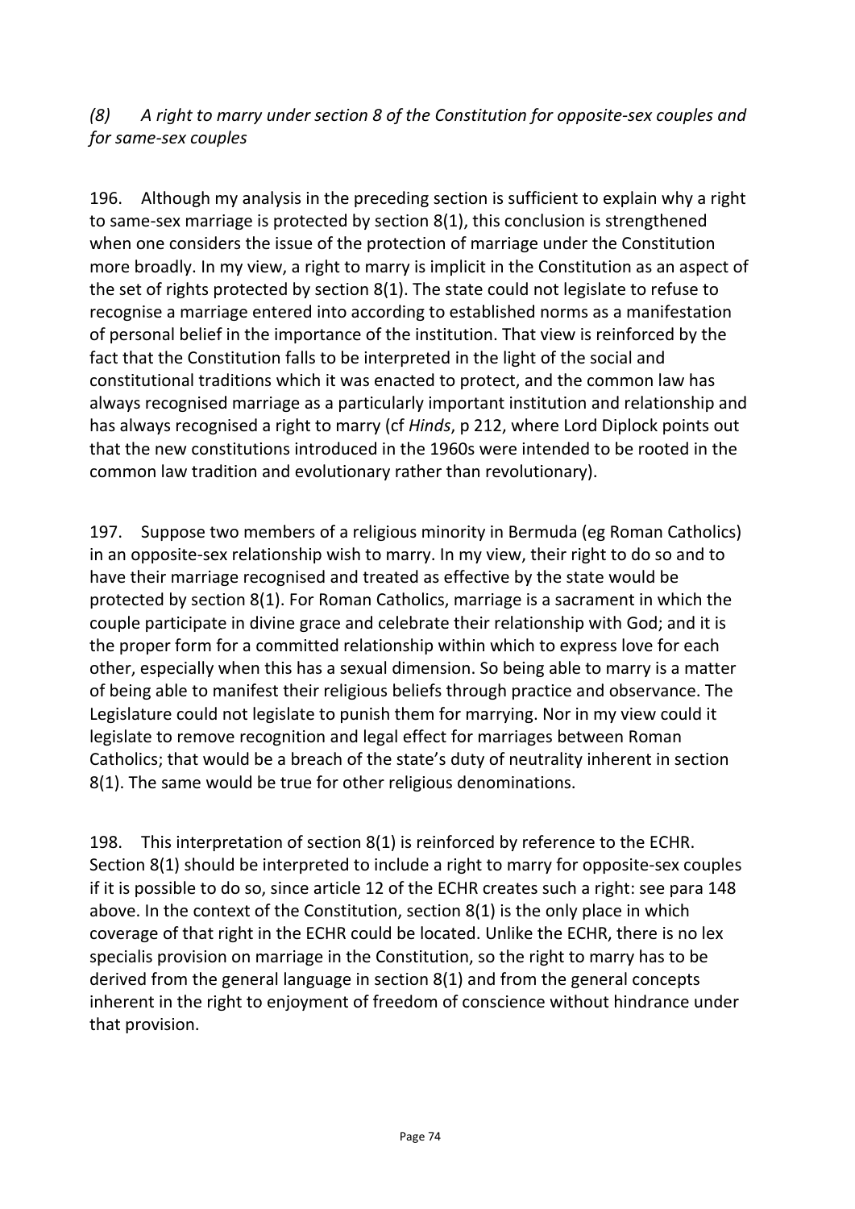*(8) A right to marry under section 8 of the Constitution for opposite-sex couples and for same-sex couples*

196. Although my analysis in the preceding section is sufficient to explain why a right to same-sex marriage is protected by section 8(1), this conclusion is strengthened when one considers the issue of the protection of marriage under the Constitution more broadly. In my view, a right to marry is implicit in the Constitution as an aspect of the set of rights protected by section 8(1). The state could not legislate to refuse to recognise a marriage entered into according to established norms as a manifestation of personal belief in the importance of the institution. That view is reinforced by the fact that the Constitution falls to be interpreted in the light of the social and constitutional traditions which it was enacted to protect, and the common law has always recognised marriage as a particularly important institution and relationship and has always recognised a right to marry (cf *Hinds*, p 212, where Lord Diplock points out that the new constitutions introduced in the 1960s were intended to be rooted in the common law tradition and evolutionary rather than revolutionary).

197. Suppose two members of a religious minority in Bermuda (eg Roman Catholics) in an opposite-sex relationship wish to marry. In my view, their right to do so and to have their marriage recognised and treated as effective by the state would be protected by section 8(1). For Roman Catholics, marriage is a sacrament in which the couple participate in divine grace and celebrate their relationship with God; and it is the proper form for a committed relationship within which to express love for each other, especially when this has a sexual dimension. So being able to marry is a matter of being able to manifest their religious beliefs through practice and observance. The Legislature could not legislate to punish them for marrying. Nor in my view could it legislate to remove recognition and legal effect for marriages between Roman Catholics; that would be a breach of the state's duty of neutrality inherent in section 8(1). The same would be true for other religious denominations.

198. This interpretation of section 8(1) is reinforced by reference to the ECHR. Section 8(1) should be interpreted to include a right to marry for opposite-sex couples if it is possible to do so, since article 12 of the ECHR creates such a right: see para 148 above. In the context of the Constitution, section 8(1) is the only place in which coverage of that right in the ECHR could be located. Unlike the ECHR, there is no lex specialis provision on marriage in the Constitution, so the right to marry has to be derived from the general language in section 8(1) and from the general concepts inherent in the right to enjoyment of freedom of conscience without hindrance under that provision.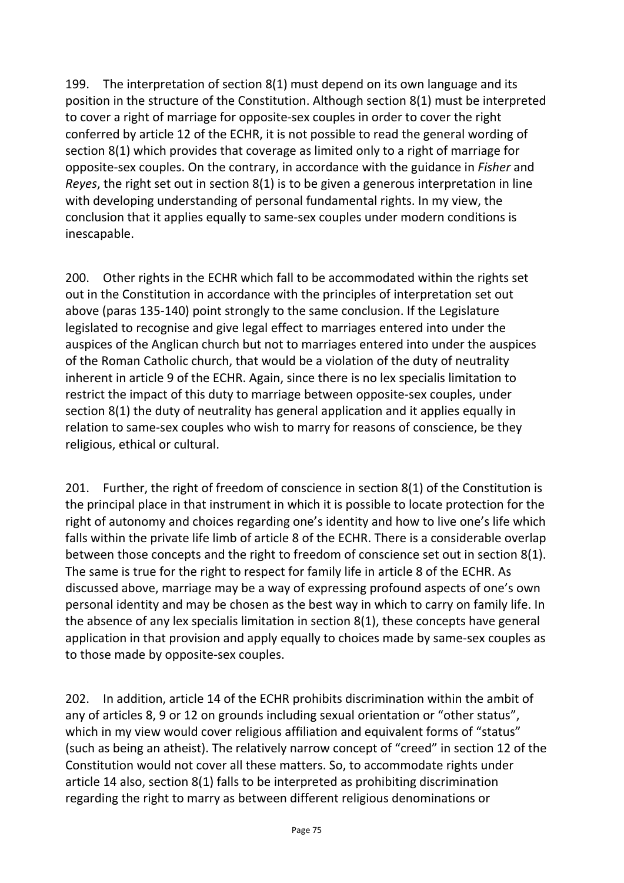199. The interpretation of section 8(1) must depend on its own language and its position in the structure of the Constitution. Although section 8(1) must be interpreted to cover a right of marriage for opposite-sex couples in order to cover the right conferred by article 12 of the ECHR, it is not possible to read the general wording of section 8(1) which provides that coverage as limited only to a right of marriage for opposite-sex couples. On the contrary, in accordance with the guidance in *Fisher* and *Reyes*, the right set out in section 8(1) is to be given a generous interpretation in line with developing understanding of personal fundamental rights. In my view, the conclusion that it applies equally to same-sex couples under modern conditions is inescapable.

200. Other rights in the ECHR which fall to be accommodated within the rights set out in the Constitution in accordance with the principles of interpretation set out above (paras 135-140) point strongly to the same conclusion. If the Legislature legislated to recognise and give legal effect to marriages entered into under the auspices of the Anglican church but not to marriages entered into under the auspices of the Roman Catholic church, that would be a violation of the duty of neutrality inherent in article 9 of the ECHR. Again, since there is no lex specialis limitation to restrict the impact of this duty to marriage between opposite-sex couples, under section 8(1) the duty of neutrality has general application and it applies equally in relation to same-sex couples who wish to marry for reasons of conscience, be they religious, ethical or cultural.

201. Further, the right of freedom of conscience in section 8(1) of the Constitution is the principal place in that instrument in which it is possible to locate protection for the right of autonomy and choices regarding one's identity and how to live one's life which falls within the private life limb of article 8 of the ECHR. There is a considerable overlap between those concepts and the right to freedom of conscience set out in section 8(1). The same is true for the right to respect for family life in article 8 of the ECHR. As discussed above, marriage may be a way of expressing profound aspects of one's own personal identity and may be chosen as the best way in which to carry on family life. In the absence of any lex specialis limitation in section 8(1), these concepts have general application in that provision and apply equally to choices made by same-sex couples as to those made by opposite-sex couples.

202. In addition, article 14 of the ECHR prohibits discrimination within the ambit of any of articles 8, 9 or 12 on grounds including sexual orientation or "other status", which in my view would cover religious affiliation and equivalent forms of "status" (such as being an atheist). The relatively narrow concept of "creed" in section 12 of the Constitution would not cover all these matters. So, to accommodate rights under article 14 also, section 8(1) falls to be interpreted as prohibiting discrimination regarding the right to marry as between different religious denominations or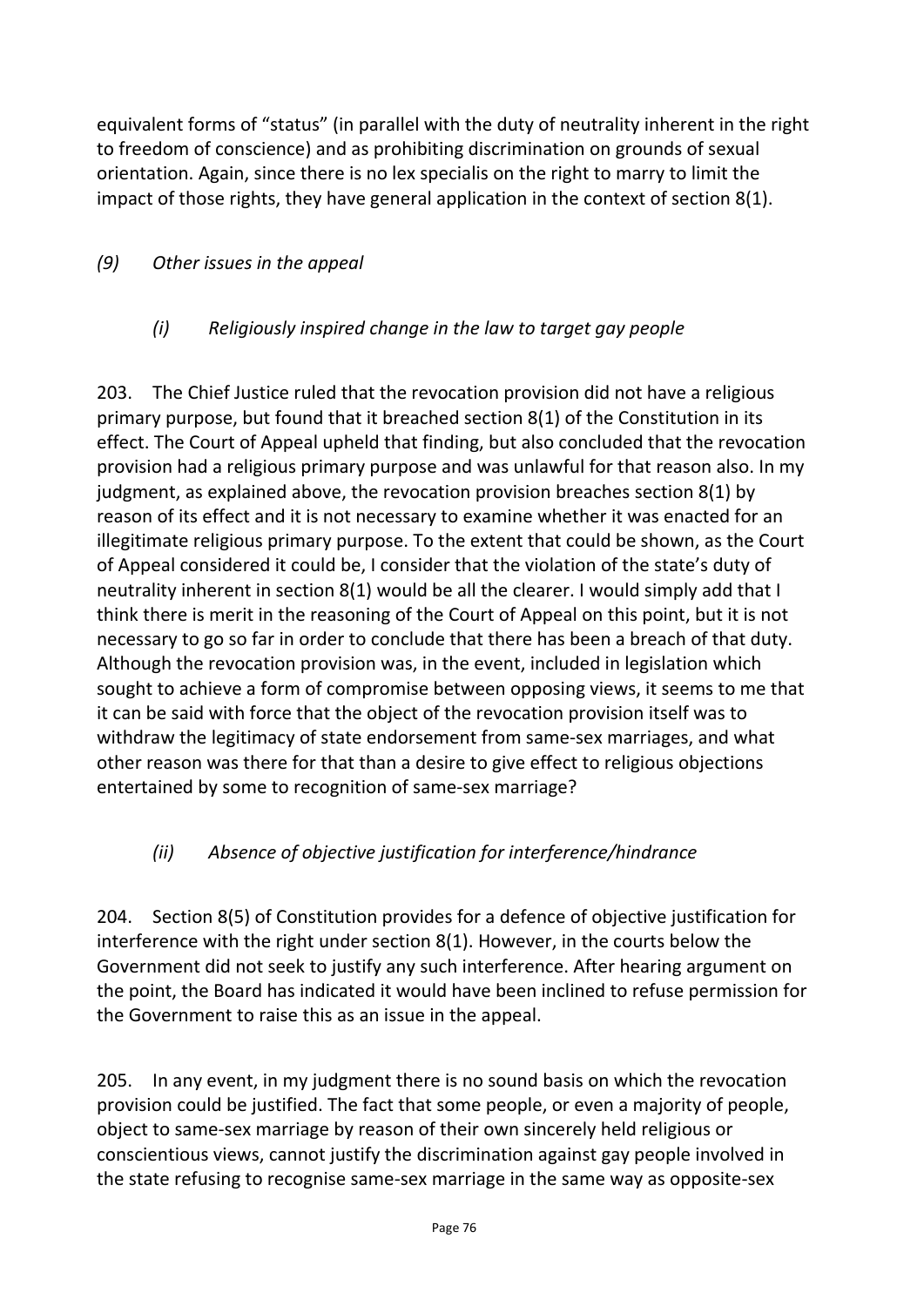equivalent forms of "status" (in parallel with the duty of neutrality inherent in the right to freedom of conscience) and as prohibiting discrimination on grounds of sexual orientation. Again, since there is no lex specialis on the right to marry to limit the impact of those rights, they have general application in the context of section 8(1).

### *(9) Other issues in the appeal*

#### *(i) Religiously inspired change in the law to target gay people*

203. The Chief Justice ruled that the revocation provision did not have a religious primary purpose, but found that it breached section 8(1) of the Constitution in its effect. The Court of Appeal upheld that finding, but also concluded that the revocation provision had a religious primary purpose and was unlawful for that reason also. In my judgment, as explained above, the revocation provision breaches section 8(1) by reason of its effect and it is not necessary to examine whether it was enacted for an illegitimate religious primary purpose. To the extent that could be shown, as the Court of Appeal considered it could be, I consider that the violation of the state's duty of neutrality inherent in section 8(1) would be all the clearer. I would simply add that I think there is merit in the reasoning of the Court of Appeal on this point, but it is not necessary to go so far in order to conclude that there has been a breach of that duty. Although the revocation provision was, in the event, included in legislation which sought to achieve a form of compromise between opposing views, it seems to me that it can be said with force that the object of the revocation provision itself was to withdraw the legitimacy of state endorsement from same-sex marriages, and what other reason was there for that than a desire to give effect to religious objections entertained by some to recognition of same-sex marriage?

#### *(ii) Absence of objective justification for interference/hindrance*

204. Section 8(5) of Constitution provides for a defence of objective justification for interference with the right under section 8(1). However, in the courts below the Government did not seek to justify any such interference. After hearing argument on the point, the Board has indicated it would have been inclined to refuse permission for the Government to raise this as an issue in the appeal.

205. In any event, in my judgment there is no sound basis on which the revocation provision could be justified. The fact that some people, or even a majority of people, object to same-sex marriage by reason of their own sincerely held religious or conscientious views, cannot justify the discrimination against gay people involved in the state refusing to recognise same-sex marriage in the same way as opposite-sex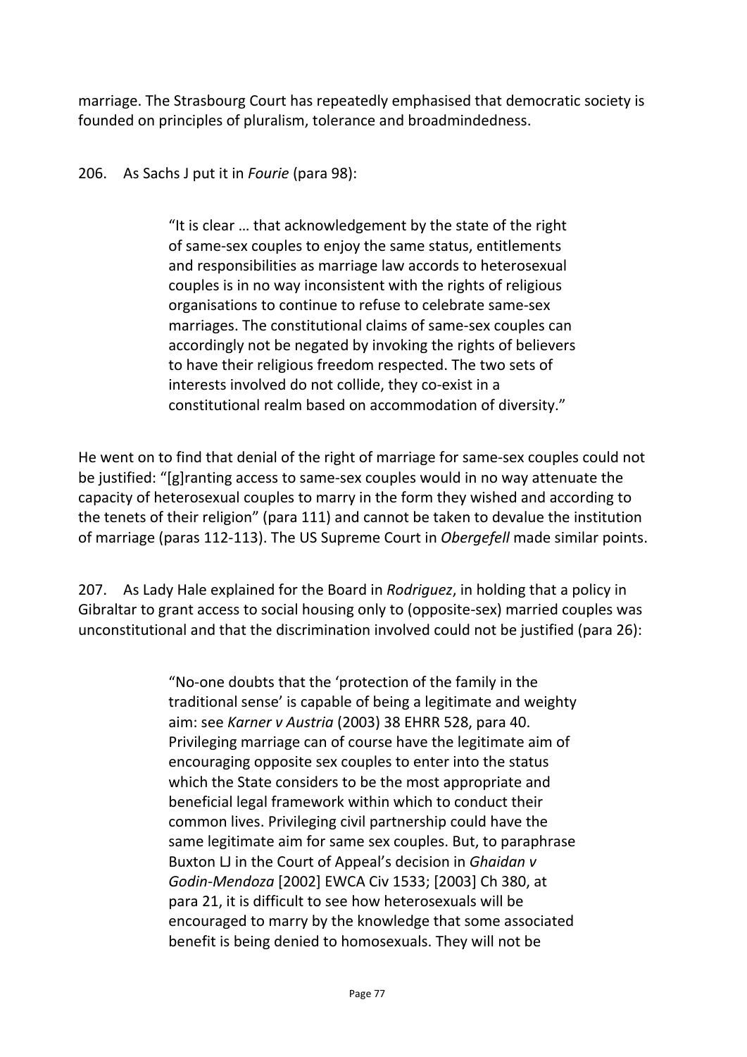marriage. The Strasbourg Court has repeatedly emphasised that democratic society is founded on principles of pluralism, tolerance and broadmindedness.

206. As Sachs J put it in *Fourie* (para 98):

> "It is clear … that acknowledgement by the state of the right of same-sex couples to enjoy the same status, entitlements and responsibilities as marriage law accords to heterosexual couples is in no way inconsistent with the rights of religious organisations to continue to refuse to celebrate same-sex marriages. The constitutional claims of same-sex couples can accordingly not be negated by invoking the rights of believers to have their religious freedom respected. The two sets of interests involved do not collide, they co-exist in a constitutional realm based on accommodation of diversity."

He went on to find that denial of the right of marriage for same-sex couples could not be justified: "[g]ranting access to same-sex couples would in no way attenuate the capacity of heterosexual couples to marry in the form they wished and according to the tenets of their religion" (para 111) and cannot be taken to devalue the institution of marriage (paras 112-113). The US Supreme Court in *Obergefell* made similar points.

207. As Lady Hale explained for the Board in *Rodriguez*, in holding that a policy in Gibraltar to grant access to social housing only to (opposite-sex) married couples was unconstitutional and that the discrimination involved could not be justified (para 26):

> "No-one doubts that the 'protection of the family in the traditional sense' is capable of being a legitimate and weighty aim: see *Karner v Austria* (2003) 38 EHRR 528, para 40. Privileging marriage can of course have the legitimate aim of encouraging opposite sex couples to enter into the status which the State considers to be the most appropriate and beneficial legal framework within which to conduct their common lives. Privileging civil partnership could have the same legitimate aim for same sex couples. But, to paraphrase Buxton LJ in the Court of Appeal's decision in *Ghaidan v Godin-Mendoza* [2002] EWCA Civ 1533; [2003] Ch 380, at para 21, it is difficult to see how heterosexuals will be encouraged to marry by the knowledge that some associated benefit is being denied to homosexuals. They will not be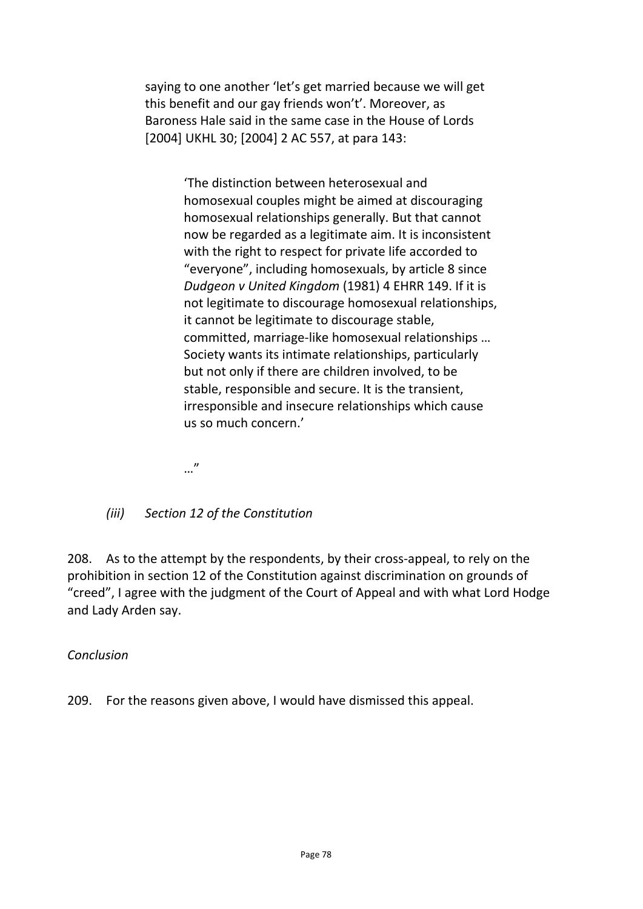saying to one another 'let's get married because we will get this benefit and our gay friends won't'. Moreover, as Baroness Hale said in the same case in the House of Lords [2004] UKHL 30; [2004] 2 AC 557, at para 143:

> 'The distinction between heterosexual and homosexual couples might be aimed at discouraging homosexual relationships generally. But that cannot now be regarded as a legitimate aim. It is inconsistent with the right to respect for private life accorded to "everyone", including homosexuals, by article 8 since *Dudgeon v United Kingdom* (1981) 4 EHRR 149. If it is not legitimate to discourage homosexual relationships, it cannot be legitimate to discourage stable, committed, marriage-like homosexual relationships … Society wants its intimate relationships, particularly but not only if there are children involved, to be stable, responsible and secure. It is the transient, irresponsible and insecure relationships which cause us so much concern.'
>
> …"

*(iii) Section 12 of the Constitution*

208. As to the attempt by the respondents, by their cross-appeal, to rely on the prohibition in section 12 of the Constitution against discrimination on grounds of "creed", I agree with the judgment of the Court of Appeal and with what Lord Hodge and Lady Arden say.

*Conclusion*

209. For the reasons given above, I would have dismissed this appeal.